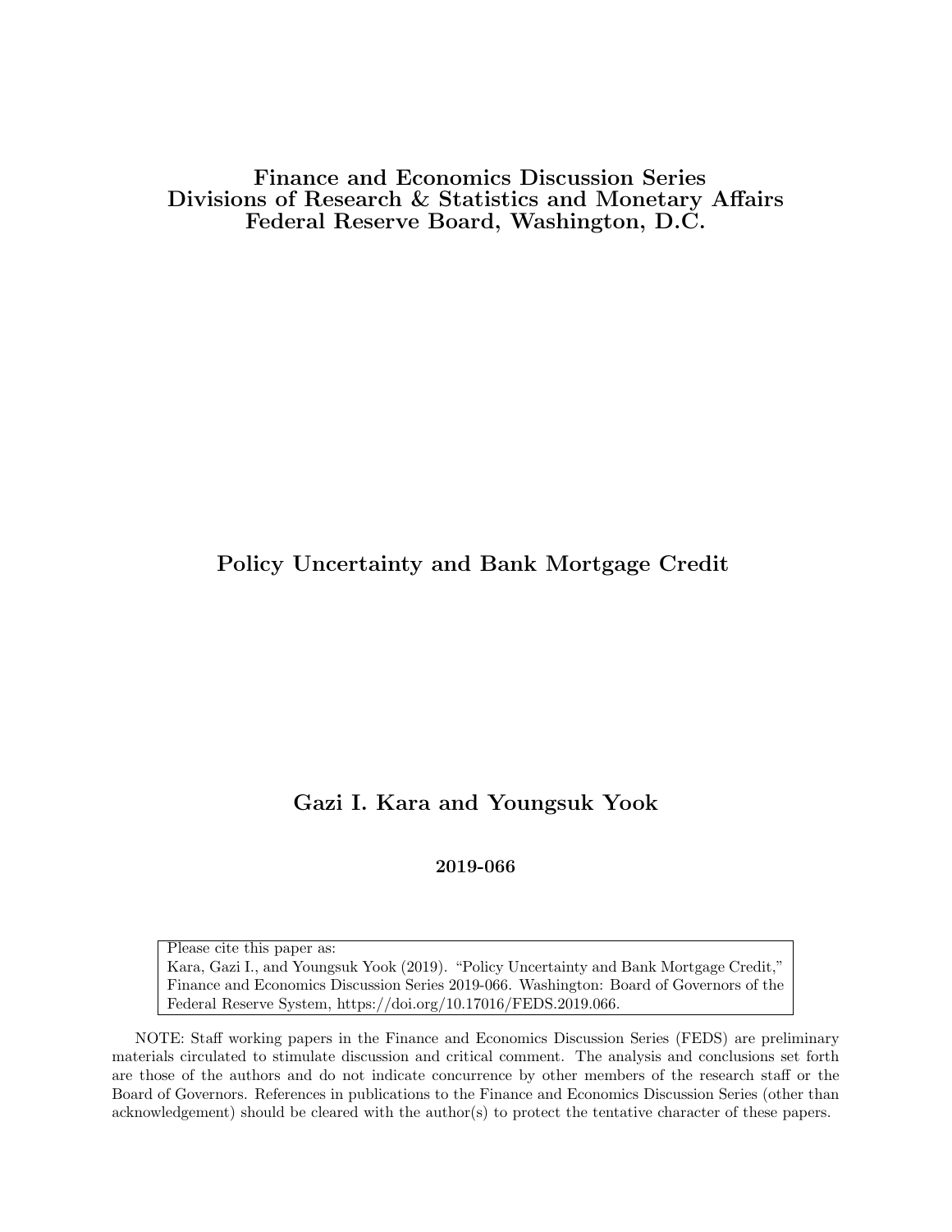**Finance and Economics Discussion Series**
**Divisions of Research & Statistics and Monetary Affairs**
**Federal Reserve Board, Washington, D.C.**

# Policy Uncertainty and Bank Mortgage Credit

**Gazi I. Kara and Youngsuk Yook**

**2019-066**

Please cite this paper as:
Kara, Gazi I., and Youngsuk Yook (2019). "Policy Uncertainty and Bank Mortgage Credit," Finance and Economics Discussion Series 2019-066. Washington: Board of Governors of the Federal Reserve System, https://doi.org/10.17016/FEDS.2019.066.

NOTE: Staff working papers in the Finance and Economics Discussion Series (FEDS) are preliminary materials circulated to stimulate discussion and critical comment. The analysis and conclusions set forth are those of the authors and do not indicate concurrence by other members of the research staff or the Board of Governors. References in publications to the Finance and Economics Discussion Series (other than acknowledgement) should be cleared with the author(s) to protect the tentative character of these papers.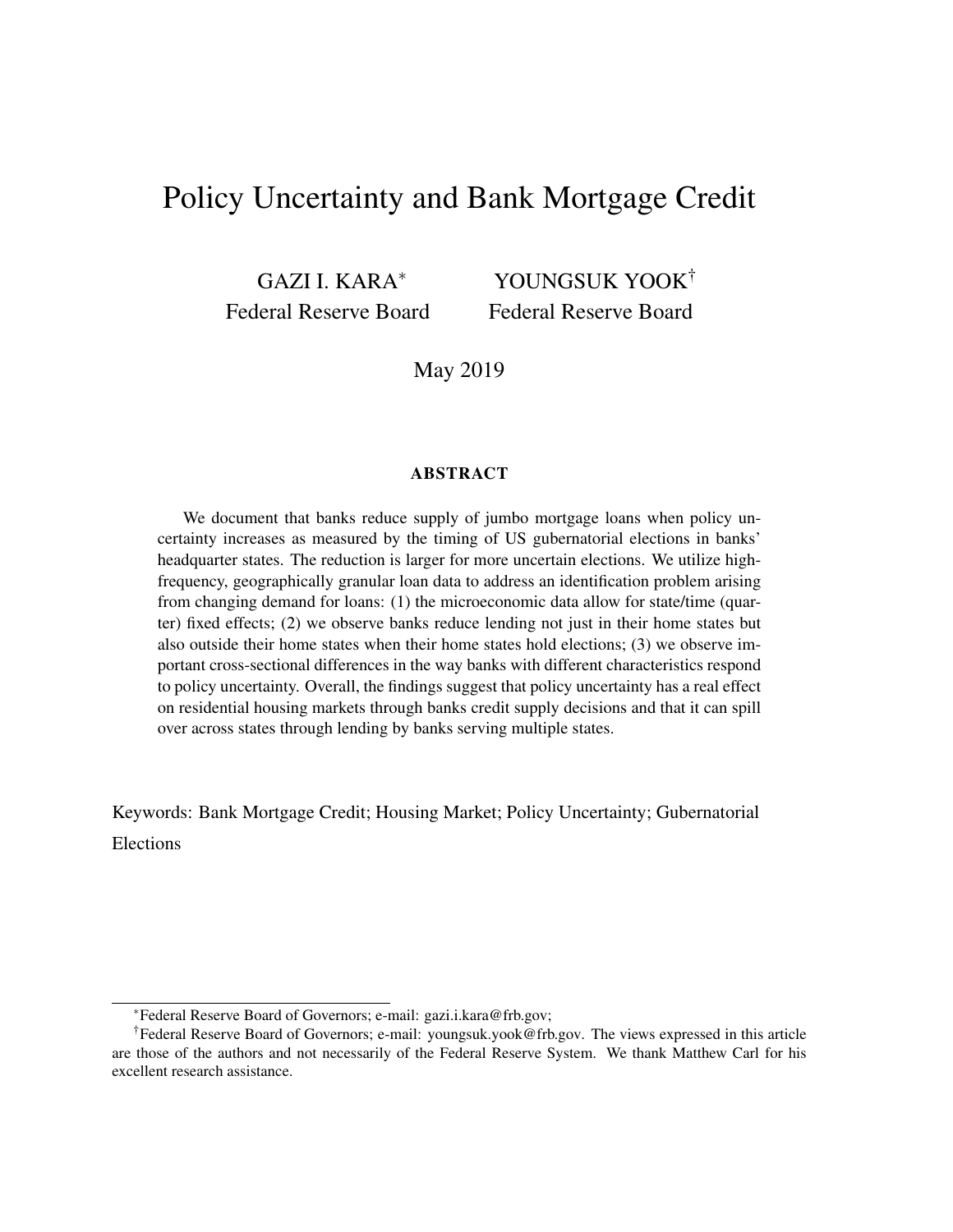# Policy Uncertainty and Bank Mortgage Credit

GAZI I. KARA[*] YOUNGSUK YOOK[†]

Federal Reserve Board Federal Reserve Board

May 2019

## ABSTRACT

We document that banks reduce supply of jumbo mortgage loans when policy uncertainty increases as measured by the timing of US gubernatorial elections in banks' headquarter states. The reduction is larger for more uncertain elections. We utilize high-frequency, geographically granular loan data to address an identification problem arising from changing demand for loans: (1) the microeconomic data allow for state/time (quarter) fixed effects; (2) we observe banks reduce lending not just in their home states but also outside their home states when their home states hold elections; (3) we observe important cross-sectional differences in the way banks with different characteristics respond to policy uncertainty. Overall, the findings suggest that policy uncertainty has a real effect on residential housing markets through banks credit supply decisions and that it can spill over across states through lending by banks serving multiple states.

Keywords: Bank Mortgage Credit; Housing Market; Policy Uncertainty; Gubernatorial Elections

[*] Federal Reserve Board of Governors; e-mail: gazi.i.kara@frb.gov;

[†] Federal Reserve Board of Governors; e-mail: youngsuk.yook@frb.gov. The views expressed in this article are those of the authors and not necessarily of the Federal Reserve System. We thank Matthew Carl for his excellent research assistance.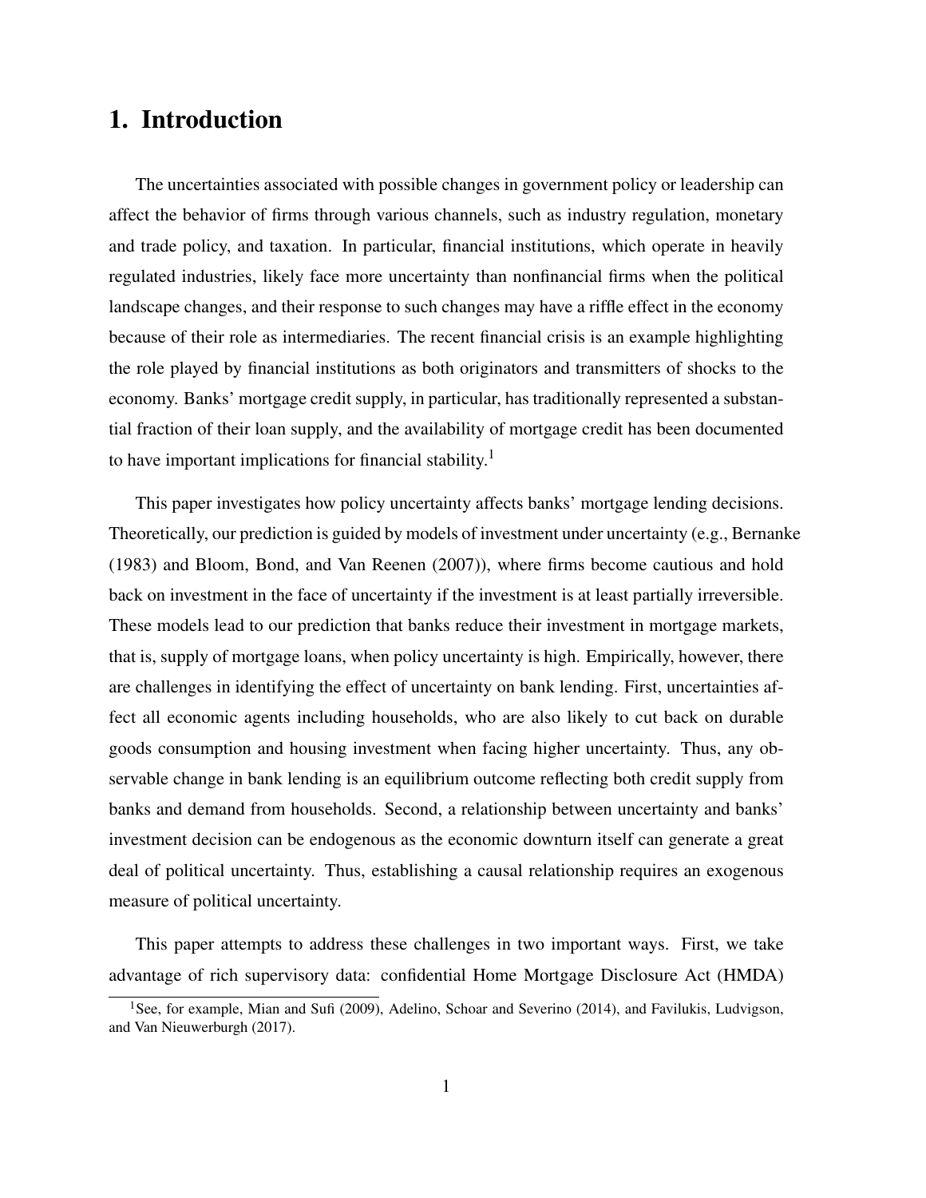# 1. Introduction

The uncertainties associated with possible changes in government policy or leadership can affect the behavior of firms through various channels, such as industry regulation, monetary and trade policy, and taxation. In particular, financial institutions, which operate in heavily regulated industries, likely face more uncertainty than nonfinancial firms when the political landscape changes, and their response to such changes may have a riffle effect in the economy because of their role as intermediaries. The recent financial crisis is an example highlighting the role played by financial institutions as both originators and transmitters of shocks to the economy. Banks' mortgage credit supply, in particular, has traditionally represented a substantial fraction of their loan supply, and the availability of mortgage credit has been documented to have important implications for financial stability.[1]

This paper investigates how policy uncertainty affects banks' mortgage lending decisions. Theoretically, our prediction is guided by models of investment under uncertainty (e.g., Bernanke (1983) and Bloom, Bond, and Van Reenen (2007)), where firms become cautious and hold back on investment in the face of uncertainty if the investment is at least partially irreversible. These models lead to our prediction that banks reduce their investment in mortgage markets, that is, supply of mortgage loans, when policy uncertainty is high. Empirically, however, there are challenges in identifying the effect of uncertainty on bank lending. First, uncertainties affect all economic agents including households, who are also likely to cut back on durable goods consumption and housing investment when facing higher uncertainty. Thus, any observable change in bank lending is an equilibrium outcome reflecting both credit supply from banks and demand from households. Second, a relationship between uncertainty and banks' investment decision can be endogenous as the economic downturn itself can generate a great deal of political uncertainty. Thus, establishing a causal relationship requires an exogenous measure of political uncertainty.

This paper attempts to address these challenges in two important ways. First, we take advantage of rich supervisory data: confidential Home Mortgage Disclosure Act (HMDA)

[1] See, for example, Mian and Sufi (2009), Adelino, Schoar and Severino (2014), and Favilukis, Ludvigson, and Van Nieuwerburgh (2017).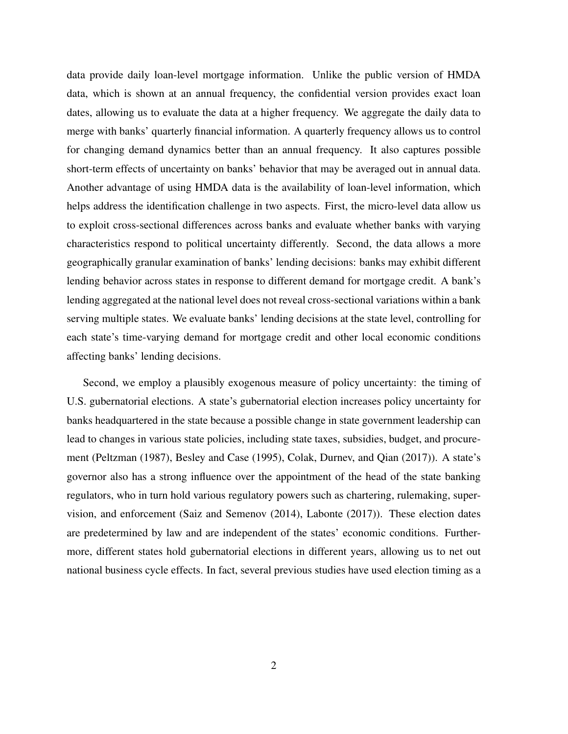data provide daily loan-level mortgage information. Unlike the public version of HMDA data, which is shown at an annual frequency, the confidential version provides exact loan dates, allowing us to evaluate the data at a higher frequency. We aggregate the daily data to merge with banks' quarterly financial information. A quarterly frequency allows us to control for changing demand dynamics better than an annual frequency. It also captures possible short-term effects of uncertainty on banks' behavior that may be averaged out in annual data. Another advantage of using HMDA data is the availability of loan-level information, which helps address the identification challenge in two aspects. First, the micro-level data allow us to exploit cross-sectional differences across banks and evaluate whether banks with varying characteristics respond to political uncertainty differently. Second, the data allows a more geographically granular examination of banks' lending decisions: banks may exhibit different lending behavior across states in response to different demand for mortgage credit. A bank's lending aggregated at the national level does not reveal cross-sectional variations within a bank serving multiple states. We evaluate banks' lending decisions at the state level, controlling for each state's time-varying demand for mortgage credit and other local economic conditions affecting banks' lending decisions.

Second, we employ a plausibly exogenous measure of policy uncertainty: the timing of U.S. gubernatorial elections. A state's gubernatorial election increases policy uncertainty for banks headquartered in the state because a possible change in state government leadership can lead to changes in various state policies, including state taxes, subsidies, budget, and procurement (Peltzman (1987), Besley and Case (1995), Colak, Durnev, and Qian (2017)). A state's governor also has a strong influence over the appointment of the head of the state banking regulators, who in turn hold various regulatory powers such as chartering, rulemaking, supervision, and enforcement (Saiz and Semenov (2014), Labonte (2017)). These election dates are predetermined by law and are independent of the states' economic conditions. Furthermore, different states hold gubernatorial elections in different years, allowing us to net out national business cycle effects. In fact, several previous studies have used election timing as a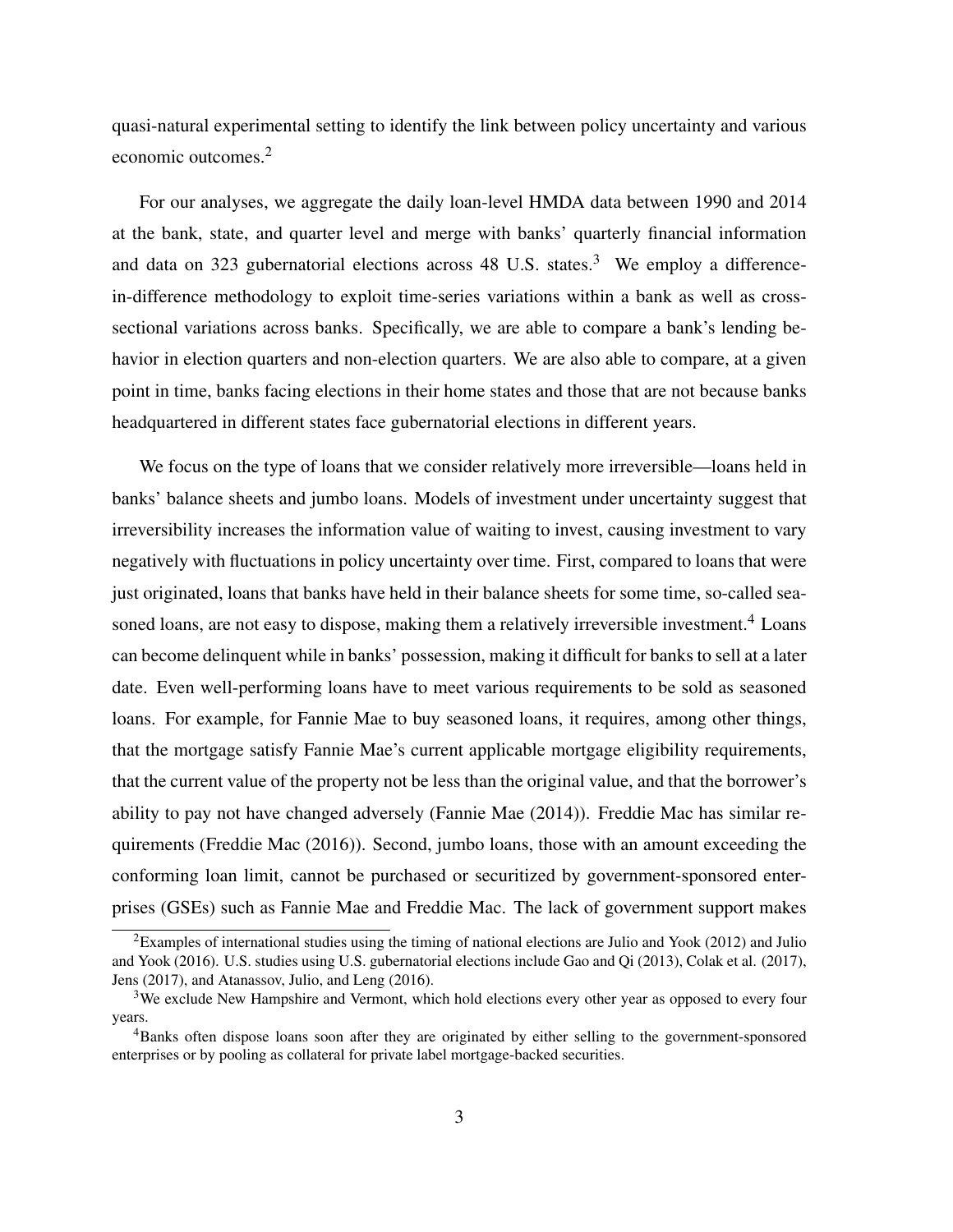quasi-natural experimental setting to identify the link between policy uncertainty and various economic outcomes.[2]

For our analyses, we aggregate the daily loan-level HMDA data between 1990 and 2014 at the bank, state, and quarter level and merge with banks' quarterly financial information and data on 323 gubernatorial elections across 48 U.S. states.[3] We employ a difference-in-difference methodology to exploit time-series variations within a bank as well as cross-sectional variations across banks. Specifically, we are able to compare a bank's lending behavior in election quarters and non-election quarters. We are also able to compare, at a given point in time, banks facing elections in their home states and those that are not because banks headquartered in different states face gubernatorial elections in different years.

We focus on the type of loans that we consider relatively more irreversible—loans held in banks' balance sheets and jumbo loans. Models of investment under uncertainty suggest that irreversibility increases the information value of waiting to invest, causing investment to vary negatively with fluctuations in policy uncertainty over time. First, compared to loans that were just originated, loans that banks have held in their balance sheets for some time, so-called seasoned loans, are not easy to dispose, making them a relatively irreversible investment.[4] Loans can become delinquent while in banks' possession, making it difficult for banks to sell at a later date. Even well-performing loans have to meet various requirements to be sold as seasoned loans. For example, for Fannie Mae to buy seasoned loans, it requires, among other things, that the mortgage satisfy Fannie Mae's current applicable mortgage eligibility requirements, that the current value of the property not be less than the original value, and that the borrower's ability to pay not have changed adversely (Fannie Mae (2014)). Freddie Mac has similar requirements (Freddie Mac (2016)). Second, jumbo loans, those with an amount exceeding the conforming loan limit, cannot be purchased or securitized by government-sponsored enterprises (GSEs) such as Fannie Mae and Freddie Mac. The lack of government support makes

[2]Examples of international studies using the timing of national elections are Julio and Yook (2012) and Julio and Yook (2016). U.S. studies using U.S. gubernatorial elections include Gao and Qi (2013), Colak et al. (2017), Jens (2017), and Atanassov, Julio, and Leng (2016).

[3]We exclude New Hampshire and Vermont, which hold elections every other year as opposed to every four years.

[4]Banks often dispose loans soon after they are originated by either selling to the government-sponsored enterprises or by pooling as collateral for private label mortgage-backed securities.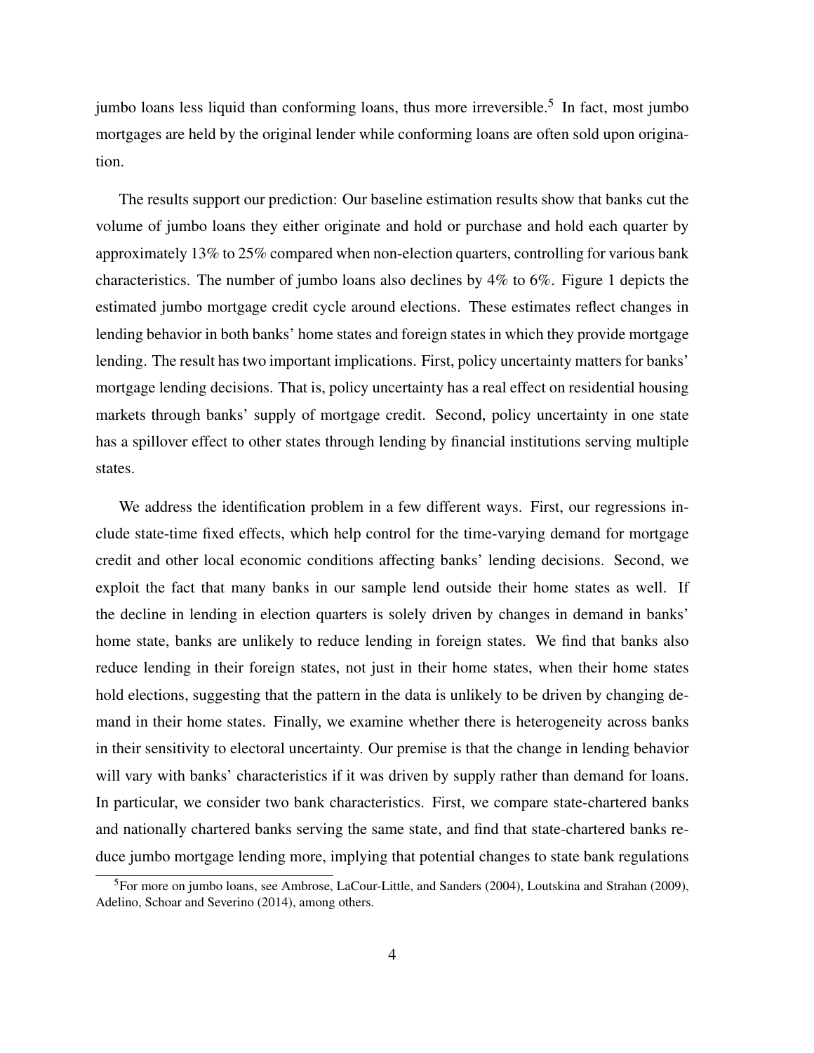jumbo loans less liquid than conforming loans, thus more irreversible.[5] In fact, most jumbo mortgages are held by the original lender while conforming loans are often sold upon origination.

The results support our prediction: Our baseline estimation results show that banks cut the volume of jumbo loans they either originate and hold or purchase and hold each quarter by approximately 13% to 25% compared when non-election quarters, controlling for various bank characteristics. The number of jumbo loans also declines by 4% to 6%. Figure 1 depicts the estimated jumbo mortgage credit cycle around elections. These estimates reflect changes in lending behavior in both banks' home states and foreign states in which they provide mortgage lending. The result has two important implications. First, policy uncertainty matters for banks' mortgage lending decisions. That is, policy uncertainty has a real effect on residential housing markets through banks' supply of mortgage credit. Second, policy uncertainty in one state has a spillover effect to other states through lending by financial institutions serving multiple states.

We address the identification problem in a few different ways. First, our regressions include state-time fixed effects, which help control for the time-varying demand for mortgage credit and other local economic conditions affecting banks' lending decisions. Second, we exploit the fact that many banks in our sample lend outside their home states as well. If the decline in lending in election quarters is solely driven by changes in demand in banks' home state, banks are unlikely to reduce lending in foreign states. We find that banks also reduce lending in their foreign states, not just in their home states, when their home states hold elections, suggesting that the pattern in the data is unlikely to be driven by changing demand in their home states. Finally, we examine whether there is heterogeneity across banks in their sensitivity to electoral uncertainty. Our premise is that the change in lending behavior will vary with banks' characteristics if it was driven by supply rather than demand for loans. In particular, we consider two bank characteristics. First, we compare state-chartered banks and nationally chartered banks serving the same state, and find that state-chartered banks reduce jumbo mortgage lending more, implying that potential changes to state bank regulations

[5] For more on jumbo loans, see Ambrose, LaCour-Little, and Sanders (2004), Loutskina and Strahan (2009), Adelino, Schoar and Severino (2014), among others.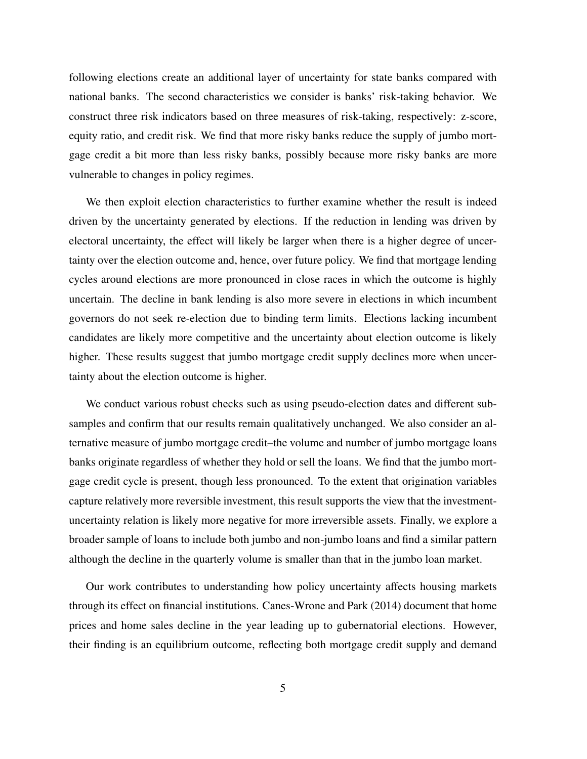following elections create an additional layer of uncertainty for state banks compared with national banks. The second characteristics we consider is banks' risk-taking behavior. We construct three risk indicators based on three measures of risk-taking, respectively: z-score, equity ratio, and credit risk. We find that more risky banks reduce the supply of jumbo mortgage credit a bit more than less risky banks, possibly because more risky banks are more vulnerable to changes in policy regimes.

We then exploit election characteristics to further examine whether the result is indeed driven by the uncertainty generated by elections. If the reduction in lending was driven by electoral uncertainty, the effect will likely be larger when there is a higher degree of uncertainty over the election outcome and, hence, over future policy. We find that mortgage lending cycles around elections are more pronounced in close races in which the outcome is highly uncertain. The decline in bank lending is also more severe in elections in which incumbent governors do not seek re-election due to binding term limits. Elections lacking incumbent candidates are likely more competitive and the uncertainty about election outcome is likely higher. These results suggest that jumbo mortgage credit supply declines more when uncertainty about the election outcome is higher.

We conduct various robust checks such as using pseudo-election dates and different subsamples and confirm that our results remain qualitatively unchanged. We also consider an alternative measure of jumbo mortgage credit–the volume and number of jumbo mortgage loans banks originate regardless of whether they hold or sell the loans. We find that the jumbo mortgage credit cycle is present, though less pronounced. To the extent that origination variables capture relatively more reversible investment, this result supports the view that the investment-uncertainty relation is likely more negative for more irreversible assets. Finally, we explore a broader sample of loans to include both jumbo and non-jumbo loans and find a similar pattern although the decline in the quarterly volume is smaller than that in the jumbo loan market.

Our work contributes to understanding how policy uncertainty affects housing markets through its effect on financial institutions. Canes-Wrone and Park (2014) document that home prices and home sales decline in the year leading up to gubernatorial elections. However, their finding is an equilibrium outcome, reflecting both mortgage credit supply and demand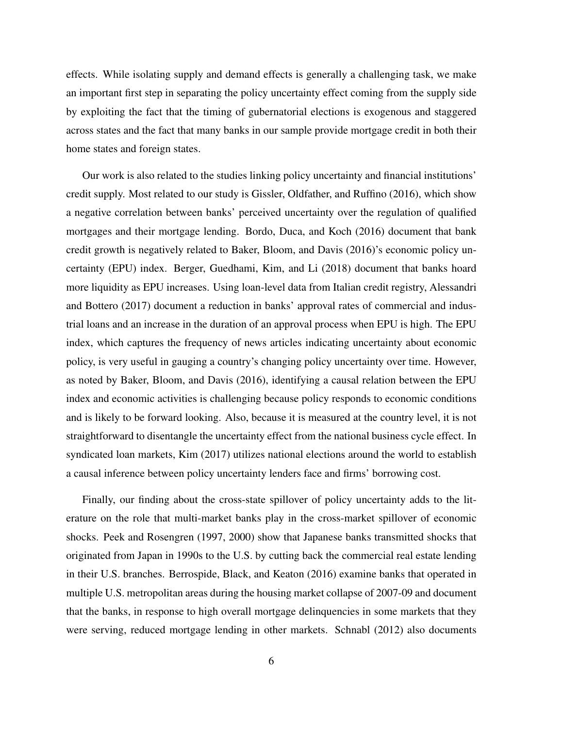effects. While isolating supply and demand effects is generally a challenging task, we make an important first step in separating the policy uncertainty effect coming from the supply side by exploiting the fact that the timing of gubernatorial elections is exogenous and staggered across states and the fact that many banks in our sample provide mortgage credit in both their home states and foreign states.

Our work is also related to the studies linking policy uncertainty and financial institutions' credit supply. Most related to our study is Gissler, Oldfather, and Ruffino (2016), which show a negative correlation between banks' perceived uncertainty over the regulation of qualified mortgages and their mortgage lending. Bordo, Duca, and Koch (2016) document that bank credit growth is negatively related to Baker, Bloom, and Davis (2016)'s economic policy uncertainty (EPU) index. Berger, Guedhami, Kim, and Li (2018) document that banks hoard more liquidity as EPU increases. Using loan-level data from Italian credit registry, Alessandri and Bottero (2017) document a reduction in banks' approval rates of commercial and industrial loans and an increase in the duration of an approval process when EPU is high. The EPU index, which captures the frequency of news articles indicating uncertainty about economic policy, is very useful in gauging a country's changing policy uncertainty over time. However, as noted by Baker, Bloom, and Davis (2016), identifying a causal relation between the EPU index and economic activities is challenging because policy responds to economic conditions and is likely to be forward looking. Also, because it is measured at the country level, it is not straightforward to disentangle the uncertainty effect from the national business cycle effect. In syndicated loan markets, Kim (2017) utilizes national elections around the world to establish a causal inference between policy uncertainty lenders face and firms' borrowing cost.

Finally, our finding about the cross-state spillover of policy uncertainty adds to the literature on the role that multi-market banks play in the cross-market spillover of economic shocks. Peek and Rosengren (1997, 2000) show that Japanese banks transmitted shocks that originated from Japan in 1990s to the U.S. by cutting back the commercial real estate lending in their U.S. branches. Berrospide, Black, and Keaton (2016) examine banks that operated in multiple U.S. metropolitan areas during the housing market collapse of 2007-09 and document that the banks, in response to high overall mortgage delinquencies in some markets that they were serving, reduced mortgage lending in other markets. Schnabl (2012) also documents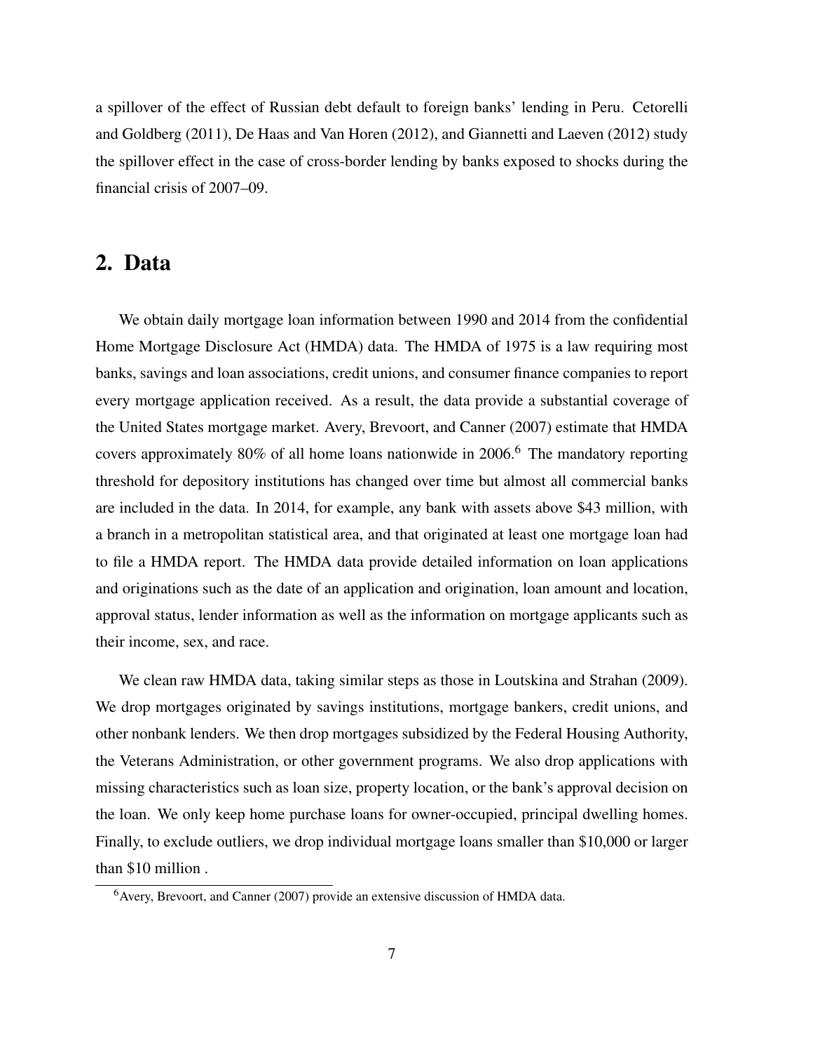a spillover of the effect of Russian debt default to foreign banks' lending in Peru. Cetorelli and Goldberg (2011), De Haas and Van Horen (2012), and Giannetti and Laeven (2012) study the spillover effect in the case of cross-border lending by banks exposed to shocks during the financial crisis of 2007–09.

## 2. Data

We obtain daily mortgage loan information between 1990 and 2014 from the confidential Home Mortgage Disclosure Act (HMDA) data. The HMDA of 1975 is a law requiring most banks, savings and loan associations, credit unions, and consumer finance companies to report every mortgage application received. As a result, the data provide a substantial coverage of the United States mortgage market. Avery, Brevoort, and Canner (2007) estimate that HMDA covers approximately 80% of all home loans nationwide in 2006.[6] The mandatory reporting threshold for depository institutions has changed over time but almost all commercial banks are included in the data. In 2014, for example, any bank with assets above $43 million, with a branch in a metropolitan statistical area, and that originated at least one mortgage loan had to file a HMDA report. The HMDA data provide detailed information on loan applications and originations such as the date of an application and origination, loan amount and location, approval status, lender information as well as the information on mortgage applicants such as their income, sex, and race.

We clean raw HMDA data, taking similar steps as those in Loutskina and Strahan (2009). We drop mortgages originated by savings institutions, mortgage bankers, credit unions, and other nonbank lenders. We then drop mortgages subsidized by the Federal Housing Authority, the Veterans Administration, or other government programs. We also drop applications with missing characteristics such as loan size, property location, or the bank's approval decision on the loan. We only keep home purchase loans for owner-occupied, principal dwelling homes. Finally, to exclude outliers, we drop individual mortgage loans smaller than $10,000 or larger than $10 million .

[6] Avery, Brevoort, and Canner (2007) provide an extensive discussion of HMDA data.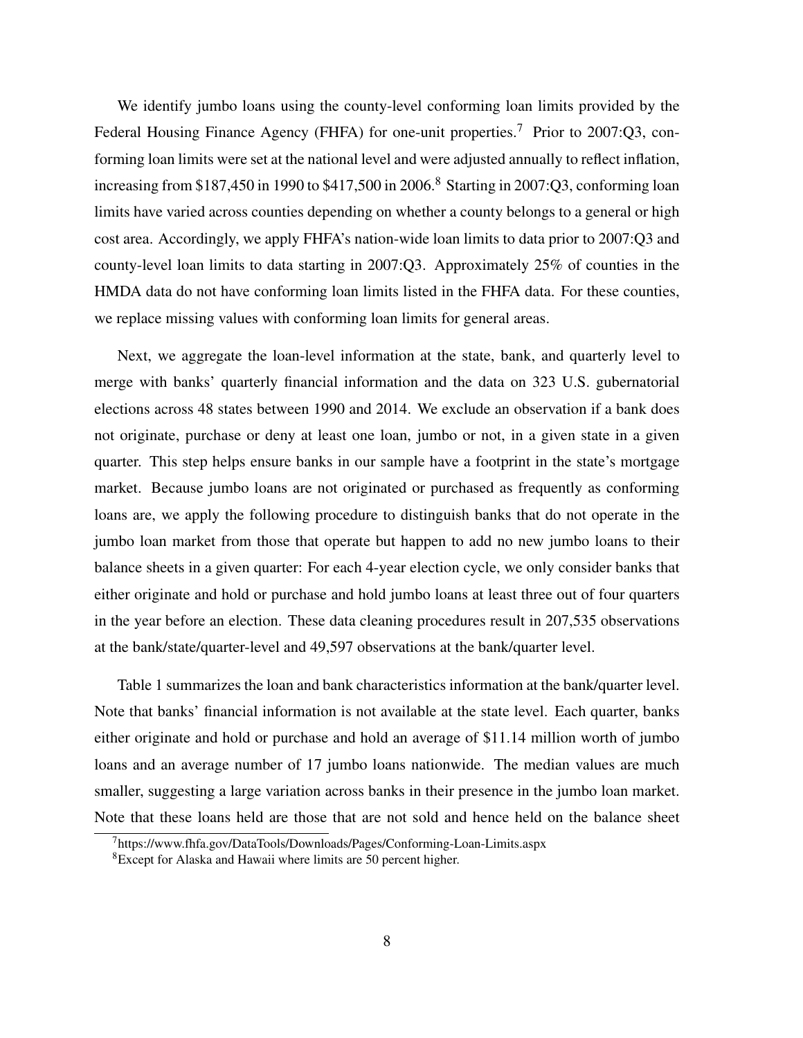We identify jumbo loans using the county-level conforming loan limits provided by the Federal Housing Finance Agency (FHFA) for one-unit properties.[7] Prior to 2007:Q3, conforming loan limits were set at the national level and were adjusted annually to reflect inflation, increasing from \$187,450 in 1990 to \$417,500 in 2006.[8] Starting in 2007:Q3, conforming loan limits have varied across counties depending on whether a county belongs to a general or high cost area. Accordingly, we apply FHFA's nation-wide loan limits to data prior to 2007:Q3 and county-level loan limits to data starting in 2007:Q3. Approximately 25% of counties in the HMDA data do not have conforming loan limits listed in the FHFA data. For these counties, we replace missing values with conforming loan limits for general areas.

Next, we aggregate the loan-level information at the state, bank, and quarterly level to merge with banks' quarterly financial information and the data on 323 U.S. gubernatorial elections across 48 states between 1990 and 2014. We exclude an observation if a bank does not originate, purchase or deny at least one loan, jumbo or not, in a given state in a given quarter. This step helps ensure banks in our sample have a footprint in the state's mortgage market. Because jumbo loans are not originated or purchased as frequently as conforming loans are, we apply the following procedure to distinguish banks that do not operate in the jumbo loan market from those that operate but happen to add no new jumbo loans to their balance sheets in a given quarter: For each 4-year election cycle, we only consider banks that either originate and hold or purchase and hold jumbo loans at least three out of four quarters in the year before an election. These data cleaning procedures result in 207,535 observations at the bank/state/quarter-level and 49,597 observations at the bank/quarter level.

Table 1 summarizes the loan and bank characteristics information at the bank/quarter level. Note that banks' financial information is not available at the state level. Each quarter, banks either originate and hold or purchase and hold an average of \$11.14 million worth of jumbo loans and an average number of 17 jumbo loans nationwide. The median values are much smaller, suggesting a large variation across banks in their presence in the jumbo loan market. Note that these loans held are those that are not sold and hence held on the balance sheet

[7] https://www.fhfa.gov/DataTools/Downloads/Pages/Conforming-Loan-Limits.aspx

[8] Except for Alaska and Hawaii where limits are 50 percent higher.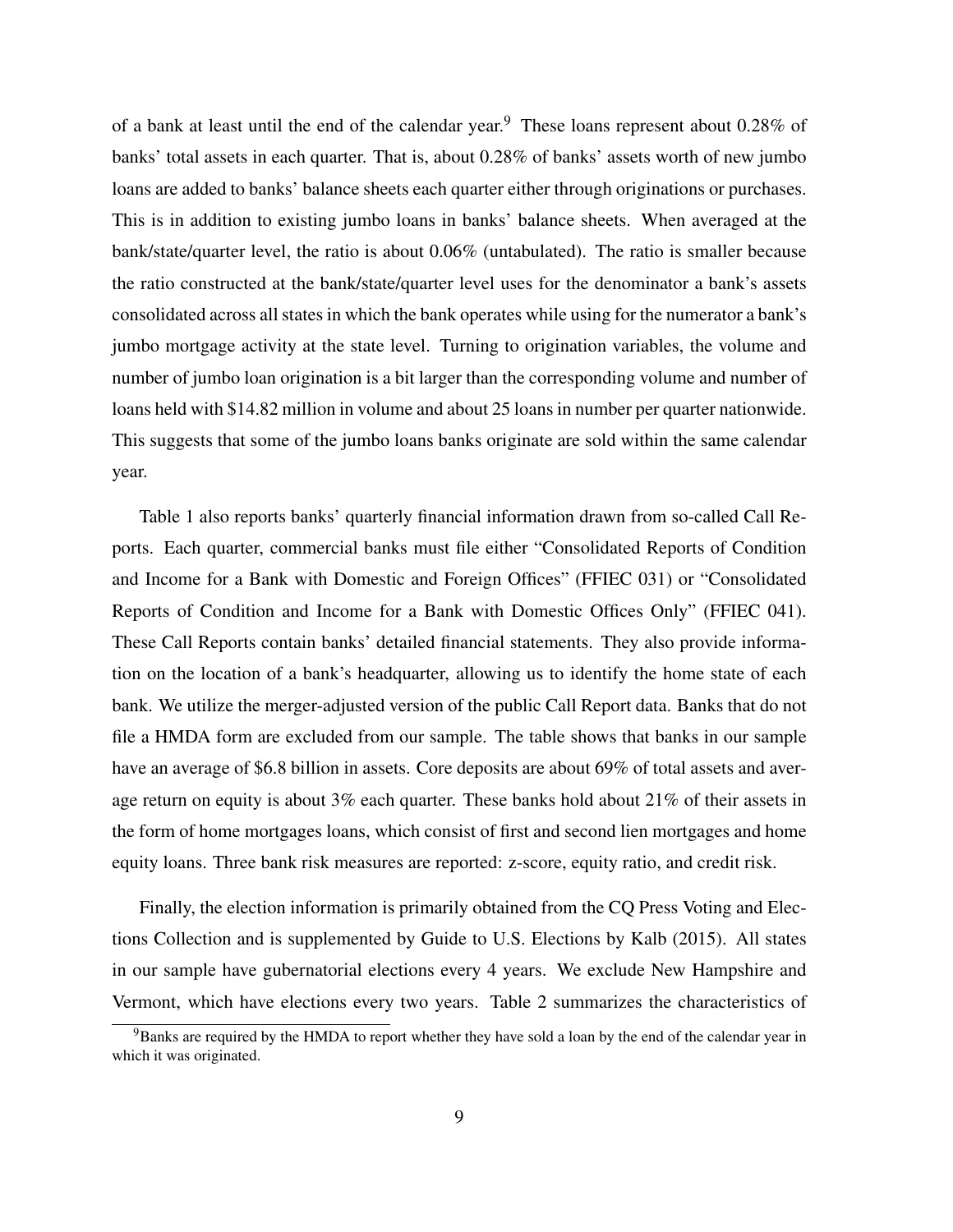of a bank at least until the end of the calendar year.[9] These loans represent about 0.28% of banks' total assets in each quarter. That is, about 0.28% of banks' assets worth of new jumbo loans are added to banks' balance sheets each quarter either through originations or purchases. This is in addition to existing jumbo loans in banks' balance sheets. When averaged at the bank/state/quarter level, the ratio is about 0.06% (untabulated). The ratio is smaller because the ratio constructed at the bank/state/quarter level uses for the denominator a bank's assets consolidated across all states in which the bank operates while using for the numerator a bank's jumbo mortgage activity at the state level. Turning to origination variables, the volume and number of jumbo loan origination is a bit larger than the corresponding volume and number of loans held with $14.82 million in volume and about 25 loans in number per quarter nationwide. This suggests that some of the jumbo loans banks originate are sold within the same calendar year.

Table 1 also reports banks' quarterly financial information drawn from so-called Call Reports. Each quarter, commercial banks must file either "Consolidated Reports of Condition and Income for a Bank with Domestic and Foreign Offices" (FFIEC 031) or "Consolidated Reports of Condition and Income for a Bank with Domestic Offices Only" (FFIEC 041). These Call Reports contain banks' detailed financial statements. They also provide information on the location of a bank's headquarter, allowing us to identify the home state of each bank. We utilize the merger-adjusted version of the public Call Report data. Banks that do not file a HMDA form are excluded from our sample. The table shows that banks in our sample have an average of $6.8 billion in assets. Core deposits are about 69% of total assets and average return on equity is about 3% each quarter. These banks hold about 21% of their assets in the form of home mortgages loans, which consist of first and second lien mortgages and home equity loans. Three bank risk measures are reported: z-score, equity ratio, and credit risk.

Finally, the election information is primarily obtained from the CQ Press Voting and Elections Collection and is supplemented by Guide to U.S. Elections by Kalb (2015). All states in our sample have gubernatorial elections every 4 years. We exclude New Hampshire and Vermont, which have elections every two years. Table 2 summarizes the characteristics of

[9] Banks are required by the HMDA to report whether they have sold a loan by the end of the calendar year in which it was originated.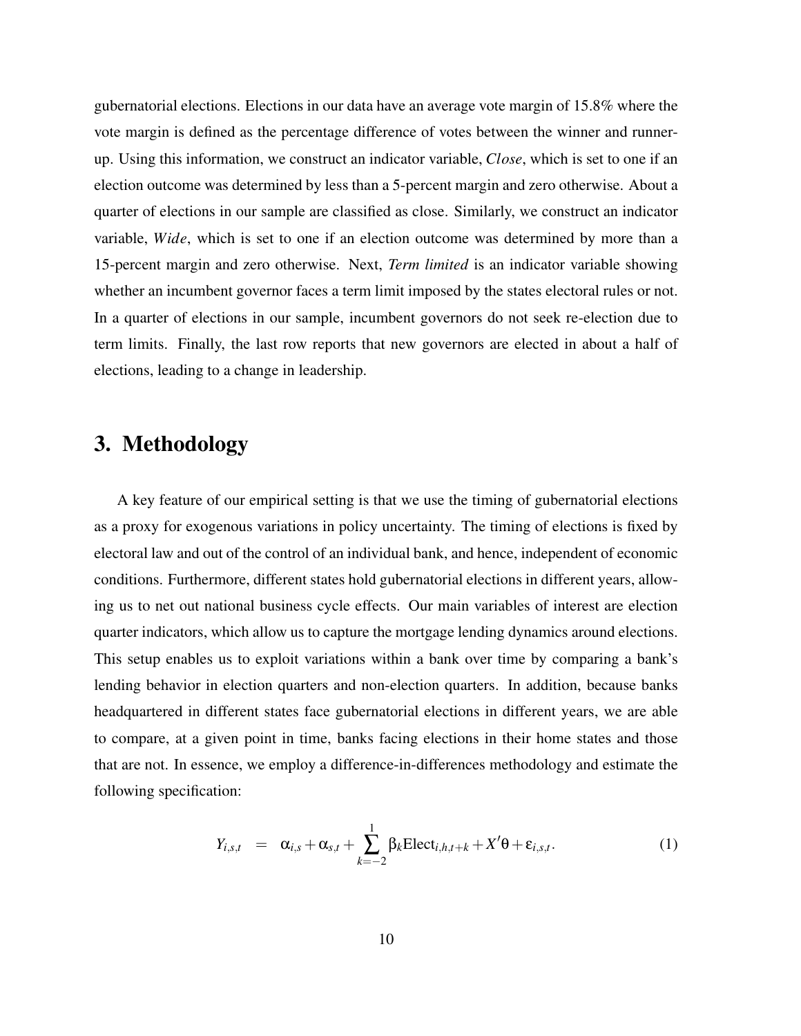gubernatorial elections. Elections in our data have an average vote margin of 15.8% where the vote margin is defined as the percentage difference of votes between the winner and runner-up. Using this information, we construct an indicator variable, *Close*, which is set to one if an election outcome was determined by less than a 5-percent margin and zero otherwise. About a quarter of elections in our sample are classified as close. Similarly, we construct an indicator variable, *Wide*, which is set to one if an election outcome was determined by more than a 15-percent margin and zero otherwise. Next, *Term limited* is an indicator variable showing whether an incumbent governor faces a term limit imposed by the states electoral rules or not. In a quarter of elections in our sample, incumbent governors do not seek re-election due to term limits. Finally, the last row reports that new governors are elected in about a half of elections, leading to a change in leadership.

## 3. Methodology

A key feature of our empirical setting is that we use the timing of gubernatorial elections as a proxy for exogenous variations in policy uncertainty. The timing of elections is fixed by electoral law and out of the control of an individual bank, and hence, independent of economic conditions. Furthermore, different states hold gubernatorial elections in different years, allowing us to net out national business cycle effects. Our main variables of interest are election quarter indicators, which allow us to capture the mortgage lending dynamics around elections. This setup enables us to exploit variations within a bank over time by comparing a bank's lending behavior in election quarters and non-election quarters. In addition, because banks headquartered in different states face gubernatorial elections in different years, we are able to compare, at a given point in time, banks facing elections in their home states and those that are not. In essence, we employ a difference-in-differences methodology and estimate the following specification:

$$Y_{i,s,t} = \alpha_{i,s} + \alpha_{s,t} + \sum_{k=-2}^{1} \beta_k \text{Elect}_{i,h,t+k} + X'\theta + \varepsilon_{i,s,t}. \quad (1)$$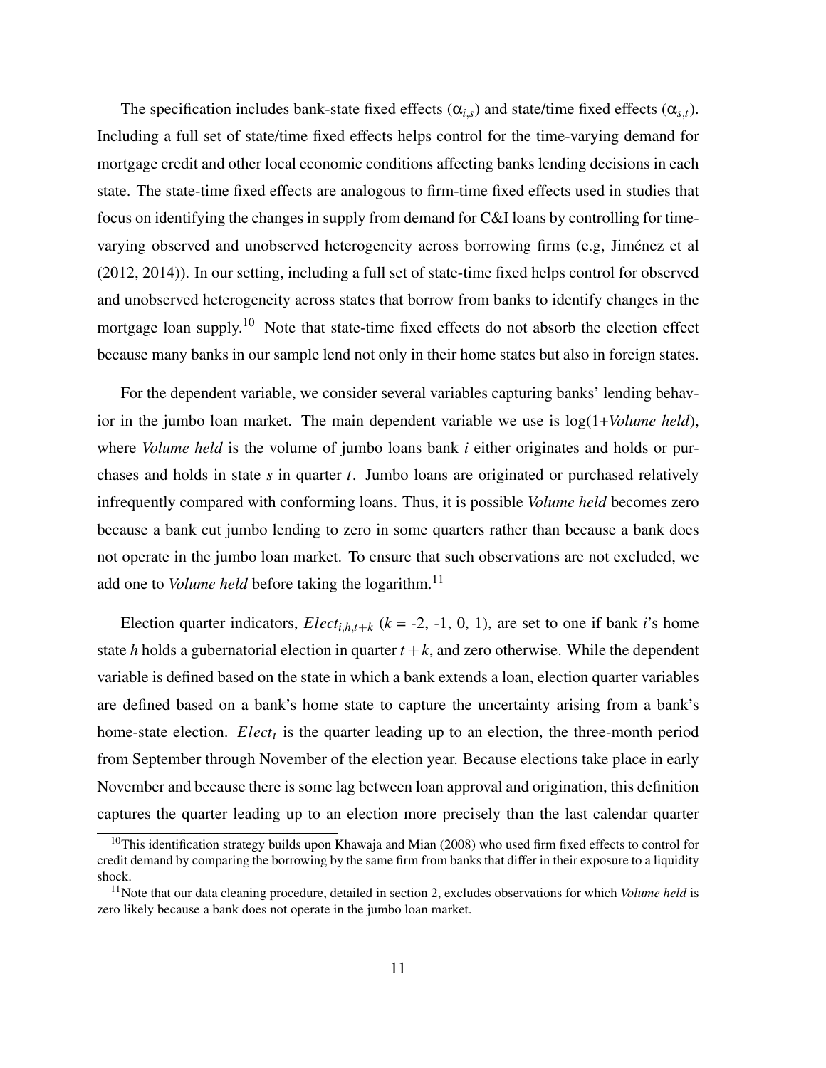The specification includes bank-state fixed effects ($\alpha_{i,s}$) and state/time fixed effects ($\alpha_{s,t}$). Including a full set of state/time fixed effects helps control for the time-varying demand for mortgage credit and other local economic conditions affecting banks lending decisions in each state. The state-time fixed effects are analogous to firm-time fixed effects used in studies that focus on identifying the changes in supply from demand for C&I loans by controlling for time-varying observed and unobserved heterogeneity across borrowing firms (e.g, Jiménez et al (2012, 2014)). In our setting, including a full set of state-time fixed helps control for observed and unobserved heterogeneity across states that borrow from banks to identify changes in the mortgage loan supply.[10] Note that state-time fixed effects do not absorb the election effect because many banks in our sample lend not only in their home states but also in foreign states.

For the dependent variable, we consider several variables capturing banks' lending behavior in the jumbo loan market. The main dependent variable we use is log(1+*Volume held*), where *Volume held* is the volume of jumbo loans bank *i* either originates and holds or purchases and holds in state *s* in quarter *t*. Jumbo loans are originated or purchased relatively infrequently compared with conforming loans. Thus, it is possible *Volume held* becomes zero because a bank cut jumbo lending to zero in some quarters rather than because a bank does not operate in the jumbo loan market. To ensure that such observations are not excluded, we add one to *Volume held* before taking the logarithm.[11]

Election quarter indicators, $Elect_{i,h,t+k}$ ($k$ = -2, -1, 0, 1), are set to one if bank *i*'s home state *h* holds a gubernatorial election in quarter $t+k$, and zero otherwise. While the dependent variable is defined based on the state in which a bank extends a loan, election quarter variables are defined based on a bank's home state to capture the uncertainty arising from a bank's home-state election. $Elect_t$ is the quarter leading up to an election, the three-month period from September through November of the election year. Because elections take place in early November and because there is some lag between loan approval and origination, this definition captures the quarter leading up to an election more precisely than the last calendar quarter

[10] This identification strategy builds upon Khawaja and Mian (2008) who used firm fixed effects to control for credit demand by comparing the borrowing by the same firm from banks that differ in their exposure to a liquidity shock.

[11] Note that our data cleaning procedure, detailed in section 2, excludes observations for which *Volume held* is zero likely because a bank does not operate in the jumbo loan market.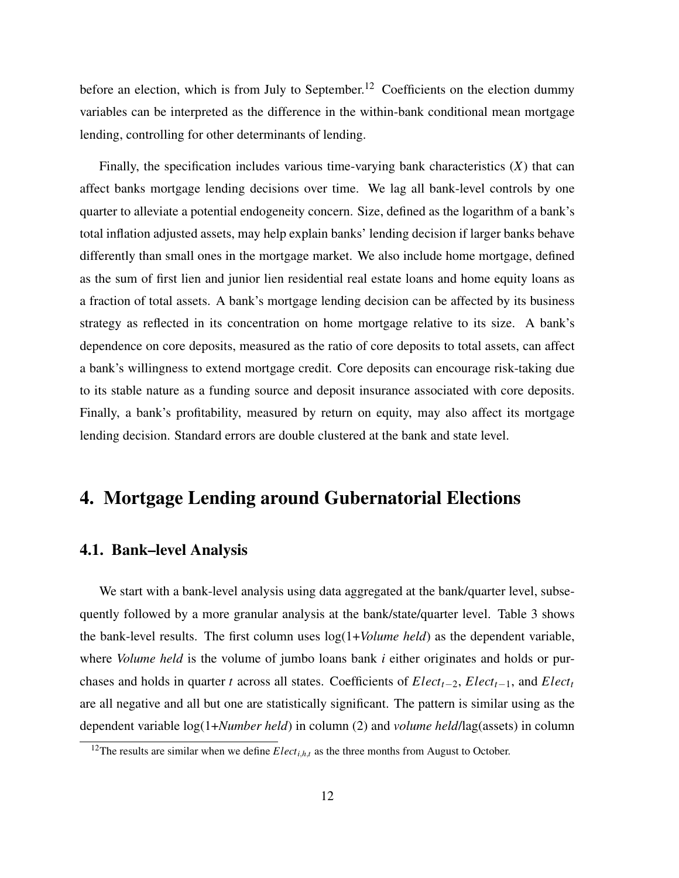before an election, which is from July to September.[12] Coefficients on the election dummy variables can be interpreted as the difference in the within-bank conditional mean mortgage lending, controlling for other determinants of lending.

Finally, the specification includes various time-varying bank characteristics ($X$) that can affect banks mortgage lending decisions over time. We lag all bank-level controls by one quarter to alleviate a potential endogeneity concern. Size, defined as the logarithm of a bank's total inflation adjusted assets, may help explain banks' lending decision if larger banks behave differently than small ones in the mortgage market. We also include home mortgage, defined as the sum of first lien and junior lien residential real estate loans and home equity loans as a fraction of total assets. A bank's mortgage lending decision can be affected by its business strategy as reflected in its concentration on home mortgage relative to its size. A bank's dependence on core deposits, measured as the ratio of core deposits to total assets, can affect a bank's willingness to extend mortgage credit. Core deposits can encourage risk-taking due to its stable nature as a funding source and deposit insurance associated with core deposits. Finally, a bank's profitability, measured by return on equity, may also affect its mortgage lending decision. Standard errors are double clustered at the bank and state level.

# 4. Mortgage Lending around Gubernatorial Elections

## 4.1. Bank–level Analysis

We start with a bank-level analysis using data aggregated at the bank/quarter level, subsequently followed by a more granular analysis at the bank/state/quarter level. Table 3 shows the bank-level results. The first column uses log(1+*Volume held*) as the dependent variable, where *Volume held* is the volume of jumbo loans bank $i$ either originates and holds or purchases and holds in quarter $t$ across all states. Coefficients of $Elect_{t-2}$, $Elect_{t-1}$, and $Elect_t$ are all negative and all but one are statistically significant. The pattern is similar using as the dependent variable log(1+*Number held*) in column (2) and *volume held*/lag(assets) in column

[12] The results are similar when we define $Elect_{i,h,t}$ as the three months from August to October.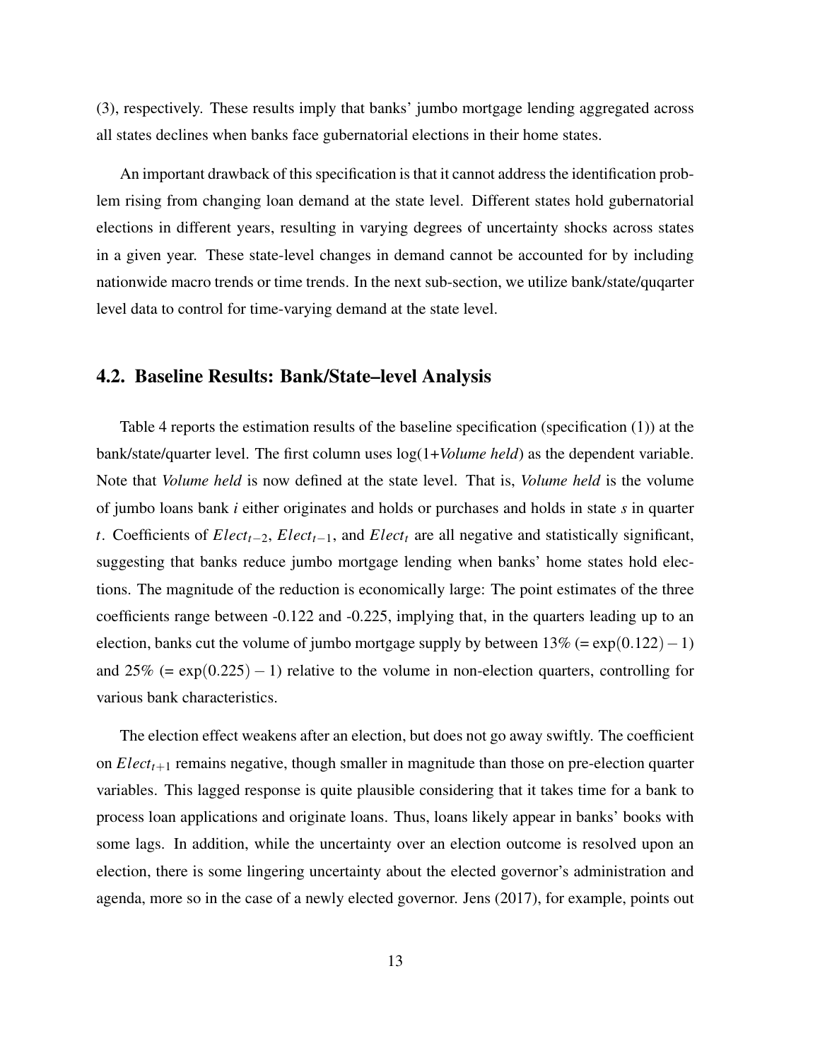(3), respectively. These results imply that banks' jumbo mortgage lending aggregated across all states declines when banks face gubernatorial elections in their home states.

An important drawback of this specification is that it cannot address the identification problem rising from changing loan demand at the state level. Different states hold gubernatorial elections in different years, resulting in varying degrees of uncertainty shocks across states in a given year. These state-level changes in demand cannot be accounted for by including nationwide macro trends or time trends. In the next sub-section, we utilize bank/state/quqarter level data to control for time-varying demand at the state level.

## 4.2. Baseline Results: Bank/State–level Analysis

Table 4 reports the estimation results of the baseline specification (specification (1)) at the bank/state/quarter level. The first column uses log(1+*Volume held*) as the dependent variable. Note that *Volume held* is now defined at the state level. That is, *Volume held* is the volume of jumbo loans bank $i$ either originates and holds or purchases and holds in state $s$ in quarter $t$. Coefficients of $Elect_{t-2}$, $Elect_{t-1}$, and $Elect_t$ are all negative and statistically significant, suggesting that banks reduce jumbo mortgage lending when banks' home states hold elections. The magnitude of the reduction is economically large: The point estimates of the three coefficients range between -0.122 and -0.225, implying that, in the quarters leading up to an election, banks cut the volume of jumbo mortgage supply by between 13% (= $\exp(0.122)-1$) and 25% (= $\exp(0.225)-1$) relative to the volume in non-election quarters, controlling for various bank characteristics.

The election effect weakens after an election, but does not go away swiftly. The coefficient on $Elect_{t+1}$ remains negative, though smaller in magnitude than those on pre-election quarter variables. This lagged response is quite plausible considering that it takes time for a bank to process loan applications and originate loans. Thus, loans likely appear in banks' books with some lags. In addition, while the uncertainty over an election outcome is resolved upon an election, there is some lingering uncertainty about the elected governor's administration and agenda, more so in the case of a newly elected governor. Jens (2017), for example, points out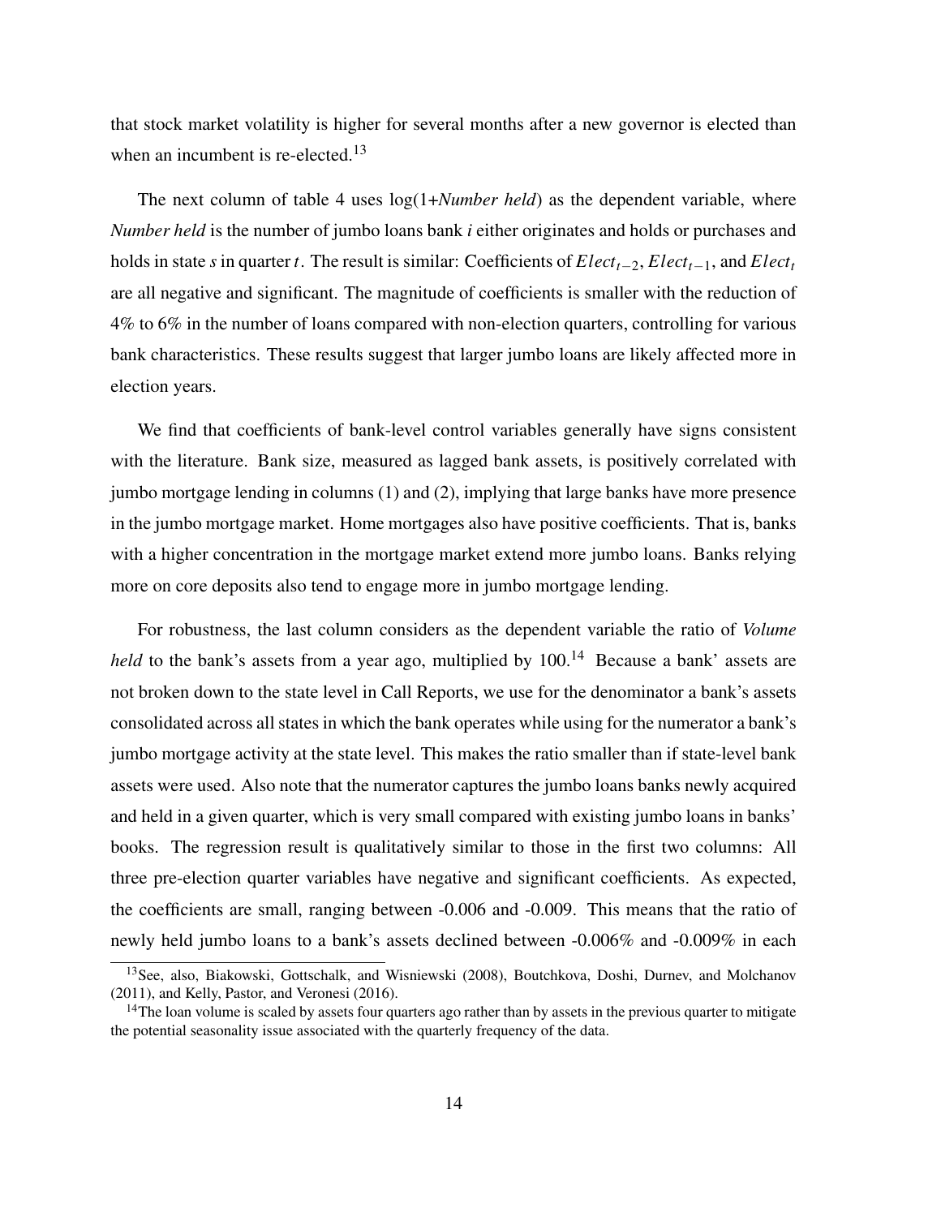that stock market volatility is higher for several months after a new governor is elected than when an incumbent is re-elected.[13]

The next column of table 4 uses log(1+*Number held*) as the dependent variable, where *Number held* is the number of jumbo loans bank $i$ either originates and holds or purchases and holds in state $s$ in quarter $t$. The result is similar: Coefficients of $Elect_{t-2}$, $Elect_{t-1}$, and $Elect_t$ are all negative and significant. The magnitude of coefficients is smaller with the reduction of 4% to 6% in the number of loans compared with non-election quarters, controlling for various bank characteristics. These results suggest that larger jumbo loans are likely affected more in election years.

We find that coefficients of bank-level control variables generally have signs consistent with the literature. Bank size, measured as lagged bank assets, is positively correlated with jumbo mortgage lending in columns (1) and (2), implying that large banks have more presence in the jumbo mortgage market. Home mortgages also have positive coefficients. That is, banks with a higher concentration in the mortgage market extend more jumbo loans. Banks relying more on core deposits also tend to engage more in jumbo mortgage lending.

For robustness, the last column considers as the dependent variable the ratio of *Volume held* to the bank's assets from a year ago, multiplied by 100.[14] Because a bank' assets are not broken down to the state level in Call Reports, we use for the denominator a bank's assets consolidated across all states in which the bank operates while using for the numerator a bank's jumbo mortgage activity at the state level. This makes the ratio smaller than if state-level bank assets were used. Also note that the numerator captures the jumbo loans banks newly acquired and held in a given quarter, which is very small compared with existing jumbo loans in banks' books. The regression result is qualitatively similar to those in the first two columns: All three pre-election quarter variables have negative and significant coefficients. As expected, the coefficients are small, ranging between -0.006 and -0.009. This means that the ratio of newly held jumbo loans to a bank's assets declined between -0.006% and -0.009% in each

[13]See, also, Biakowski, Gottschalk, and Wisniewski (2008), Boutchkova, Doshi, Durnev, and Molchanov (2011), and Kelly, Pastor, and Veronesi (2016).

[14]The loan volume is scaled by assets four quarters ago rather than by assets in the previous quarter to mitigate the potential seasonality issue associated with the quarterly frequency of the data.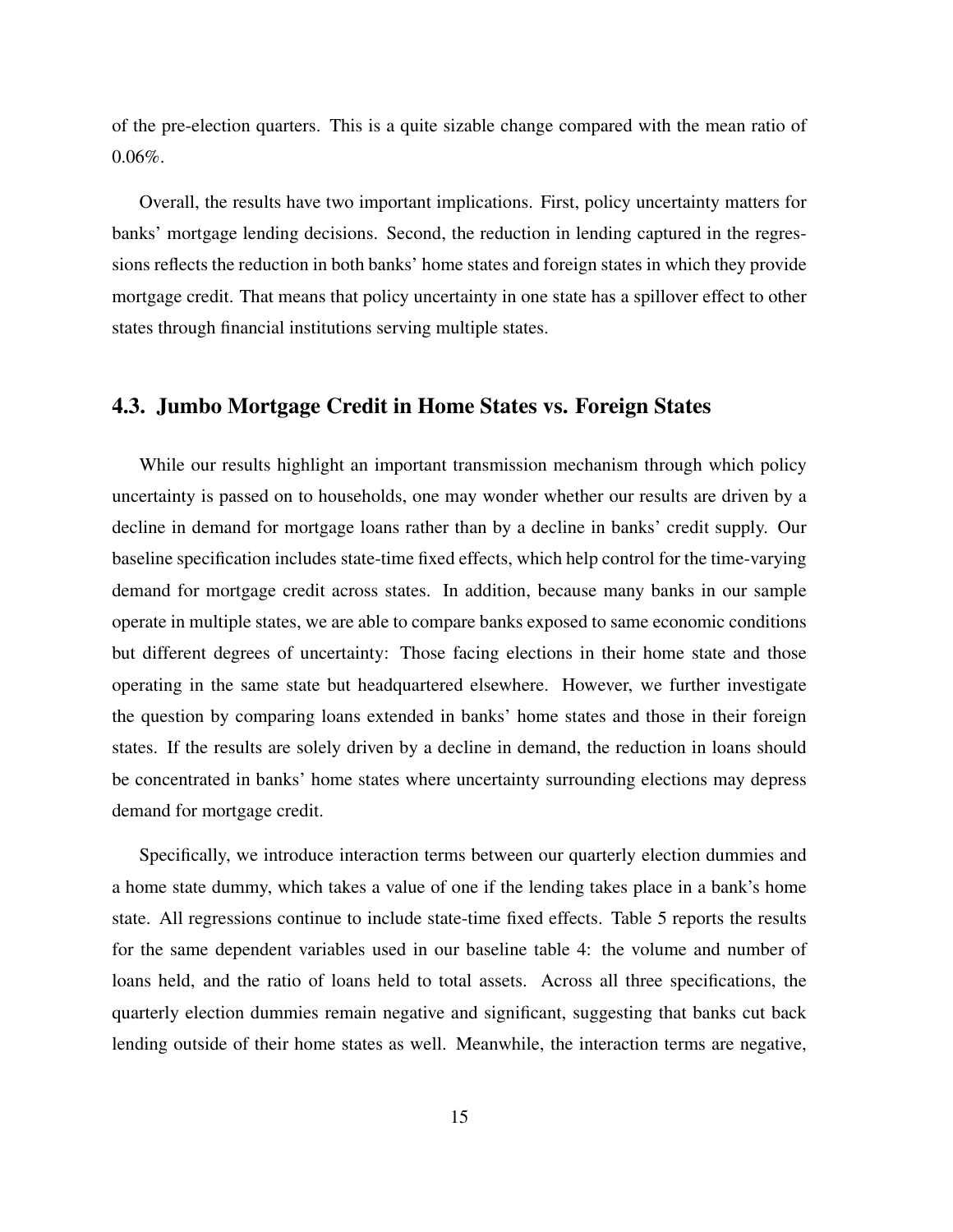of the pre-election quarters. This is a quite sizable change compared with the mean ratio of 0.06%.

Overall, the results have two important implications. First, policy uncertainty matters for banks' mortgage lending decisions. Second, the reduction in lending captured in the regressions reflects the reduction in both banks' home states and foreign states in which they provide mortgage credit. That means that policy uncertainty in one state has a spillover effect to other states through financial institutions serving multiple states.

## 4.3. Jumbo Mortgage Credit in Home States vs. Foreign States

While our results highlight an important transmission mechanism through which policy uncertainty is passed on to households, one may wonder whether our results are driven by a decline in demand for mortgage loans rather than by a decline in banks' credit supply. Our baseline specification includes state-time fixed effects, which help control for the time-varying demand for mortgage credit across states. In addition, because many banks in our sample operate in multiple states, we are able to compare banks exposed to same economic conditions but different degrees of uncertainty: Those facing elections in their home state and those operating in the same state but headquartered elsewhere. However, we further investigate the question by comparing loans extended in banks' home states and those in their foreign states. If the results are solely driven by a decline in demand, the reduction in loans should be concentrated in banks' home states where uncertainty surrounding elections may depress demand for mortgage credit.

Specifically, we introduce interaction terms between our quarterly election dummies and a home state dummy, which takes a value of one if the lending takes place in a bank's home state. All regressions continue to include state-time fixed effects. Table 5 reports the results for the same dependent variables used in our baseline table 4: the volume and number of loans held, and the ratio of loans held to total assets. Across all three specifications, the quarterly election dummies remain negative and significant, suggesting that banks cut back lending outside of their home states as well. Meanwhile, the interaction terms are negative,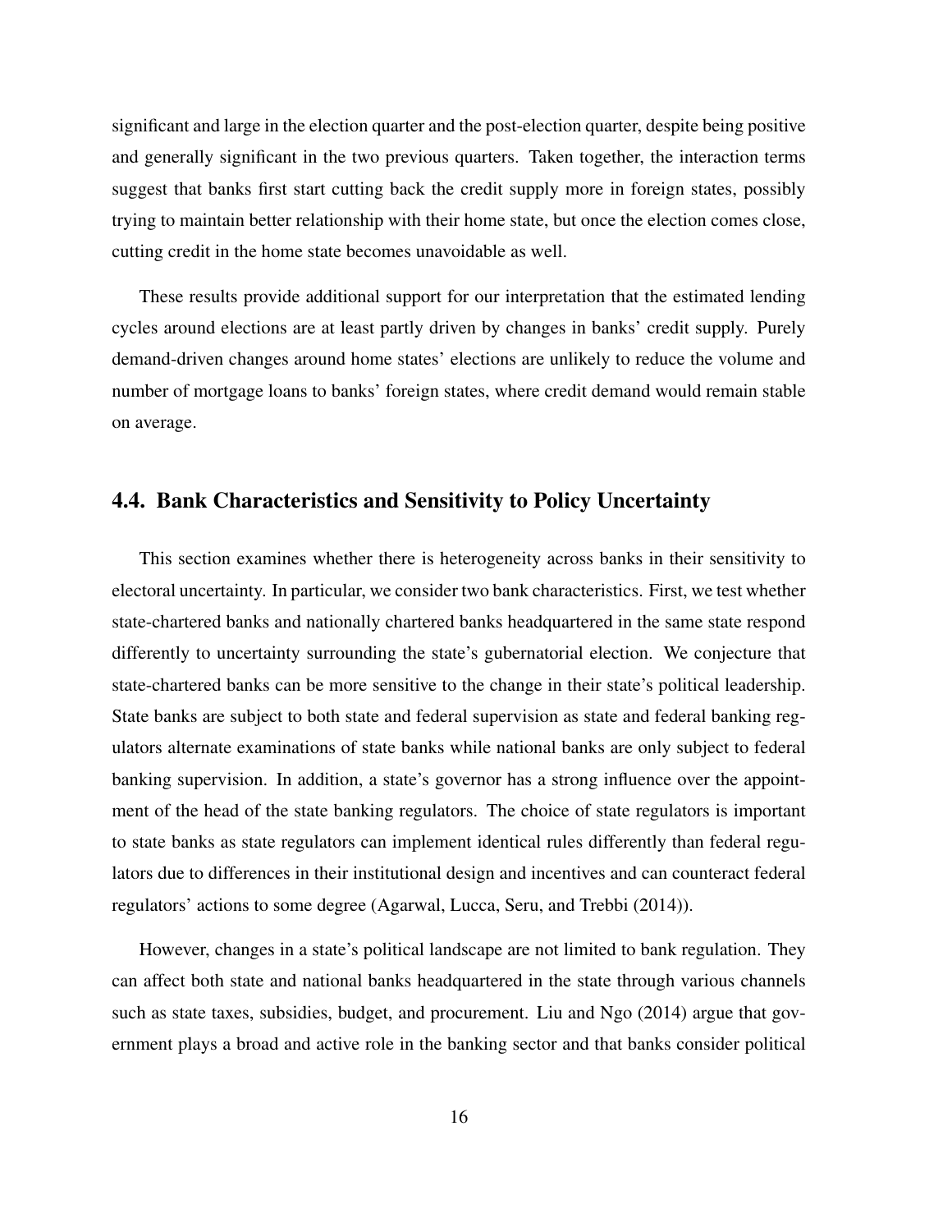significant and large in the election quarter and the post-election quarter, despite being positive and generally significant in the two previous quarters. Taken together, the interaction terms suggest that banks first start cutting back the credit supply more in foreign states, possibly trying to maintain better relationship with their home state, but once the election comes close, cutting credit in the home state becomes unavoidable as well.

These results provide additional support for our interpretation that the estimated lending cycles around elections are at least partly driven by changes in banks' credit supply. Purely demand-driven changes around home states' elections are unlikely to reduce the volume and number of mortgage loans to banks' foreign states, where credit demand would remain stable on average.

## 4.4. Bank Characteristics and Sensitivity to Policy Uncertainty

This section examines whether there is heterogeneity across banks in their sensitivity to electoral uncertainty. In particular, we consider two bank characteristics. First, we test whether state-chartered banks and nationally chartered banks headquartered in the same state respond differently to uncertainty surrounding the state's gubernatorial election. We conjecture that state-chartered banks can be more sensitive to the change in their state's political leadership. State banks are subject to both state and federal supervision as state and federal banking regulators alternate examinations of state banks while national banks are only subject to federal banking supervision. In addition, a state's governor has a strong influence over the appointment of the head of the state banking regulators. The choice of state regulators is important to state banks as state regulators can implement identical rules differently than federal regulators due to differences in their institutional design and incentives and can counteract federal regulators' actions to some degree (Agarwal, Lucca, Seru, and Trebbi (2014)).

However, changes in a state's political landscape are not limited to bank regulation. They can affect both state and national banks headquartered in the state through various channels such as state taxes, subsidies, budget, and procurement. Liu and Ngo (2014) argue that government plays a broad and active role in the banking sector and that banks consider political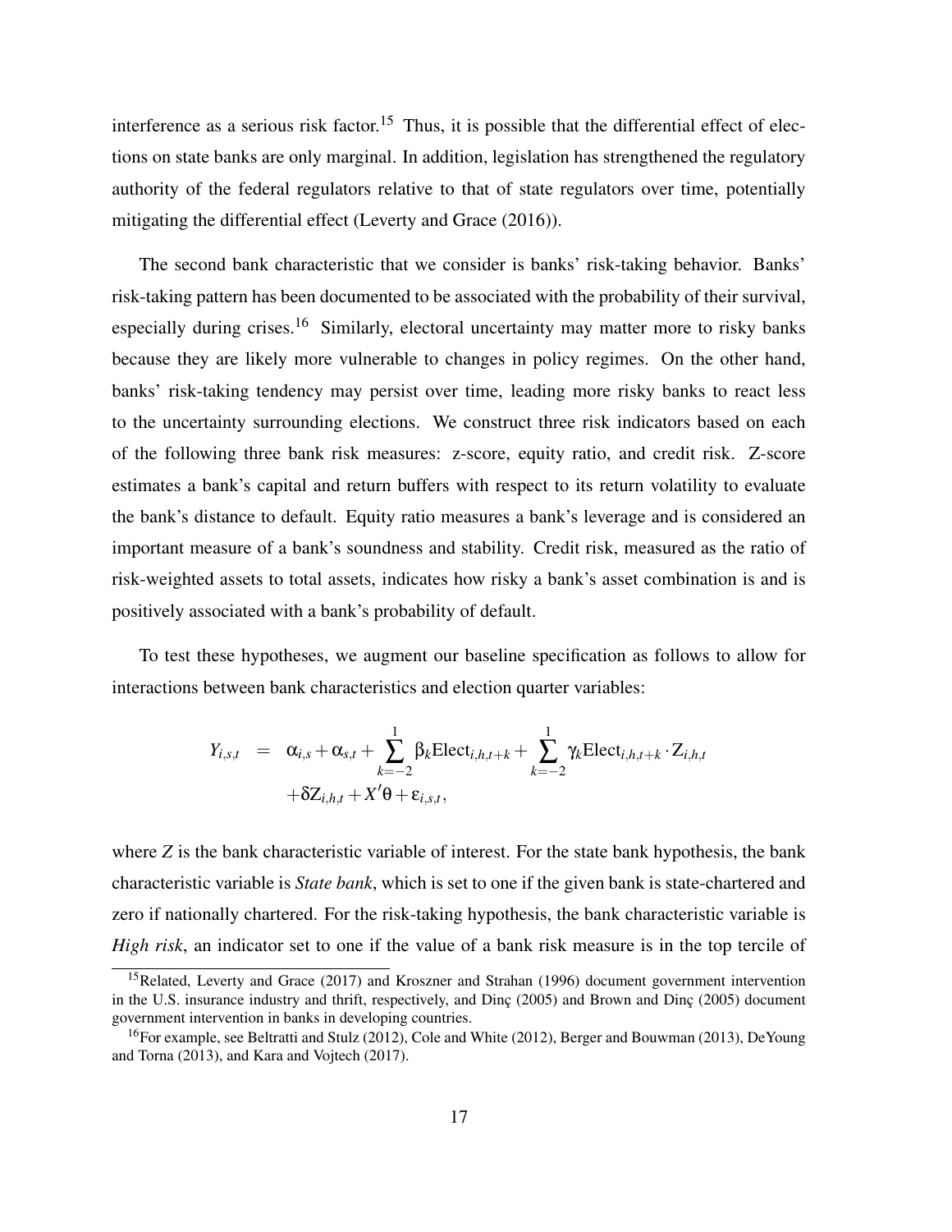interference as a serious risk factor.[15] Thus, it is possible that the differential effect of elections on state banks are only marginal. In addition, legislation has strengthened the regulatory authority of the federal regulators relative to that of state regulators over time, potentially mitigating the differential effect (Leverty and Grace (2016)).

The second bank characteristic that we consider is banks' risk-taking behavior. Banks' risk-taking pattern has been documented to be associated with the probability of their survival, especially during crises.[16] Similarly, electoral uncertainty may matter more to risky banks because they are likely more vulnerable to changes in policy regimes. On the other hand, banks' risk-taking tendency may persist over time, leading more risky banks to react less to the uncertainty surrounding elections. We construct three risk indicators based on each of the following three bank risk measures: z-score, equity ratio, and credit risk. Z-score estimates a bank's capital and return buffers with respect to its return volatility to evaluate the bank's distance to default. Equity ratio measures a bank's leverage and is considered an important measure of a bank's soundness and stability. Credit risk, measured as the ratio of risk-weighted assets to total assets, indicates how risky a bank's asset combination is and is positively associated with a bank's probability of default.

To test these hypotheses, we augment our baseline specification as follows to allow for interactions between bank characteristics and election quarter variables:

$$
\begin{aligned}
Y_{i,s,t} \;=\; & \alpha_{i,s} + \alpha_{s,t} + \sum_{k=-2}^{1} \beta_k \text{Elect}_{i,h,t+k} + \sum_{k=-2}^{1} \gamma_k \text{Elect}_{i,h,t+k} \cdot Z_{i,h,t} \\
& + \delta Z_{i,h,t} + X'\theta + \varepsilon_{i,s,t},
\end{aligned}
$$

where $Z$ is the bank characteristic variable of interest. For the state bank hypothesis, the bank characteristic variable is *State bank*, which is set to one if the given bank is state-chartered and zero if nationally chartered. For the risk-taking hypothesis, the bank characteristic variable is *High risk*, an indicator set to one if the value of a bank risk measure is in the top tercile of

[15] Related, Leverty and Grace (2017) and Kroszner and Strahan (1996) document government intervention in the U.S. insurance industry and thrift, respectively, and Dinç (2005) and Brown and Dinç (2005) document government intervention in banks in developing countries.

[16] For example, see Beltratti and Stulz (2012), Cole and White (2012), Berger and Bouwman (2013), DeYoung and Torna (2013), and Kara and Vojtech (2017).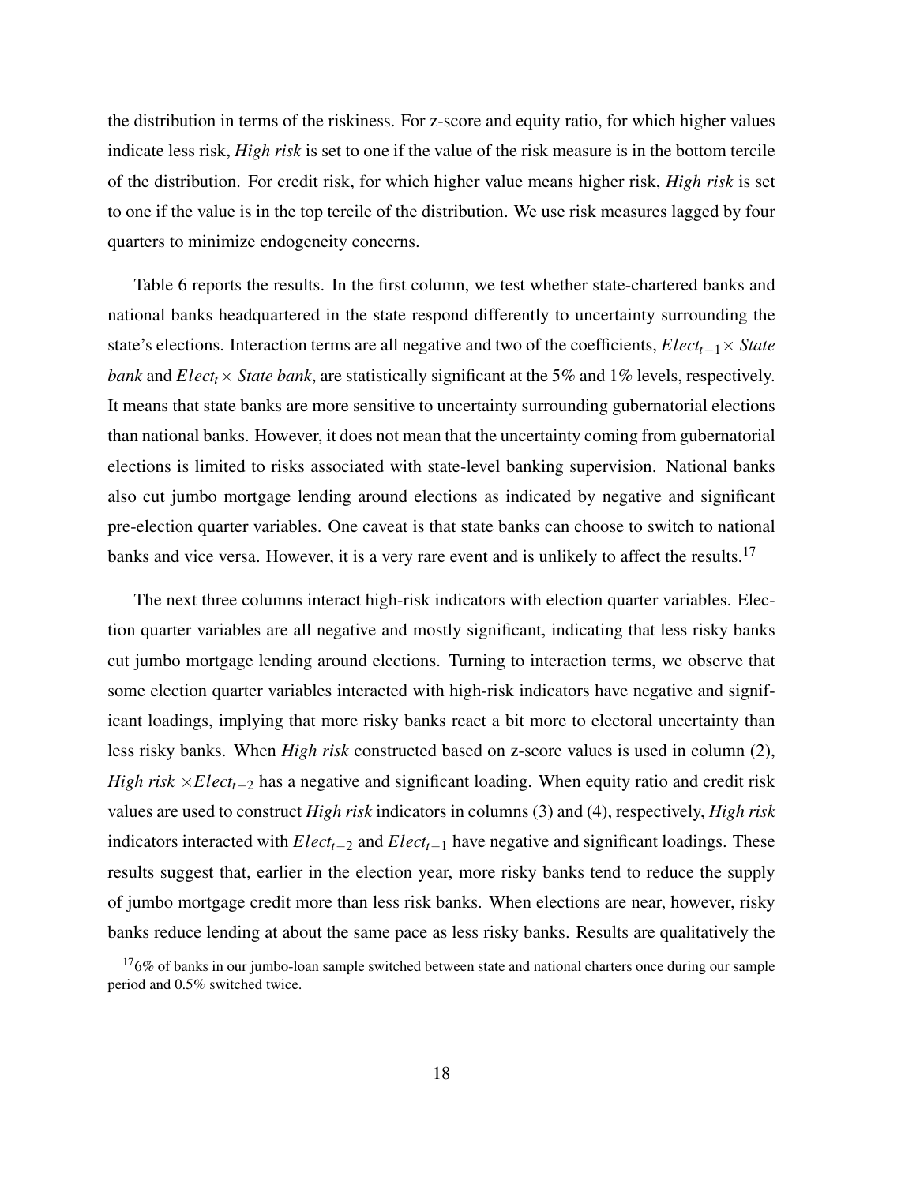the distribution in terms of the riskiness. For z-score and equity ratio, for which higher values indicate less risk, *High risk* is set to one if the value of the risk measure is in the bottom tercile of the distribution. For credit risk, for which higher value means higher risk, *High risk* is set to one if the value is in the top tercile of the distribution. We use risk measures lagged by four quarters to minimize endogeneity concerns.

Table 6 reports the results. In the first column, we test whether state-chartered banks and national banks headquartered in the state respond differently to uncertainty surrounding the state's elections. Interaction terms are all negative and two of the coefficients, $Elect_{t-1} \times$ *State bank* and $Elect_t \times$ *State bank*, are statistically significant at the 5% and 1% levels, respectively. It means that state banks are more sensitive to uncertainty surrounding gubernatorial elections than national banks. However, it does not mean that the uncertainty coming from gubernatorial elections is limited to risks associated with state-level banking supervision. National banks also cut jumbo mortgage lending around elections as indicated by negative and significant pre-election quarter variables. One caveat is that state banks can choose to switch to national banks and vice versa. However, it is a very rare event and is unlikely to affect the results.[17]

The next three columns interact high-risk indicators with election quarter variables. Election quarter variables are all negative and mostly significant, indicating that less risky banks cut jumbo mortgage lending around elections. Turning to interaction terms, we observe that some election quarter variables interacted with high-risk indicators have negative and significant loadings, implying that more risky banks react a bit more to electoral uncertainty than less risky banks. When *High risk* constructed based on z-score values is used in column (2), *High risk* $\times Elect_{t-2}$ has a negative and significant loading. When equity ratio and credit risk values are used to construct *High risk* indicators in columns (3) and (4), respectively, *High risk* indicators interacted with $Elect_{t-2}$ and $Elect_{t-1}$ have negative and significant loadings. These results suggest that, earlier in the election year, more risky banks tend to reduce the supply of jumbo mortgage credit more than less risk banks. When elections are near, however, risky banks reduce lending at about the same pace as less risky banks. Results are qualitatively the

[17] 6% of banks in our jumbo-loan sample switched between state and national charters once during our sample period and 0.5% switched twice.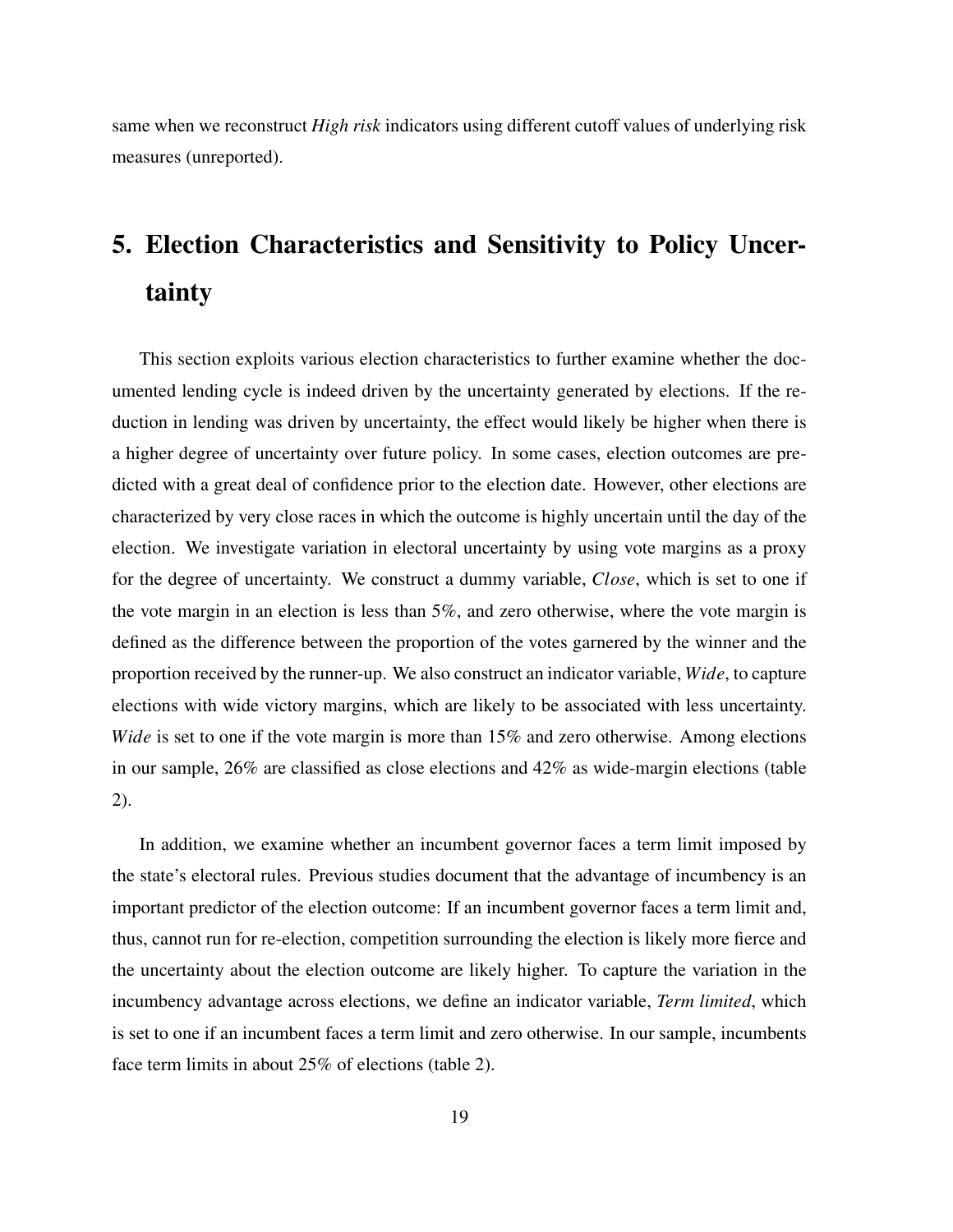same when we reconstruct *High risk* indicators using different cutoff values of underlying risk measures (unreported).

# 5. Election Characteristics and Sensitivity to Policy Uncertainty

This section exploits various election characteristics to further examine whether the documented lending cycle is indeed driven by the uncertainty generated by elections. If the reduction in lending was driven by uncertainty, the effect would likely be higher when there is a higher degree of uncertainty over future policy. In some cases, election outcomes are predicted with a great deal of confidence prior to the election date. However, other elections are characterized by very close races in which the outcome is highly uncertain until the day of the election. We investigate variation in electoral uncertainty by using vote margins as a proxy for the degree of uncertainty. We construct a dummy variable, *Close*, which is set to one if the vote margin in an election is less than 5%, and zero otherwise, where the vote margin is defined as the difference between the proportion of the votes garnered by the winner and the proportion received by the runner-up. We also construct an indicator variable, *Wide*, to capture elections with wide victory margins, which are likely to be associated with less uncertainty. *Wide* is set to one if the vote margin is more than 15% and zero otherwise. Among elections in our sample, 26% are classified as close elections and 42% as wide-margin elections (table 2).

In addition, we examine whether an incumbent governor faces a term limit imposed by the state's electoral rules. Previous studies document that the advantage of incumbency is an important predictor of the election outcome: If an incumbent governor faces a term limit and, thus, cannot run for re-election, competition surrounding the election is likely more fierce and the uncertainty about the election outcome are likely higher. To capture the variation in the incumbency advantage across elections, we define an indicator variable, *Term limited*, which is set to one if an incumbent faces a term limit and zero otherwise. In our sample, incumbents face term limits in about 25% of elections (table 2).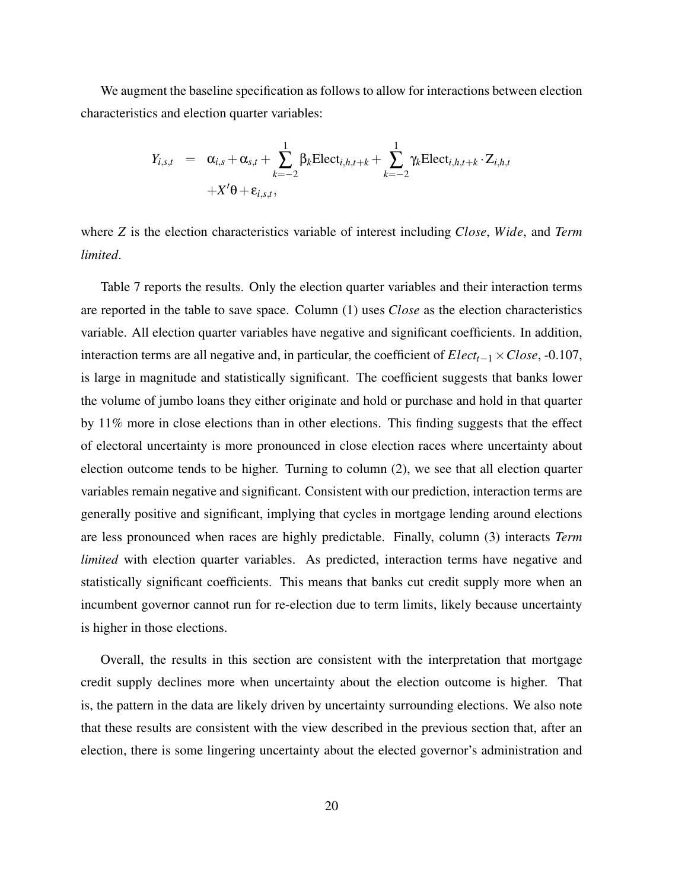We augment the baseline specification as follows to allow for interactions between election characteristics and election quarter variables:

$$
\begin{aligned}
Y_{i,s,t} &= \alpha_{i,s} + \alpha_{s,t} + \sum_{k=-2}^{1} \beta_k \text{Elect}_{i,h,t+k} + \sum_{k=-2}^{1} \gamma_k \text{Elect}_{i,h,t+k} \cdot \text{Z}_{i,h,t} \\
&\quad + X'\theta + \varepsilon_{i,s,t},
\end{aligned}
$$

where $Z$ is the election characteristics variable of interest including *Close*, *Wide*, and *Term limited*.

Table 7 reports the results. Only the election quarter variables and their interaction terms are reported in the table to save space. Column (1) uses *Close* as the election characteristics variable. All election quarter variables have negative and significant coefficients. In addition, interaction terms are all negative and, in particular, the coefficient of $Elect_{t-1} \times Close$, -0.107, is large in magnitude and statistically significant. The coefficient suggests that banks lower the volume of jumbo loans they either originate and hold or purchase and hold in that quarter by 11% more in close elections than in other elections. This finding suggests that the effect of electoral uncertainty is more pronounced in close election races where uncertainty about election outcome tends to be higher. Turning to column (2), we see that all election quarter variables remain negative and significant. Consistent with our prediction, interaction terms are generally positive and significant, implying that cycles in mortgage lending around elections are less pronounced when races are highly predictable. Finally, column (3) interacts *Term limited* with election quarter variables. As predicted, interaction terms have negative and statistically significant coefficients. This means that banks cut credit supply more when an incumbent governor cannot run for re-election due to term limits, likely because uncertainty is higher in those elections.

Overall, the results in this section are consistent with the interpretation that mortgage credit supply declines more when uncertainty about the election outcome is higher. That is, the pattern in the data are likely driven by uncertainty surrounding elections. We also note that these results are consistent with the view described in the previous section that, after an election, there is some lingering uncertainty about the elected governor's administration and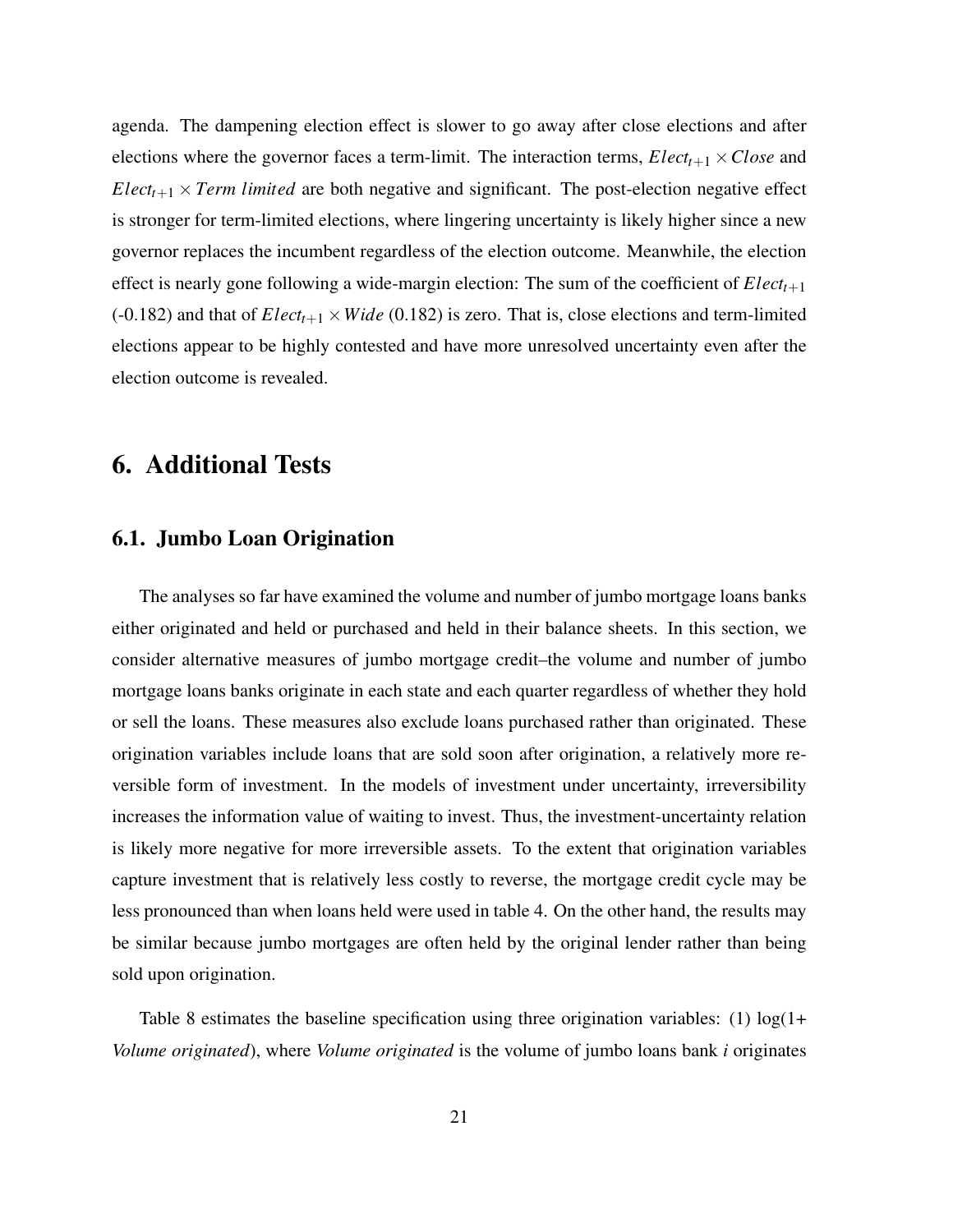agenda. The dampening election effect is slower to go away after close elections and after elections where the governor faces a term-limit. The interaction terms, $Elect_{t+1} \times Close$ and $Elect_{t+1} \times Term\ limited$ are both negative and significant. The post-election negative effect is stronger for term-limited elections, where lingering uncertainty is likely higher since a new governor replaces the incumbent regardless of the election outcome. Meanwhile, the election effect is nearly gone following a wide-margin election: The sum of the coefficient of $Elect_{t+1}$ (-0.182) and that of $Elect_{t+1} \times Wide$ (0.182) is zero. That is, close elections and term-limited elections appear to be highly contested and have more unresolved uncertainty even after the election outcome is revealed.

# 6. Additional Tests

## 6.1. Jumbo Loan Origination

The analyses so far have examined the volume and number of jumbo mortgage loans banks either originated and held or purchased and held in their balance sheets. In this section, we consider alternative measures of jumbo mortgage credit–the volume and number of jumbo mortgage loans banks originate in each state and each quarter regardless of whether they hold or sell the loans. These measures also exclude loans purchased rather than originated. These origination variables include loans that are sold soon after origination, a relatively more reversible form of investment. In the models of investment under uncertainty, irreversibility increases the information value of waiting to invest. Thus, the investment-uncertainty relation is likely more negative for more irreversible assets. To the extent that origination variables capture investment that is relatively less costly to reverse, the mortgage credit cycle may be less pronounced than when loans held were used in table 4. On the other hand, the results may be similar because jumbo mortgages are often held by the original lender rather than being sold upon origination.

Table 8 estimates the baseline specification using three origination variables: (1) log(1+ *Volume originated*), where *Volume originated* is the volume of jumbo loans bank *i* originates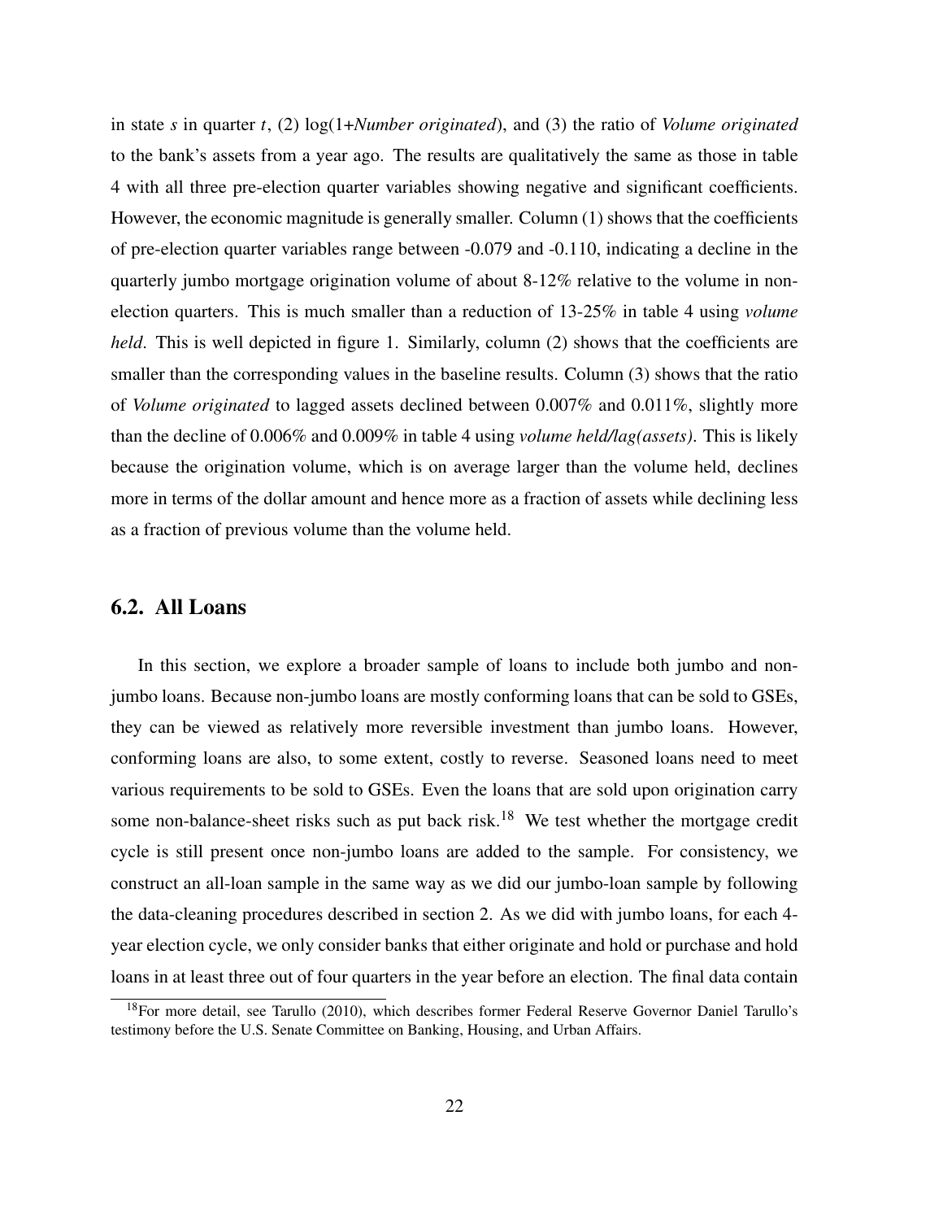in state $s$ in quarter $t$, (2) log(1+*Number originated*), and (3) the ratio of *Volume originated* to the bank's assets from a year ago. The results are qualitatively the same as those in table 4 with all three pre-election quarter variables showing negative and significant coefficients. However, the economic magnitude is generally smaller. Column (1) shows that the coefficients of pre-election quarter variables range between -0.079 and -0.110, indicating a decline in the quarterly jumbo mortgage origination volume of about 8-12% relative to the volume in non-election quarters. This is much smaller than a reduction of 13-25% in table 4 using *volume held*. This is well depicted in figure 1. Similarly, column (2) shows that the coefficients are smaller than the corresponding values in the baseline results. Column (3) shows that the ratio of *Volume originated* to lagged assets declined between 0.007% and 0.011%, slightly more than the decline of 0.006% and 0.009% in table 4 using *volume held/lag(assets)*. This is likely because the origination volume, which is on average larger than the volume held, declines more in terms of the dollar amount and hence more as a fraction of assets while declining less as a fraction of previous volume than the volume held.

## 6.2. All Loans

In this section, we explore a broader sample of loans to include both jumbo and non-jumbo loans. Because non-jumbo loans are mostly conforming loans that can be sold to GSEs, they can be viewed as relatively more reversible investment than jumbo loans. However, conforming loans are also, to some extent, costly to reverse. Seasoned loans need to meet various requirements to be sold to GSEs. Even the loans that are sold upon origination carry some non-balance-sheet risks such as put back risk.[18] We test whether the mortgage credit cycle is still present once non-jumbo loans are added to the sample. For consistency, we construct an all-loan sample in the same way as we did our jumbo-loan sample by following the data-cleaning procedures described in section 2. As we did with jumbo loans, for each 4-year election cycle, we only consider banks that either originate and hold or purchase and hold loans in at least three out of four quarters in the year before an election. The final data contain

[18] For more detail, see Tarullo (2010), which describes former Federal Reserve Governor Daniel Tarullo's testimony before the U.S. Senate Committee on Banking, Housing, and Urban Affairs.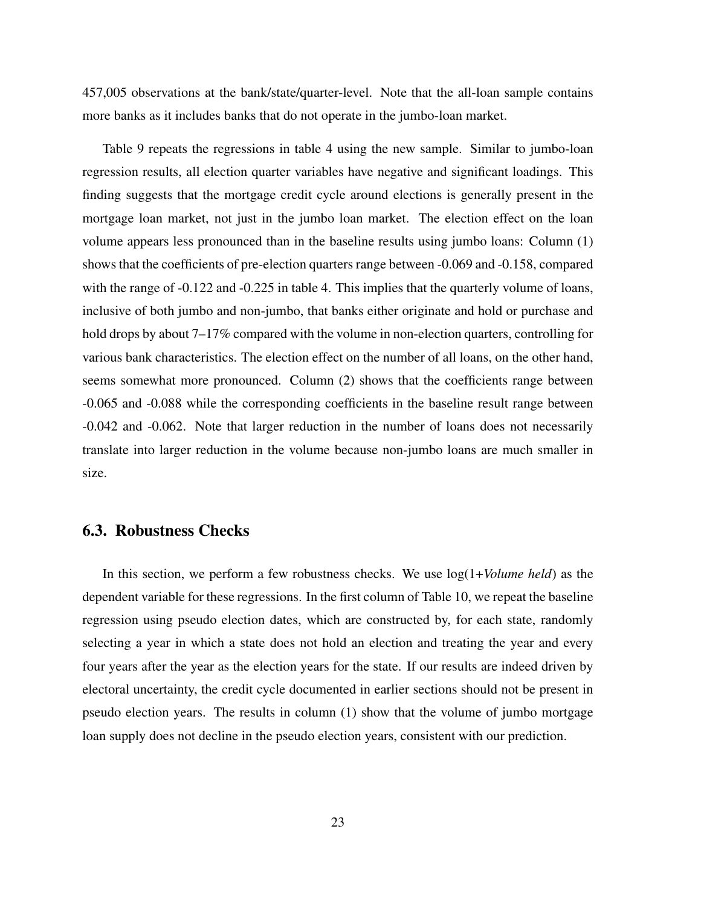457,005 observations at the bank/state/quarter-level. Note that the all-loan sample contains more banks as it includes banks that do not operate in the jumbo-loan market.

Table 9 repeats the regressions in table 4 using the new sample. Similar to jumbo-loan regression results, all election quarter variables have negative and significant loadings. This finding suggests that the mortgage credit cycle around elections is generally present in the mortgage loan market, not just in the jumbo loan market. The election effect on the loan volume appears less pronounced than in the baseline results using jumbo loans: Column (1) shows that the coefficients of pre-election quarters range between -0.069 and -0.158, compared with the range of -0.122 and -0.225 in table 4. This implies that the quarterly volume of loans, inclusive of both jumbo and non-jumbo, that banks either originate and hold or purchase and hold drops by about 7–17% compared with the volume in non-election quarters, controlling for various bank characteristics. The election effect on the number of all loans, on the other hand, seems somewhat more pronounced. Column (2) shows that the coefficients range between -0.065 and -0.088 while the corresponding coefficients in the baseline result range between -0.042 and -0.062. Note that larger reduction in the number of loans does not necessarily translate into larger reduction in the volume because non-jumbo loans are much smaller in size.

## 6.3. Robustness Checks

In this section, we perform a few robustness checks. We use log(1+*Volume held*) as the dependent variable for these regressions. In the first column of Table 10, we repeat the baseline regression using pseudo election dates, which are constructed by, for each state, randomly selecting a year in which a state does not hold an election and treating the year and every four years after the year as the election years for the state. If our results are indeed driven by electoral uncertainty, the credit cycle documented in earlier sections should not be present in pseudo election years. The results in column (1) show that the volume of jumbo mortgage loan supply does not decline in the pseudo election years, consistent with our prediction.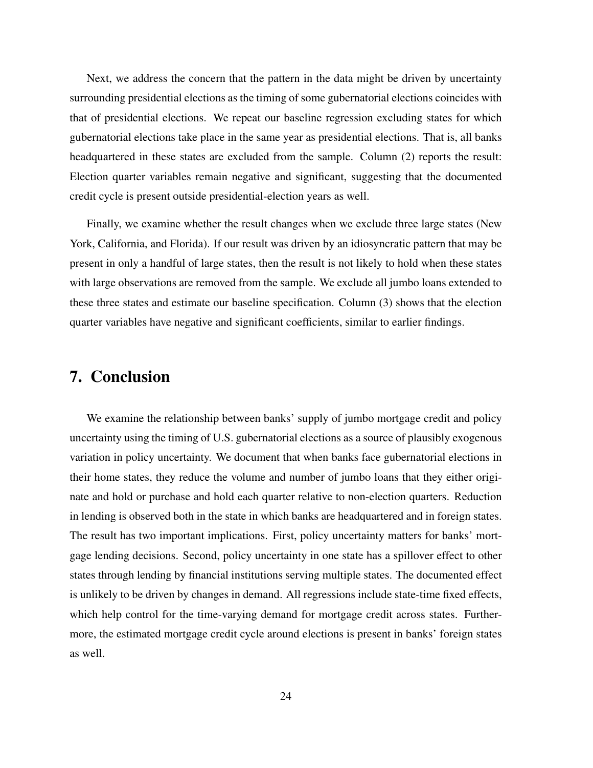Next, we address the concern that the pattern in the data might be driven by uncertainty surrounding presidential elections as the timing of some gubernatorial elections coincides with that of presidential elections. We repeat our baseline regression excluding states for which gubernatorial elections take place in the same year as presidential elections. That is, all banks headquartered in these states are excluded from the sample. Column (2) reports the result: Election quarter variables remain negative and significant, suggesting that the documented credit cycle is present outside presidential-election years as well.

Finally, we examine whether the result changes when we exclude three large states (New York, California, and Florida). If our result was driven by an idiosyncratic pattern that may be present in only a handful of large states, then the result is not likely to hold when these states with large observations are removed from the sample. We exclude all jumbo loans extended to these three states and estimate our baseline specification. Column (3) shows that the election quarter variables have negative and significant coefficients, similar to earlier findings.

# 7. Conclusion

We examine the relationship between banks' supply of jumbo mortgage credit and policy uncertainty using the timing of U.S. gubernatorial elections as a source of plausibly exogenous variation in policy uncertainty. We document that when banks face gubernatorial elections in their home states, they reduce the volume and number of jumbo loans that they either originate and hold or purchase and hold each quarter relative to non-election quarters. Reduction in lending is observed both in the state in which banks are headquartered and in foreign states. The result has two important implications. First, policy uncertainty matters for banks' mortgage lending decisions. Second, policy uncertainty in one state has a spillover effect to other states through lending by financial institutions serving multiple states. The documented effect is unlikely to be driven by changes in demand. All regressions include state-time fixed effects, which help control for the time-varying demand for mortgage credit across states. Furthermore, the estimated mortgage credit cycle around elections is present in banks' foreign states as well.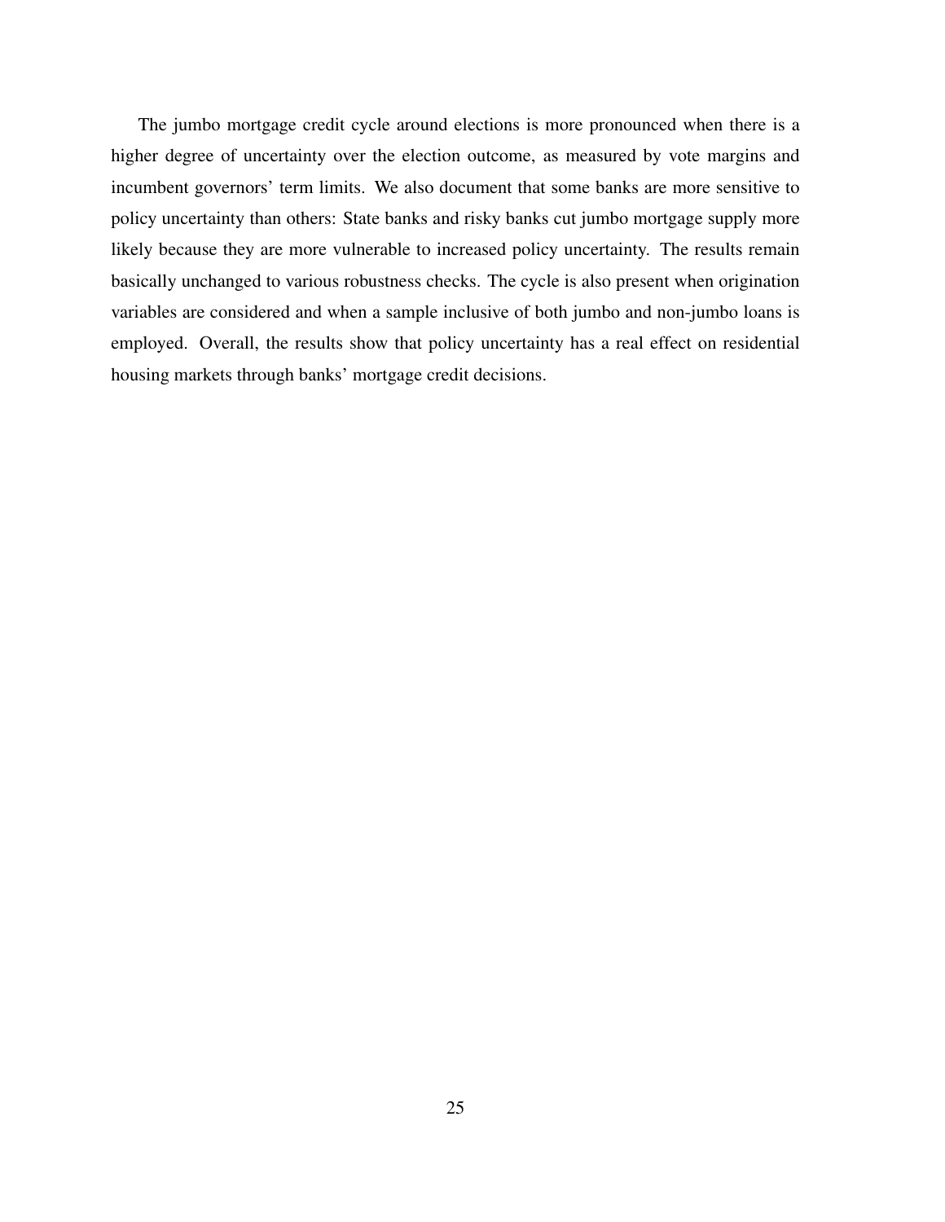The jumbo mortgage credit cycle around elections is more pronounced when there is a higher degree of uncertainty over the election outcome, as measured by vote margins and incumbent governors' term limits. We also document that some banks are more sensitive to policy uncertainty than others: State banks and risky banks cut jumbo mortgage supply more likely because they are more vulnerable to increased policy uncertainty. The results remain basically unchanged to various robustness checks. The cycle is also present when origination variables are considered and when a sample inclusive of both jumbo and non-jumbo loans is employed. Overall, the results show that policy uncertainty has a real effect on residential housing markets through banks' mortgage credit decisions.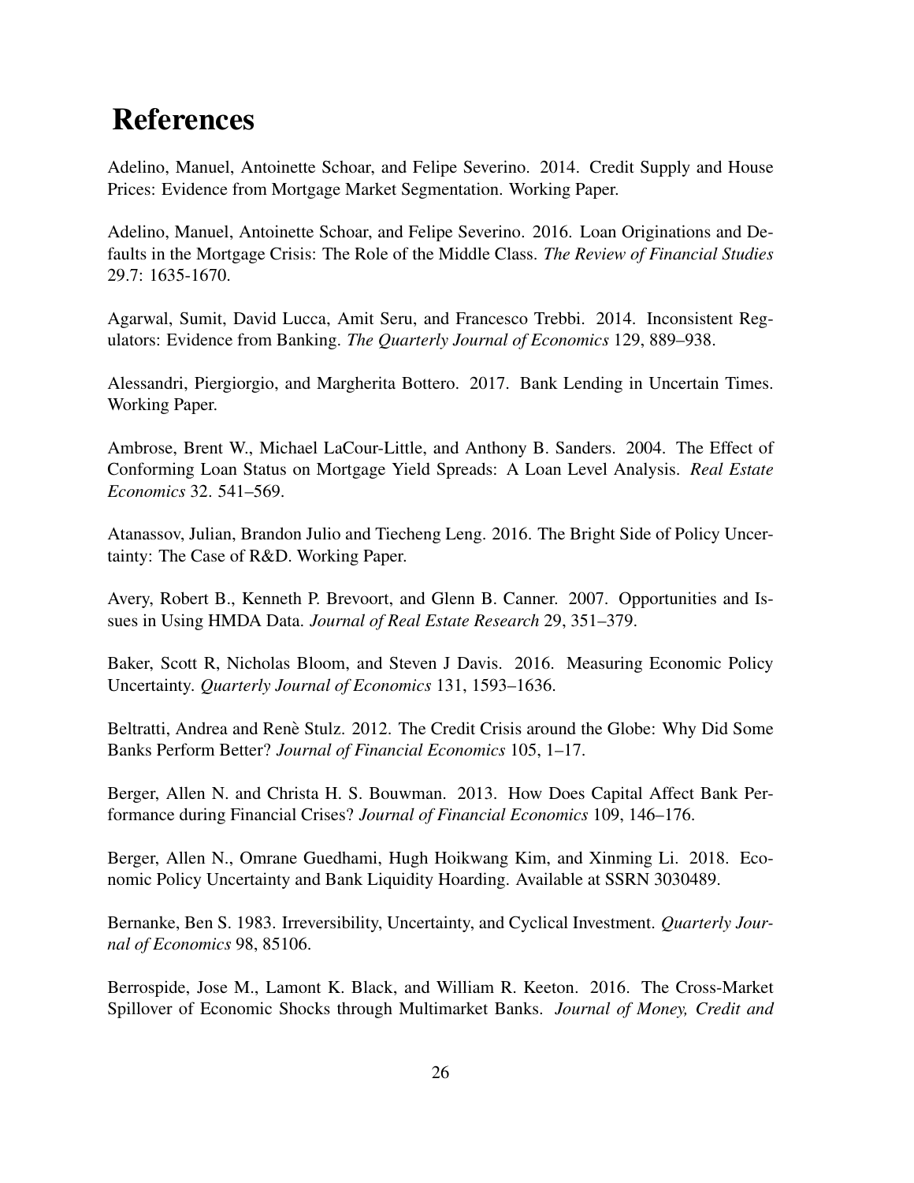# References

Adelino, Manuel, Antoinette Schoar, and Felipe Severino. 2014. Credit Supply and House Prices: Evidence from Mortgage Market Segmentation. Working Paper.

Adelino, Manuel, Antoinette Schoar, and Felipe Severino. 2016. Loan Originations and Defaults in the Mortgage Crisis: The Role of the Middle Class. *The Review of Financial Studies* 29.7: 1635-1670.

Agarwal, Sumit, David Lucca, Amit Seru, and Francesco Trebbi. 2014. Inconsistent Regulators: Evidence from Banking. *The Quarterly Journal of Economics* 129, 889–938.

Alessandri, Piergiorgio, and Margherita Bottero. 2017. Bank Lending in Uncertain Times. Working Paper.

Ambrose, Brent W., Michael LaCour-Little, and Anthony B. Sanders. 2004. The Effect of Conforming Loan Status on Mortgage Yield Spreads: A Loan Level Analysis. *Real Estate Economics* 32. 541–569.

Atanassov, Julian, Brandon Julio and Tiecheng Leng. 2016. The Bright Side of Policy Uncertainty: The Case of R&D. Working Paper.

Avery, Robert B., Kenneth P. Brevoort, and Glenn B. Canner. 2007. Opportunities and Issues in Using HMDA Data. *Journal of Real Estate Research* 29, 351–379.

Baker, Scott R, Nicholas Bloom, and Steven J Davis. 2016. Measuring Economic Policy Uncertainty. *Quarterly Journal of Economics* 131, 1593–1636.

Beltratti, Andrea and Renè Stulz. 2012. The Credit Crisis around the Globe: Why Did Some Banks Perform Better? *Journal of Financial Economics* 105, 1–17.

Berger, Allen N. and Christa H. S. Bouwman. 2013. How Does Capital Affect Bank Performance during Financial Crises? *Journal of Financial Economics* 109, 146–176.

Berger, Allen N., Omrane Guedhami, Hugh Hoikwang Kim, and Xinming Li. 2018. Economic Policy Uncertainty and Bank Liquidity Hoarding. Available at SSRN 3030489.

Bernanke, Ben S. 1983. Irreversibility, Uncertainty, and Cyclical Investment. *Quarterly Journal of Economics* 98, 85106.

Berrospide, Jose M., Lamont K. Black, and William R. Keeton. 2016. The Cross-Market Spillover of Economic Shocks through Multimarket Banks. *Journal of Money, Credit and*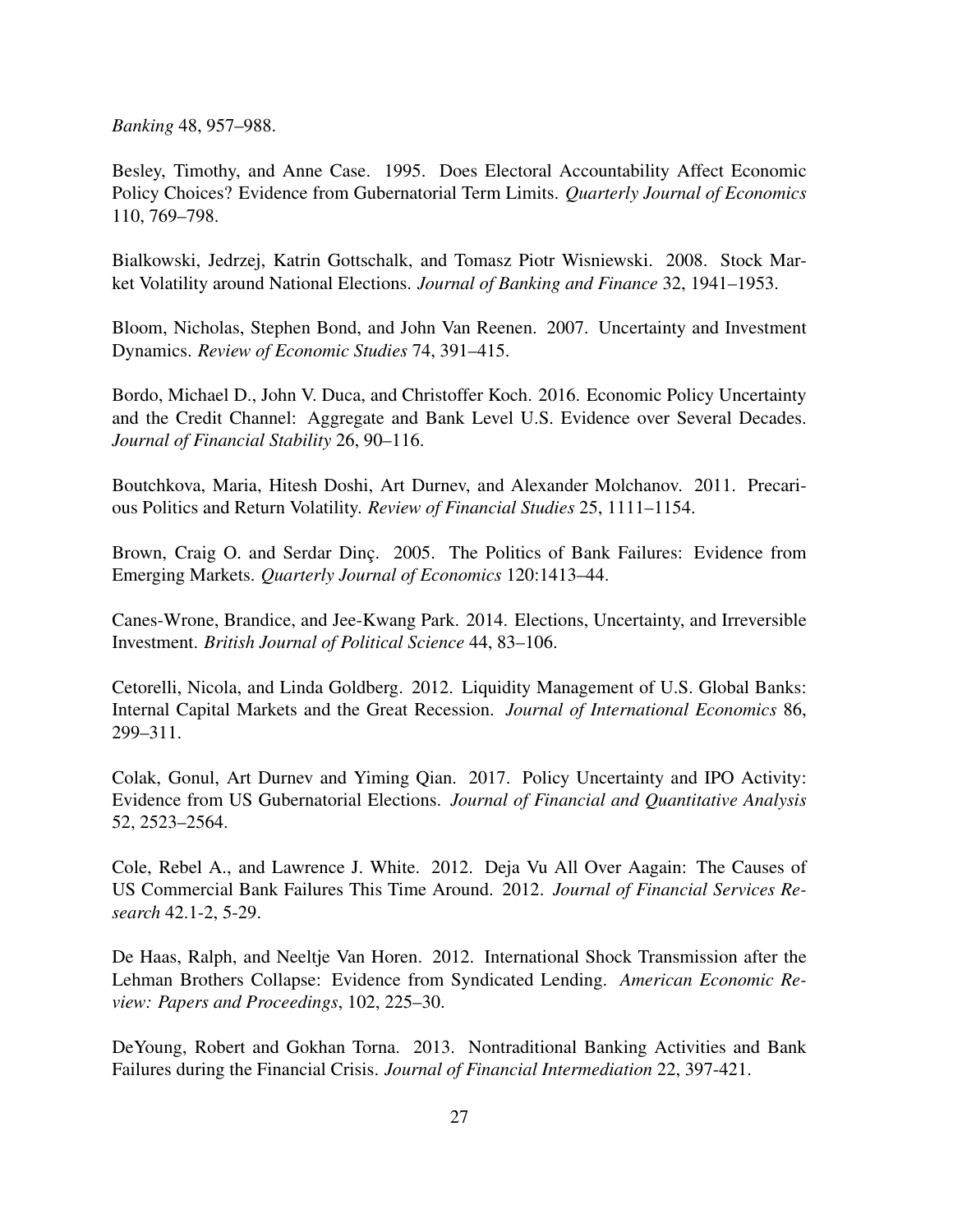*Banking* 48, 957–988.

Besley, Timothy, and Anne Case. 1995. Does Electoral Accountability Affect Economic Policy Choices? Evidence from Gubernatorial Term Limits. *Quarterly Journal of Economics* 110, 769–798.

Bialkowski, Jedrzej, Katrin Gottschalk, and Tomasz Piotr Wisniewski. 2008. Stock Market Volatility around National Elections. *Journal of Banking and Finance* 32, 1941–1953.

Bloom, Nicholas, Stephen Bond, and John Van Reenen. 2007. Uncertainty and Investment Dynamics. *Review of Economic Studies* 74, 391–415.

Bordo, Michael D., John V. Duca, and Christoffer Koch. 2016. Economic Policy Uncertainty and the Credit Channel: Aggregate and Bank Level U.S. Evidence over Several Decades. *Journal of Financial Stability* 26, 90–116.

Boutchkova, Maria, Hitesh Doshi, Art Durnev, and Alexander Molchanov. 2011. Precarious Politics and Return Volatility. *Review of Financial Studies* 25, 1111–1154.

Brown, Craig O. and Serdar Dinç. 2005. The Politics of Bank Failures: Evidence from Emerging Markets. *Quarterly Journal of Economics* 120:1413–44.

Canes-Wrone, Brandice, and Jee-Kwang Park. 2014. Elections, Uncertainty, and Irreversible Investment. *British Journal of Political Science* 44, 83–106.

Cetorelli, Nicola, and Linda Goldberg. 2012. Liquidity Management of U.S. Global Banks: Internal Capital Markets and the Great Recession. *Journal of International Economics* 86, 299–311.

Colak, Gonul, Art Durnev and Yiming Qian. 2017. Policy Uncertainty and IPO Activity: Evidence from US Gubernatorial Elections. *Journal of Financial and Quantitative Analysis* 52, 2523–2564.

Cole, Rebel A., and Lawrence J. White. 2012. Deja Vu All Over Aagain: The Causes of US Commercial Bank Failures This Time Around. 2012. *Journal of Financial Services Research* 42.1-2, 5-29.

De Haas, Ralph, and Neeltje Van Horen. 2012. International Shock Transmission after the Lehman Brothers Collapse: Evidence from Syndicated Lending. *American Economic Review: Papers and Proceedings*, 102, 225–30.

DeYoung, Robert and Gokhan Torna. 2013. Nontraditional Banking Activities and Bank Failures during the Financial Crisis. *Journal of Financial Intermediation* 22, 397-421.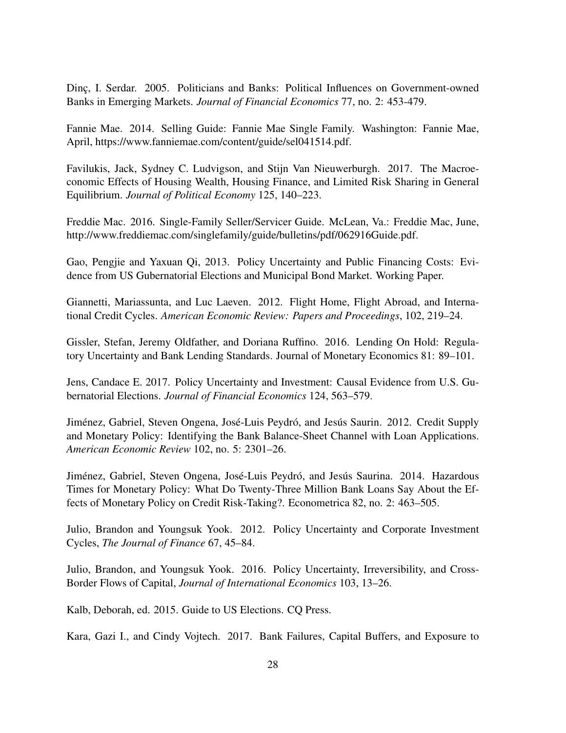Dinç, I. Serdar. 2005. Politicians and Banks: Political Influences on Government-owned Banks in Emerging Markets. *Journal of Financial Economics* 77, no. 2: 453-479.

Fannie Mae. 2014. Selling Guide: Fannie Mae Single Family. Washington: Fannie Mae, April, https://www.fanniemae.com/content/guide/sel041514.pdf.

Favilukis, Jack, Sydney C. Ludvigson, and Stijn Van Nieuwerburgh. 2017. The Macroeconomic Effects of Housing Wealth, Housing Finance, and Limited Risk Sharing in General Equilibrium. *Journal of Political Economy* 125, 140–223.

Freddie Mac. 2016. Single-Family Seller/Servicer Guide. McLean, Va.: Freddie Mac, June, http://www.freddiemac.com/singlefamily/guide/bulletins/pdf/062916Guide.pdf.

Gao, Pengjie and Yaxuan Qi, 2013. Policy Uncertainty and Public Financing Costs: Evidence from US Gubernatorial Elections and Municipal Bond Market. Working Paper.

Giannetti, Mariassunta, and Luc Laeven. 2012. Flight Home, Flight Abroad, and International Credit Cycles. *American Economic Review: Papers and Proceedings*, 102, 219–24.

Gissler, Stefan, Jeremy Oldfather, and Doriana Ruffino. 2016. Lending On Hold: Regulatory Uncertainty and Bank Lending Standards. Journal of Monetary Economics 81: 89–101.

Jens, Candace E. 2017. Policy Uncertainty and Investment: Causal Evidence from U.S. Gubernatorial Elections. *Journal of Financial Economics* 124, 563–579.

Jiménez, Gabriel, Steven Ongena, José-Luis Peydró, and Jesús Saurin. 2012. Credit Supply and Monetary Policy: Identifying the Bank Balance-Sheet Channel with Loan Applications. *American Economic Review* 102, no. 5: 2301–26.

Jiménez, Gabriel, Steven Ongena, José-Luis Peydró, and Jesús Saurina. 2014. Hazardous Times for Monetary Policy: What Do Twenty-Three Million Bank Loans Say About the Effects of Monetary Policy on Credit Risk-Taking?. Econometrica 82, no. 2: 463–505.

Julio, Brandon and Youngsuk Yook. 2012. Policy Uncertainty and Corporate Investment Cycles, *The Journal of Finance* 67, 45–84.

Julio, Brandon, and Youngsuk Yook. 2016. Policy Uncertainty, Irreversibility, and Cross-Border Flows of Capital, *Journal of International Economics* 103, 13–26.

Kalb, Deborah, ed. 2015. Guide to US Elections. CQ Press.

Kara, Gazi I., and Cindy Vojtech. 2017. Bank Failures, Capital Buffers, and Exposure to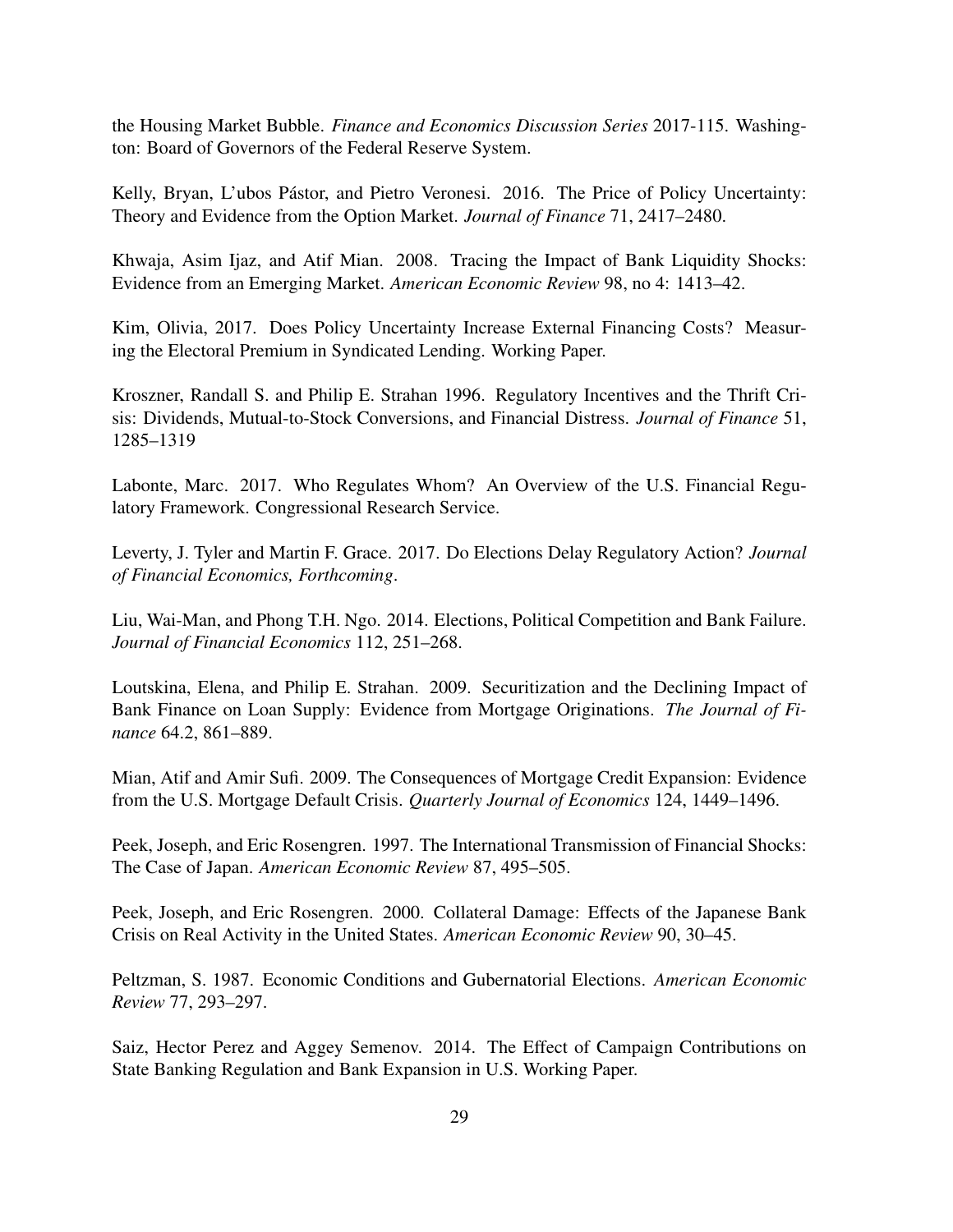the Housing Market Bubble. *Finance and Economics Discussion Series* 2017-115. Washington: Board of Governors of the Federal Reserve System.

Kelly, Bryan, L'ubos Pástor, and Pietro Veronesi. 2016. The Price of Policy Uncertainty: Theory and Evidence from the Option Market. *Journal of Finance* 71, 2417–2480.

Khwaja, Asim Ijaz, and Atif Mian. 2008. Tracing the Impact of Bank Liquidity Shocks: Evidence from an Emerging Market. *American Economic Review* 98, no 4: 1413–42.

Kim, Olivia, 2017. Does Policy Uncertainty Increase External Financing Costs? Measuring the Electoral Premium in Syndicated Lending. Working Paper.

Kroszner, Randall S. and Philip E. Strahan 1996. Regulatory Incentives and the Thrift Crisis: Dividends, Mutual-to-Stock Conversions, and Financial Distress. *Journal of Finance* 51, 1285–1319

Labonte, Marc. 2017. Who Regulates Whom? An Overview of the U.S. Financial Regulatory Framework. Congressional Research Service.

Leverty, J. Tyler and Martin F. Grace. 2017. Do Elections Delay Regulatory Action? *Journal of Financial Economics, Forthcoming*.

Liu, Wai-Man, and Phong T.H. Ngo. 2014. Elections, Political Competition and Bank Failure. *Journal of Financial Economics* 112, 251–268.

Loutskina, Elena, and Philip E. Strahan. 2009. Securitization and the Declining Impact of Bank Finance on Loan Supply: Evidence from Mortgage Originations. *The Journal of Finance* 64.2, 861–889.

Mian, Atif and Amir Sufi. 2009. The Consequences of Mortgage Credit Expansion: Evidence from the U.S. Mortgage Default Crisis. *Quarterly Journal of Economics* 124, 1449–1496.

Peek, Joseph, and Eric Rosengren. 1997. The International Transmission of Financial Shocks: The Case of Japan. *American Economic Review* 87, 495–505.

Peek, Joseph, and Eric Rosengren. 2000. Collateral Damage: Effects of the Japanese Bank Crisis on Real Activity in the United States. *American Economic Review* 90, 30–45.

Peltzman, S. 1987. Economic Conditions and Gubernatorial Elections. *American Economic Review* 77, 293–297.

Saiz, Hector Perez and Aggey Semenov. 2014. The Effect of Campaign Contributions on State Banking Regulation and Bank Expansion in U.S. Working Paper.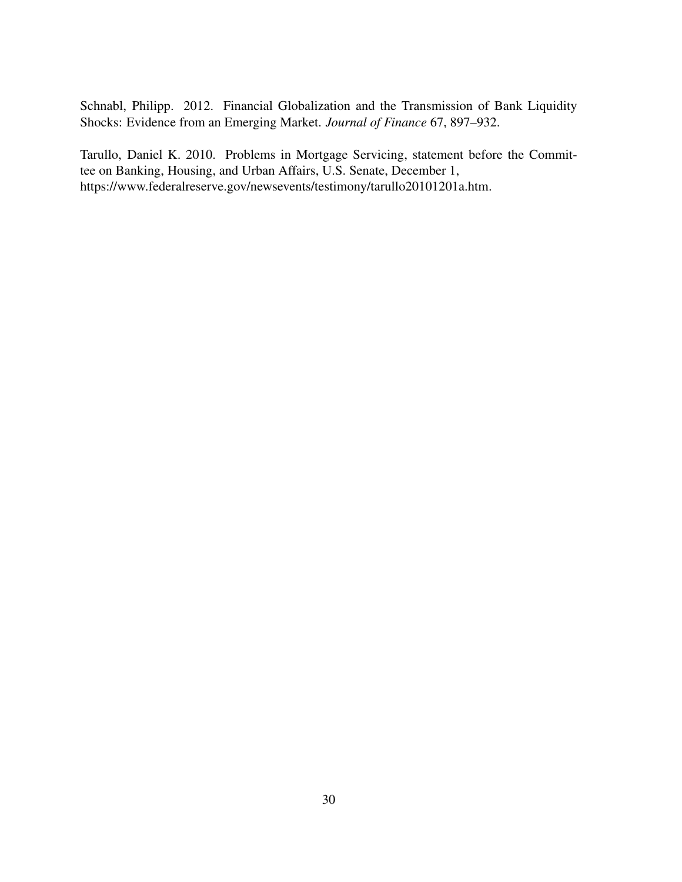Schnabl, Philipp. 2012. Financial Globalization and the Transmission of Bank Liquidity Shocks: Evidence from an Emerging Market. *Journal of Finance* 67, 897–932.

Tarullo, Daniel K. 2010. Problems in Mortgage Servicing, statement before the Committee on Banking, Housing, and Urban Affairs, U.S. Senate, December 1, https://www.federalreserve.gov/newsevents/testimony/tarullo20101201a.htm.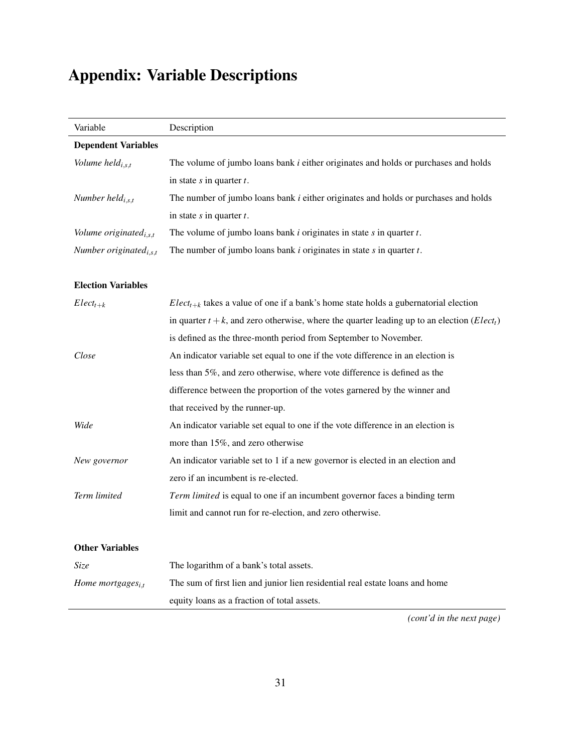# Appendix: Variable Descriptions

| Variable | Description |
|---|---|
| **Dependent Variables** | |
| *Volume held*$_{i,s,t}$ | The volume of jumbo loans bank *i* either originates and holds or purchases and holds in state *s* in quarter *t*. |
| *Number held*$_{i,s,t}$ | The number of jumbo loans bank *i* either originates and holds or purchases and holds in state *s* in quarter *t*. |
| *Volume originated*$_{i,s,t}$ | The volume of jumbo loans bank *i* originates in state *s* in quarter *t*. |
| *Number originated*$_{i,s,t}$ | The number of jumbo loans bank *i* originates in state *s* in quarter *t*. |
| **Election Variables** | |
| $Elect_{t+k}$ | $Elect_{t+k}$ takes a value of one if a bank's home state holds a gubernatorial election in quarter $t+k$, and zero otherwise, where the quarter leading up to an election ($Elect_t$) is defined as the three-month period from September to November. |
| *Close* | An indicator variable set equal to one if the vote difference in an election is less than 5%, and zero otherwise, where vote difference is defined as the difference between the proportion of the votes garnered by the winner and that received by the runner-up. |
| *Wide* | An indicator variable set equal to one if the vote difference in an election is more than 15%, and zero otherwise |
| *New governor* | An indicator variable set to 1 if a new governor is elected in an election and zero if an incumbent is re-elected. |
| *Term limited* | *Term limited* is equal to one if an incumbent governor faces a binding term limit and cannot run for re-election, and zero otherwise. |
| **Other Variables** | |
| *Size* | The logarithm of a bank's total assets. |
| *Home mortgages*$_{i,t}$ | The sum of first lien and junior lien residential real estate loans and home equity loans as a fraction of total assets. |

*(cont'd in the next page)*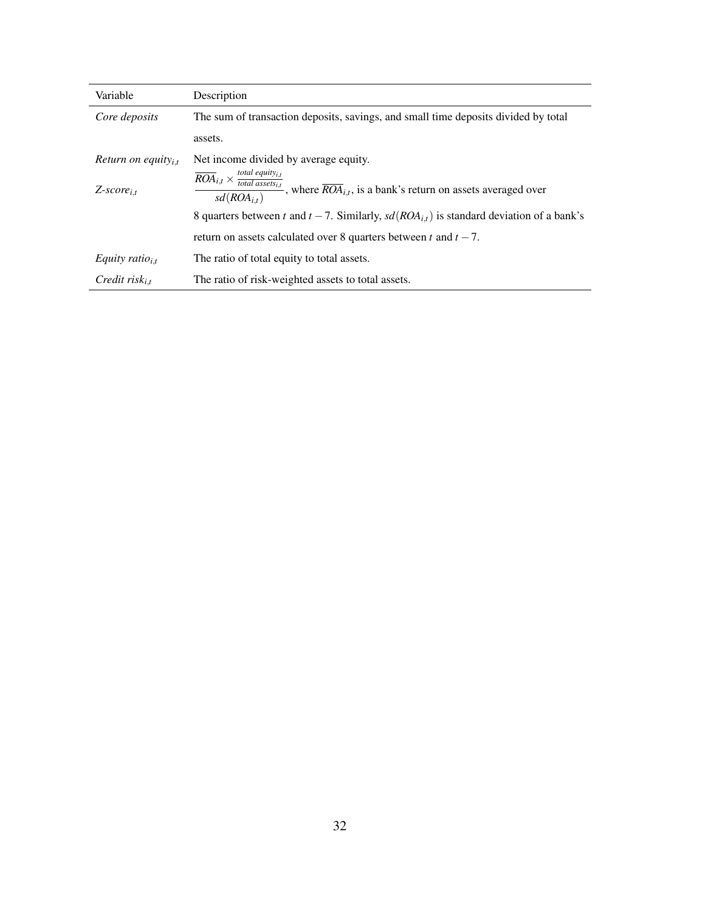| Variable | Description |
| --- | --- |
| *Core deposits* | The sum of transaction deposits, savings, and small time deposits divided by total assets. |
| *Return on equity*$_{i,t}$ | Net income divided by average equity. |
| *Z-score*$_{i,t}$ | $\frac{\overline{ROA}_{i,t} \times \frac{total\ equity_{i,t}}{total\ assets_{i,t}}}{sd(ROA_{i,t})}$, where $\overline{ROA}_{i,t}$, is a bank's return on assets averaged over 8 quarters between $t$ and $t-7$. Similarly, $sd(ROA_{i,t})$ is standard deviation of a bank's return on assets calculated over 8 quarters between $t$ and $t-7$. |
| *Equity ratio*$_{i,t}$ | The ratio of total equity to total assets. |
| *Credit risk*$_{i,t}$ | The ratio of risk-weighted assets to total assets. |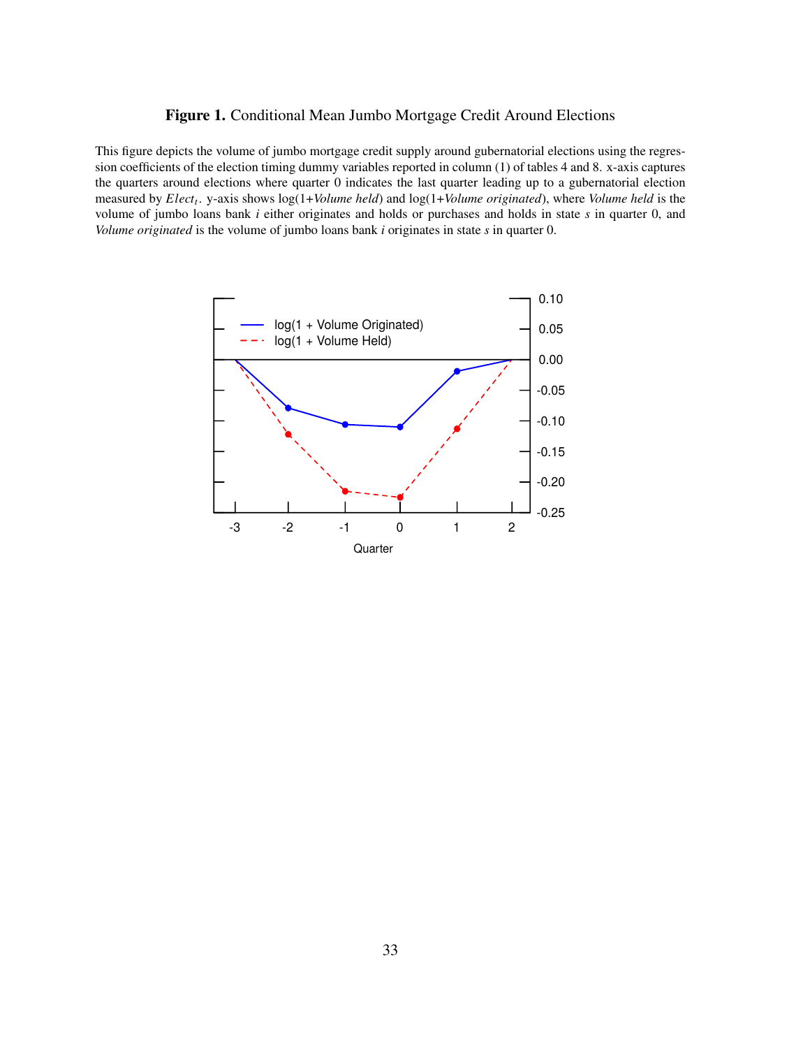**Figure 1.** Conditional Mean Jumbo Mortgage Credit Around Elections

This figure depicts the volume of jumbo mortgage credit supply around gubernatorial elections using the regression coefficients of the election timing dummy variables reported in column (1) of tables 4 and 8. x-axis captures the quarters around elections where quarter 0 indicates the last quarter leading up to a gubernatorial election measured by $Elect_t$. y-axis shows log(1+*Volume held*) and log(1+*Volume originated*), where *Volume held* is the volume of jumbo loans bank $i$ either originates and holds or purchases and holds in state $s$ in quarter 0, and *Volume originated* is the volume of jumbo loans bank $i$ originates in state $s$ in quarter 0.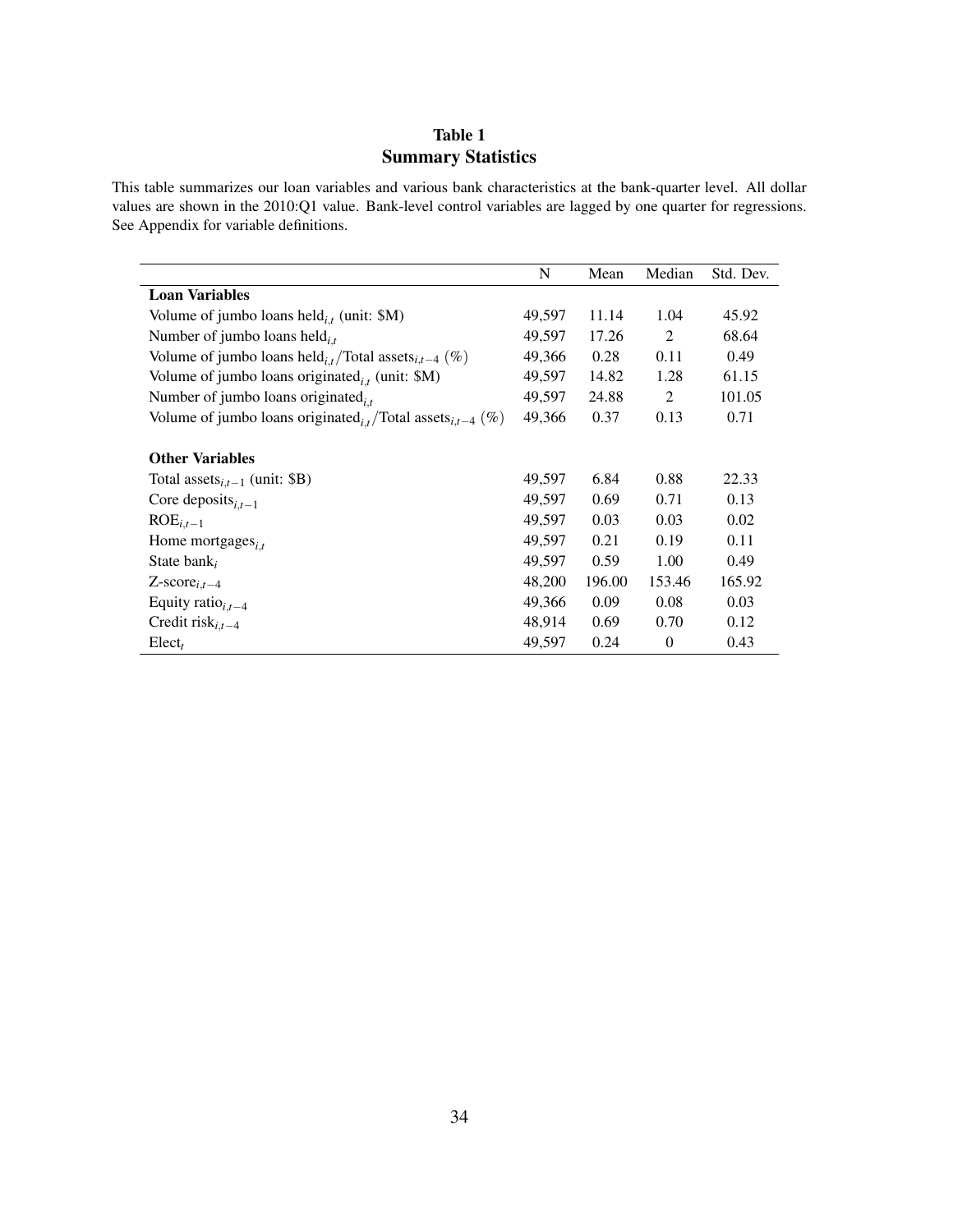# Table 1
## Summary Statistics

This table summarizes our loan variables and various bank characteristics at the bank-quarter level. All dollar values are shown in the 2010:Q1 value. Bank-level control variables are lagged by one quarter for regressions. See Appendix for variable definitions.

| | N | Mean | Median | Std. Dev. |
|---|---|---|---|---|
| **Loan Variables** | | | | |
| Volume of jumbo loans held$_{i,t}$ (unit: \$M) | 49,597 | 11.14 | 1.04 | 45.92 |
| Number of jumbo loans held$_{i,t}$ | 49,597 | 17.26 | 2 | 68.64 |
| Volume of jumbo loans held$_{i,t}$/Total assets$_{i,t-4}$ (%) | 49,366 | 0.28 | 0.11 | 0.49 |
| Volume of jumbo loans originated$_{i,t}$ (unit: \$M) | 49,597 | 14.82 | 1.28 | 61.15 |
| Number of jumbo loans originated$_{i,t}$ | 49,597 | 24.88 | 2 | 101.05 |
| Volume of jumbo loans originated$_{i,t}$/Total assets$_{i,t-4}$ (%) | 49,366 | 0.37 | 0.13 | 0.71 |
| **Other Variables** | | | | |
| Total assets$_{i,t-1}$ (unit: \$B) | 49,597 | 6.84 | 0.88 | 22.33 |
| Core deposits$_{i,t-1}$ | 49,597 | 0.69 | 0.71 | 0.13 |
| ROE$_{i,t-1}$ | 49,597 | 0.03 | 0.03 | 0.02 |
| Home mortgages$_{i,t}$ | 49,597 | 0.21 | 0.19 | 0.11 |
| State bank$_{i}$ | 49,597 | 0.59 | 1.00 | 0.49 |
| Z-score$_{i,t-4}$ | 48,200 | 196.00 | 153.46 | 165.92 |
| Equity ratio$_{i,t-4}$ | 49,366 | 0.09 | 0.08 | 0.03 |
| Credit risk$_{i,t-4}$ | 48,914 | 0.69 | 0.70 | 0.12 |
| Elect$_{t}$ | 49,597 | 0.24 | 0 | 0.43 |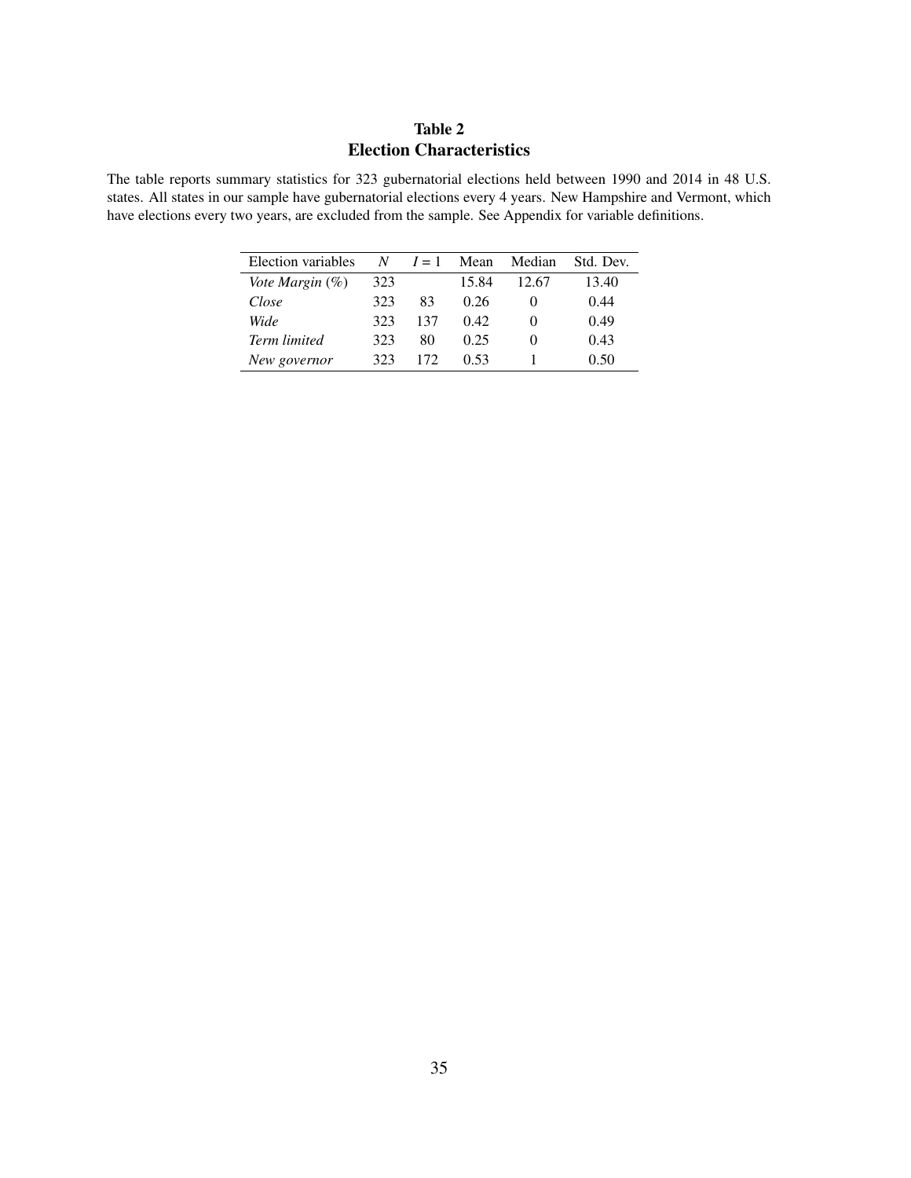# Table 2
## Election Characteristics

The table reports summary statistics for 323 gubernatorial elections held between 1990 and 2014 in 48 U.S. states. All states in our sample have gubernatorial elections every 4 years. New Hampshire and Vermont, which have elections every two years, are excluded from the sample. See Appendix for variable definitions.

| Election variables | $N$ | $I = 1$ | Mean | Median | Std. Dev. |
|---|---|---|---|---|---|
| *Vote Margin (%)* | 323 | | 15.84 | 12.67 | 13.40 |
| *Close* | 323 | 83 | 0.26 | 0 | 0.44 |
| *Wide* | 323 | 137 | 0.42 | 0 | 0.49 |
| *Term limited* | 323 | 80 | 0.25 | 0 | 0.43 |
| *New governor* | 323 | 172 | 0.53 | 1 | 0.50 |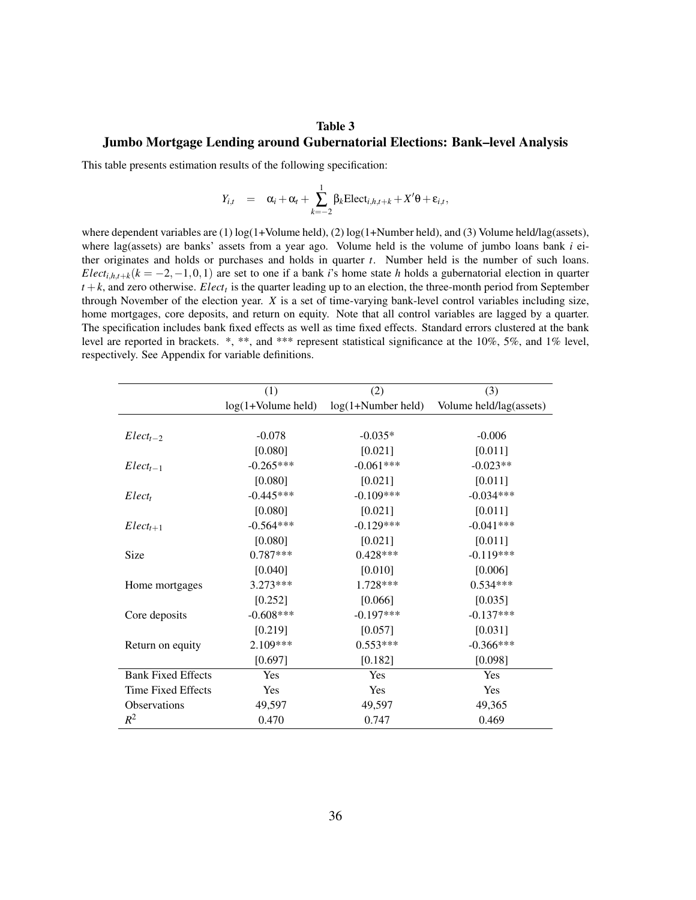# Table 3

## Jumbo Mortgage Lending around Gubernatorial Elections: Bank–level Analysis

This table presents estimation results of the following specification:

$$Y_{i,t} \quad = \quad \alpha_i + \alpha_t + \sum_{k=-2}^{1} \beta_k \text{Elect}_{i,h,t+k} + X'\theta + \varepsilon_{i,t},$$

where dependent variables are (1) log(1+Volume held), (2) log(1+Number held), and (3) Volume held/lag(assets), where lag(assets) are banks' assets from a year ago. Volume held is the volume of jumbo loans bank $i$ either originates and holds or purchases and holds in quarter $t$. Number held is the number of such loans. $Elect_{i,h,t+k}(k = -2,-1,0,1)$ are set to one if a bank $i$'s home state $h$ holds a gubernatorial election in quarter $t+k$, and zero otherwise. $Elect_t$ is the quarter leading up to an election, the three-month period from September through November of the election year. $X$ is a set of time-varying bank-level control variables including size, home mortgages, core deposits, and return on equity. Note that all control variables are lagged by a quarter. The specification includes bank fixed effects as well as time fixed effects. Standard errors clustered at the bank level are reported in brackets. *, **, and *** represent statistical significance at the 10%, 5%, and 1% level, respectively. See Appendix for variable definitions.

| | (1) | (2) | (3) |
|---|---|---|---|
| | log(1+Volume held) | log(1+Number held) | Volume held/lag(assets) |
| $Elect_{t-2}$ | -0.078 | -0.035* | -0.006 |
| | [0.080] | [0.021] | [0.011] |
| $Elect_{t-1}$ | -0.265*** | -0.061*** | -0.023** |
| | [0.080] | [0.021] | [0.011] |
| $Elect_t$ | -0.445*** | -0.109*** | -0.034*** |
| | [0.080] | [0.021] | [0.011] |
| $Elect_{t+1}$ | -0.564*** | -0.129*** | -0.041*** |
| | [0.080] | [0.021] | [0.011] |
| Size | 0.787*** | 0.428*** | -0.119*** |
| | [0.040] | [0.010] | [0.006] |
| Home mortgages | 3.273*** | 1.728*** | 0.534*** |
| | [0.252] | [0.066] | [0.035] |
| Core deposits | -0.608*** | -0.197*** | -0.137*** |
| | [0.219] | [0.057] | [0.031] |
| Return on equity | 2.109*** | 0.553*** | -0.366*** |
| | [0.697] | [0.182] | [0.098] |
| Bank Fixed Effects | Yes | Yes | Yes |
| Time Fixed Effects | Yes | Yes | Yes |
| Observations | 49,597 | 49,597 | 49,365 |
| $R^2$ | 0.470 | 0.747 | 0.469 |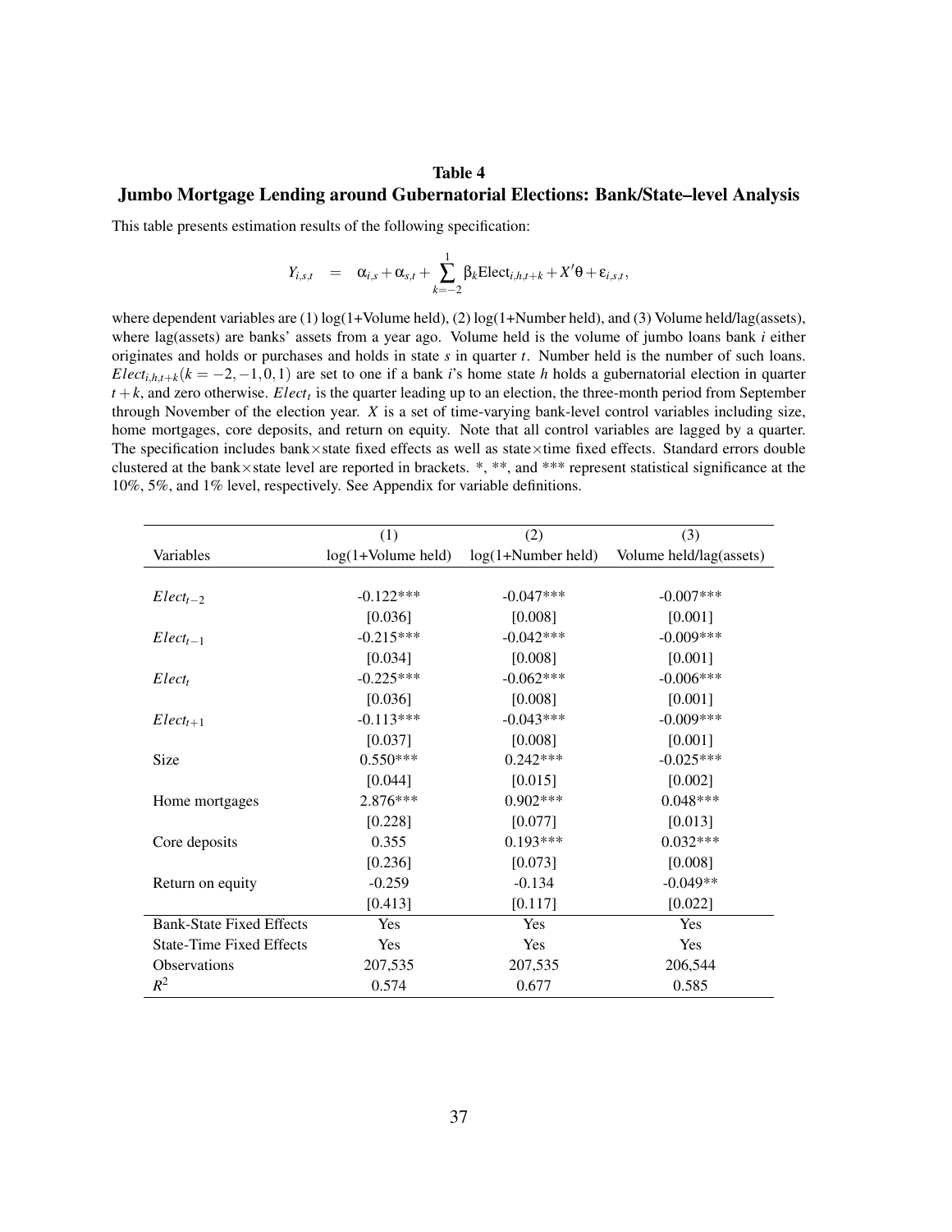## Table 4

## Jumbo Mortgage Lending around Gubernatorial Elections: Bank/State–level Analysis

This table presents estimation results of the following specification:

$$Y_{i,s,t} = \alpha_{i,s} + \alpha_{s,t} + \sum_{k=-2}^{1} \beta_k \text{Elect}_{i,h,t+k} + X'\theta + \varepsilon_{i,s,t},$$

where dependent variables are (1) log(1+Volume held), (2) log(1+Number held), and (3) Volume held/lag(assets), where lag(assets) are banks' assets from a year ago. Volume held is the volume of jumbo loans bank $i$ either originates and holds or purchases and holds in state $s$ in quarter $t$. Number held is the number of such loans. $Elect_{i,h,t+k} (k = -2, -1, 0, 1)$ are set to one if a bank $i$'s home state $h$ holds a gubernatorial election in quarter $t + k$, and zero otherwise. $Elect_t$ is the quarter leading up to an election, the three-month period from September through November of the election year. $X$ is a set of time-varying bank-level control variables including size, home mortgages, core deposits, and return on equity. Note that all control variables are lagged by a quarter. The specification includes bank×state fixed effects as well as state×time fixed effects. Standard errors double clustered at the bank×state level are reported in brackets. *, **, and *** represent statistical significance at the 10%, 5%, and 1% level, respectively. See Appendix for variable definitions.

| Variables | (1) log(1+Volume held) | (2) log(1+Number held) | (3) Volume held/lag(assets) |
|---|---|---|---|
| $Elect_{t-2}$ | -0.122*** | -0.047*** | -0.007*** |
| | [0.036] | [0.008] | [0.001] |
| $Elect_{t-1}$ | -0.215*** | -0.042*** | -0.009*** |
| | [0.034] | [0.008] | [0.001] |
| $Elect_t$ | -0.225*** | -0.062*** | -0.006*** |
| | [0.036] | [0.008] | [0.001] |
| $Elect_{t+1}$ | -0.113*** | -0.043*** | -0.009*** |
| | [0.037] | [0.008] | [0.001] |
| Size | 0.550*** | 0.242*** | -0.025*** |
| | [0.044] | [0.015] | [0.002] |
| Home mortgages | 2.876*** | 0.902*** | 0.048*** |
| | [0.228] | [0.077] | [0.013] |
| Core deposits | 0.355 | 0.193*** | 0.032*** |
| | [0.236] | [0.073] | [0.008] |
| Return on equity | -0.259 | -0.134 | -0.049** |
| | [0.413] | [0.117] | [0.022] |
| Bank-State Fixed Effects | Yes | Yes | Yes |
| State-Time Fixed Effects | Yes | Yes | Yes |
| Observations | 207,535 | 207,535 | 206,544 |
| $R^2$ | 0.574 | 0.677 | 0.585 |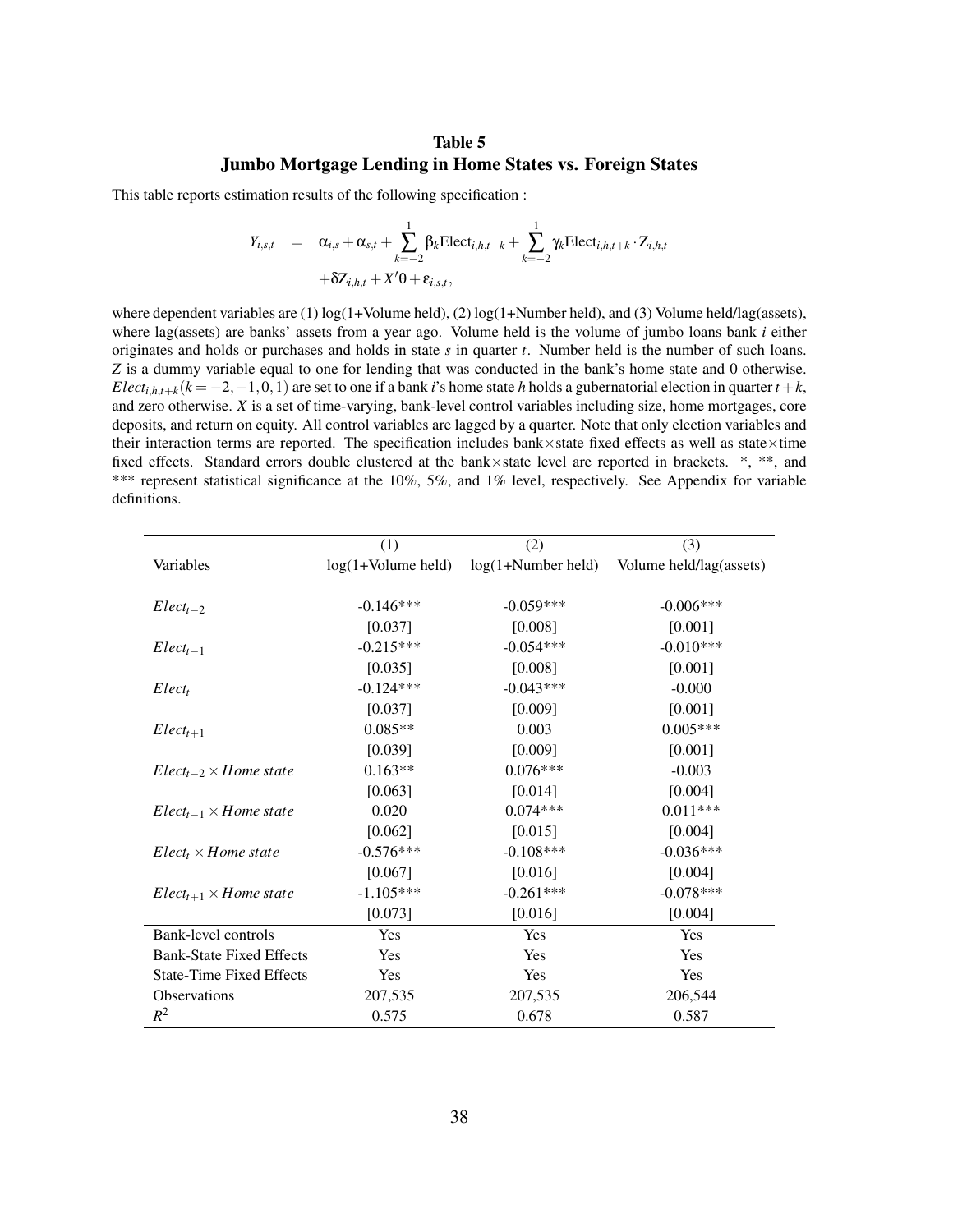# Table 5
## Jumbo Mortgage Lending in Home States vs. Foreign States

This table reports estimation results of the following specification :

$$
\begin{aligned}
Y_{i,s,t} \quad = \quad & \alpha_{i,s} + \alpha_{s,t} + \sum_{k=-2}^{1} \beta_k \text{Elect}_{i,h,t+k} + \sum_{k=-2}^{1} \gamma_k \text{Elect}_{i,h,t+k} \cdot \text{Z}_{i,h,t} \\
& + \delta \text{Z}_{i,h,t} + X'\theta + \varepsilon_{i,s,t},
\end{aligned}
$$

where dependent variables are (1) log(1+Volume held), (2) log(1+Number held), and (3) Volume held/lag(assets), where lag(assets) are banks' assets from a year ago. Volume held is the volume of jumbo loans bank $i$ either originates and holds or purchases and holds in state $s$ in quarter $t$. Number held is the number of such loans. $Z$ is a dummy variable equal to one for lending that was conducted in the bank's home state and 0 otherwise. $Elect_{i,h,t+k} (k = -2, -1, 0, 1)$ are set to one if a bank $i$'s home state $h$ holds a gubernatorial election in quarter $t+k$, and zero otherwise. $X$ is a set of time-varying, bank-level control variables including size, home mortgages, core deposits, and return on equity. All control variables are lagged by a quarter. Note that only election variables and their interaction terms are reported. The specification includes bank×state fixed effects as well as state×time fixed effects. Standard errors double clustered at the bank×state level are reported in brackets. *, **, and *** represent statistical significance at the 10%, 5%, and 1% level, respectively. See Appendix for variable definitions.

| Variables | (1) log(1+Volume held) | (2) log(1+Number held) | (3) Volume held/lag(assets) |
|---|---|---|---|
| $Elect_{t-2}$ | -0.146*** | -0.059*** | -0.006*** |
| | [0.037] | [0.008] | [0.001] |
| $Elect_{t-1}$ | -0.215*** | -0.054*** | -0.010*** |
| | [0.035] | [0.008] | [0.001] |
| $Elect_{t}$ | -0.124*** | -0.043*** | -0.000 |
| | [0.037] | [0.009] | [0.001] |
| $Elect_{t+1}$ | 0.085** | 0.003 | 0.005*** |
| | [0.039] | [0.009] | [0.001] |
| $Elect_{t-2} \times Home\ state$ | 0.163** | 0.076*** | -0.003 |
| | [0.063] | [0.014] | [0.004] |
| $Elect_{t-1} \times Home\ state$ | 0.020 | 0.074*** | 0.011*** |
| | [0.062] | [0.015] | [0.004] |
| $Elect_{t} \times Home\ state$ | -0.576*** | -0.108*** | -0.036*** |
| | [0.067] | [0.016] | [0.004] |
| $Elect_{t+1} \times Home\ state$ | -1.105*** | -0.261*** | -0.078*** |
| | [0.073] | [0.016] | [0.004] |
| Bank-level controls | Yes | Yes | Yes |
| Bank-State Fixed Effects | Yes | Yes | Yes |
| State-Time Fixed Effects | Yes | Yes | Yes |
| Observations | 207,535 | 207,535 | 206,544 |
| $R^2$ | 0.575 | 0.678 | 0.587 |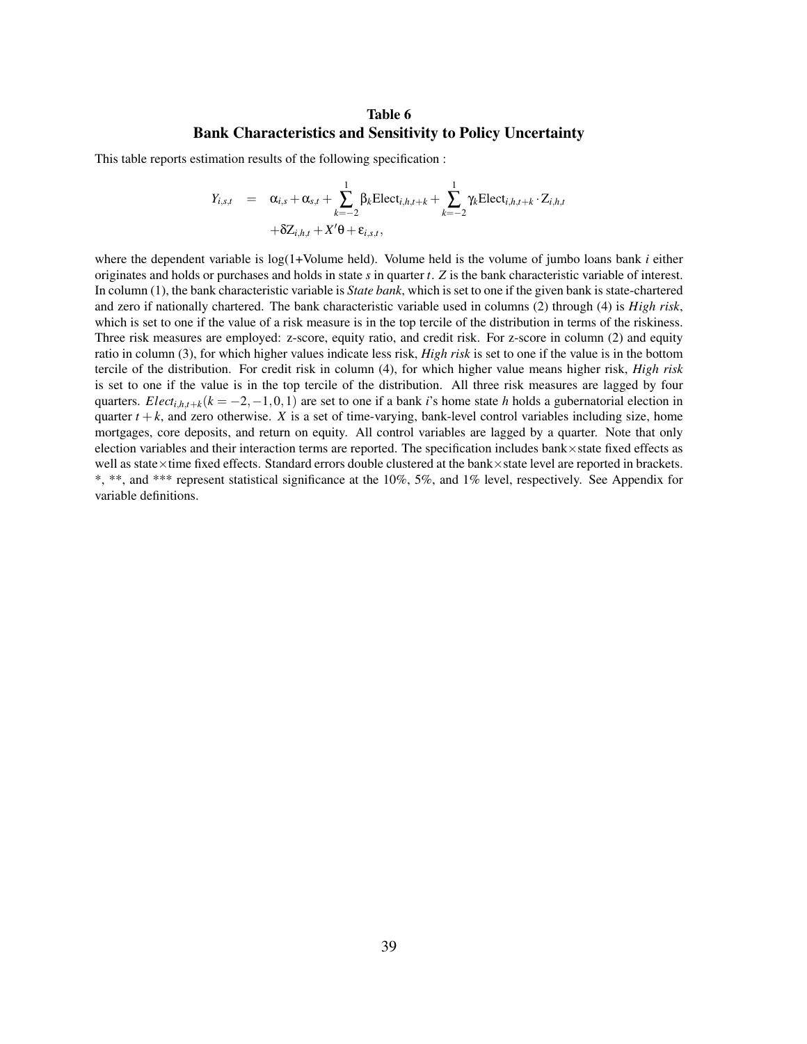# Table 6
## Bank Characteristics and Sensitivity to Policy Uncertainty

This table reports estimation results of the following specification :

$$
\begin{aligned}
Y_{i,s,t} &= \alpha_{i,s} + \alpha_{s,t} + \sum_{k=-2}^{1} \beta_k \text{Elect}_{i,h,t+k} + \sum_{k=-2}^{1} \gamma_k \text{Elect}_{i,h,t+k} \cdot Z_{i,h,t} \\
&\quad + \delta Z_{i,h,t} + X'\theta + \varepsilon_{i,s,t},
\end{aligned}
$$

where the dependent variable is log(1+Volume held). Volume held is the volume of jumbo loans bank $i$ either originates and holds or purchases and holds in state $s$ in quarter $t$. $Z$ is the bank characteristic variable of interest. In column (1), the bank characteristic variable is *State bank*, which is set to one if the given bank is state-chartered and zero if nationally chartered. The bank characteristic variable used in columns (2) through (4) is *High risk*, which is set to one if the value of a risk measure is in the top tercile of the distribution in terms of the riskiness. Three risk measures are employed: z-score, equity ratio, and credit risk. For z-score in column (2) and equity ratio in column (3), for which higher values indicate less risk, *High risk* is set to one if the value is in the bottom tercile of the distribution. For credit risk in column (4), for which higher value means higher risk, *High risk* is set to one if the value is in the top tercile of the distribution. All three risk measures are lagged by four quarters. $Elect_{i,h,t+k} (k = -2, -1, 0, 1)$ are set to one if a bank $i$'s home state $h$ holds a gubernatorial election in quarter $t+k$, and zero otherwise. $X$ is a set of time-varying, bank-level control variables including size, home mortgages, core deposits, and return on equity. All control variables are lagged by a quarter. Note that only election variables and their interaction terms are reported. The specification includes bank×state fixed effects as well as state×time fixed effects. Standard errors double clustered at the bank×state level are reported in brackets. *, **, and *** represent statistical significance at the 10%, 5%, and 1% level, respectively. See Appendix for variable definitions.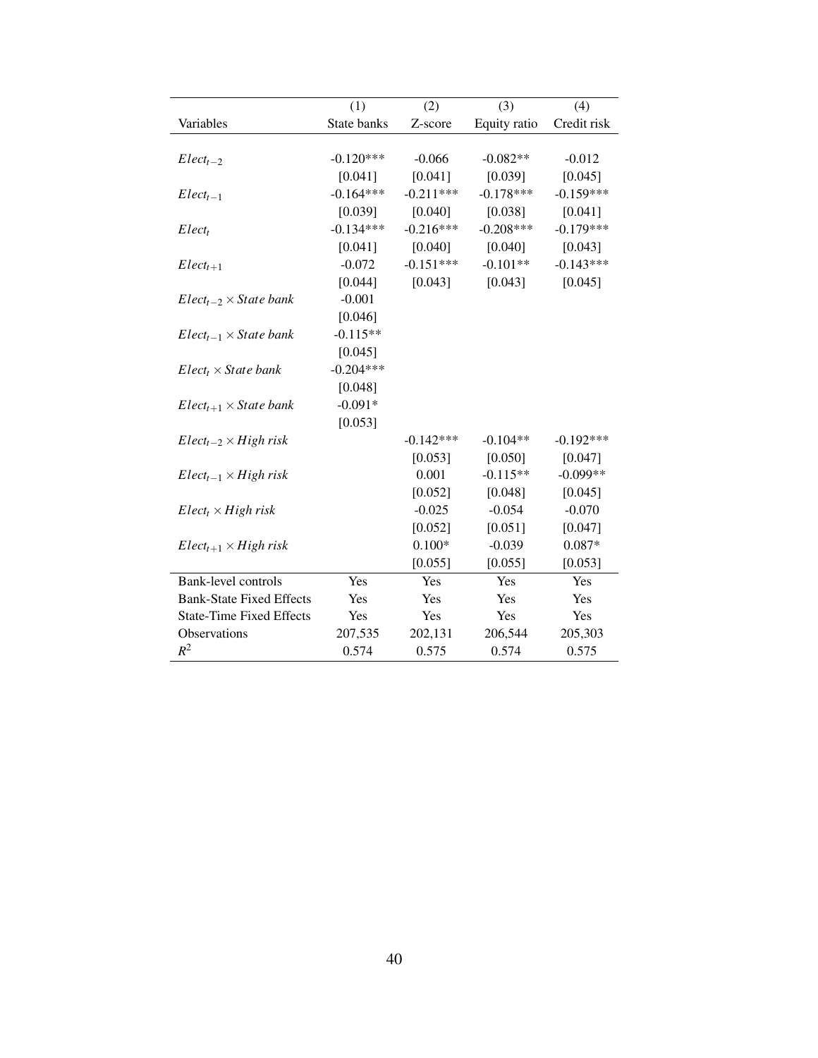| | (1) | (2) | (3) | (4) |
|---|---|---|---|---|
| Variables | State banks | Z-score | Equity ratio | Credit risk |
| $Elect_{t-2}$ | -0.120*** | -0.066 | -0.082** | -0.012 |
| | [0.041] | [0.041] | [0.039] | [0.045] |
| $Elect_{t-1}$ | -0.164*** | -0.211*** | -0.178*** | -0.159*** |
| | [0.039] | [0.040] | [0.038] | [0.041] |
| $Elect_{t}$ | -0.134*** | -0.216*** | -0.208*** | -0.179*** |
| | [0.041] | [0.040] | [0.040] | [0.043] |
| $Elect_{t+1}$ | -0.072 | -0.151*** | -0.101** | -0.143*** |
| | [0.044] | [0.043] | [0.043] | [0.045] |
| $Elect_{t-2} \times State\ bank$ | -0.001 | | | |
| | [0.046] | | | |
| $Elect_{t-1} \times State\ bank$ | -0.115** | | | |
| | [0.045] | | | |
| $Elect_{t} \times State\ bank$ | -0.204*** | | | |
| | [0.048] | | | |
| $Elect_{t+1} \times State\ bank$ | -0.091* | | | |
| | [0.053] | | | |
| $Elect_{t-2} \times High\ risk$ | | -0.142*** | -0.104** | -0.192*** |
| | | [0.053] | [0.050] | [0.047] |
| $Elect_{t-1} \times High\ risk$ | | 0.001 | -0.115** | -0.099** |
| | | [0.052] | [0.048] | [0.045] |
| $Elect_{t} \times High\ risk$ | | -0.025 | -0.054 | -0.070 |
| | | [0.052] | [0.051] | [0.047] |
| $Elect_{t+1} \times High\ risk$ | | 0.100* | -0.039 | 0.087* |
| | | [0.055] | [0.055] | [0.053] |
| Bank-level controls | Yes | Yes | Yes | Yes |
| Bank-State Fixed Effects | Yes | Yes | Yes | Yes |
| State-Time Fixed Effects | Yes | Yes | Yes | Yes |
| Observations | 207,535 | 202,131 | 206,544 | 205,303 |
| $R^2$ | 0.574 | 0.575 | 0.574 | 0.575 |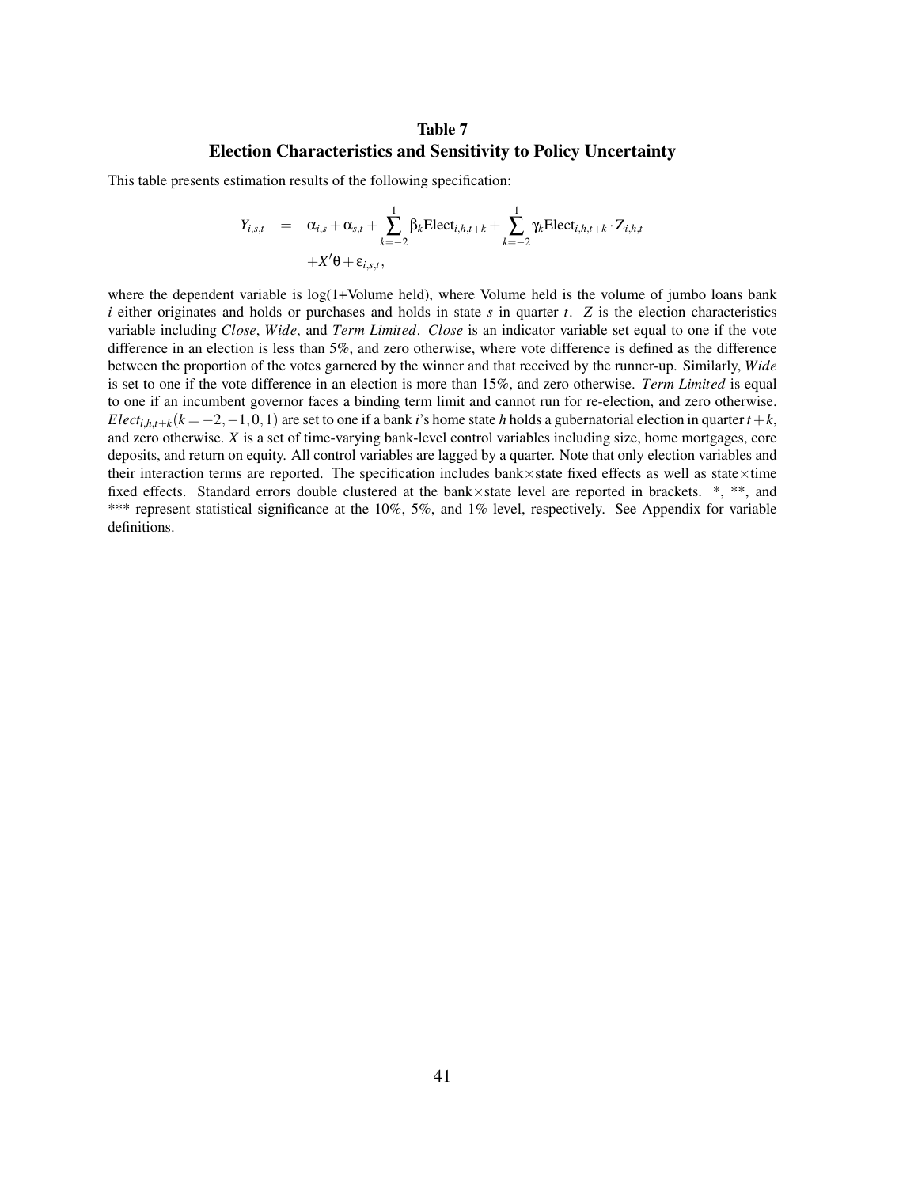## Table 7
## Election Characteristics and Sensitivity to Policy Uncertainty

This table presents estimation results of the following specification:

$$
\begin{aligned}
Y_{i,s,t} \quad = \quad & \alpha_{i,s} + \alpha_{s,t} + \sum_{k=-2}^{1} \beta_k \text{Elect}_{i,h,t+k} + \sum_{k=-2}^{1} \gamma_k \text{Elect}_{i,h,t+k} \cdot \text{Z}_{i,h,t} \\
& + X'\theta + \varepsilon_{i,s,t},
\end{aligned}
$$

where the dependent variable is log(1+Volume held), where Volume held is the volume of jumbo loans bank $i$ either originates and holds or purchases and holds in state $s$ in quarter $t$. $Z$ is the election characteristics variable including *Close*, *Wide*, and *Term Limited*. *Close* is an indicator variable set equal to one if the vote difference in an election is less than 5%, and zero otherwise, where vote difference is defined as the difference between the proportion of the votes garnered by the winner and that received by the runner-up. Similarly, *Wide* is set to one if the vote difference in an election is more than 15%, and zero otherwise. *Term Limited* is equal to one if an incumbent governor faces a binding term limit and cannot run for re-election, and zero otherwise. $Elect_{i,h,t+k} (k = -2, -1, 0, 1)$ are set to one if a bank $i$'s home state $h$ holds a gubernatorial election in quarter $t+k$, and zero otherwise. $X$ is a set of time-varying bank-level control variables including size, home mortgages, core deposits, and return on equity. All control variables are lagged by a quarter. Note that only election variables and their interaction terms are reported. The specification includes bank×state fixed effects as well as state×time fixed effects. Standard errors double clustered at the bank×state level are reported in brackets. *, **, and *** represent statistical significance at the 10%, 5%, and 1% level, respectively. See Appendix for variable definitions.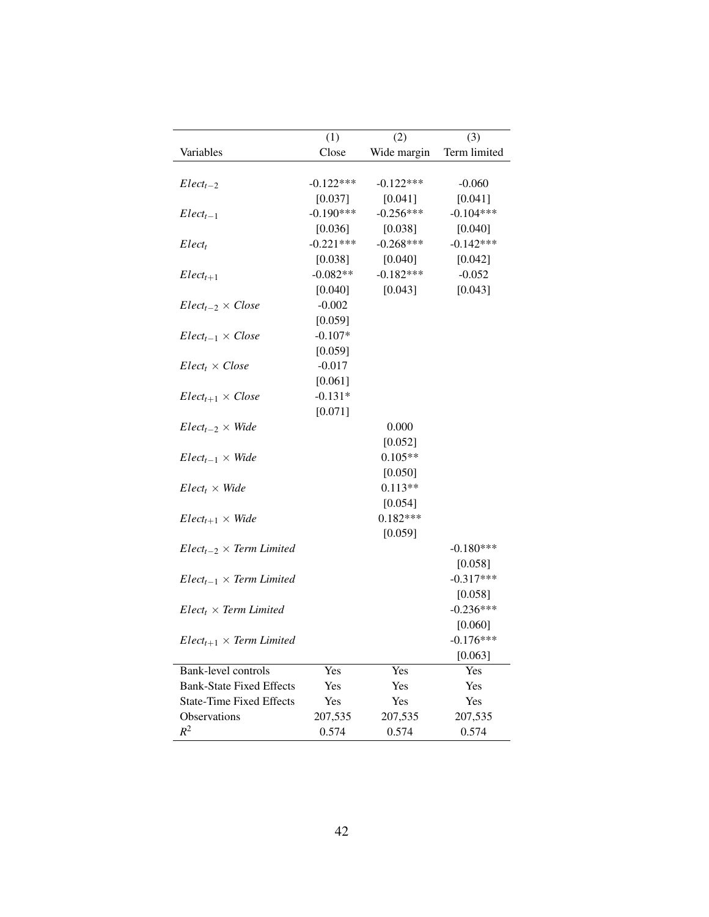| Variables | (1)<br>Close | (2)<br>Wide margin | (3)<br>Term limited |
|---|---|---|---|
| $Elect_{t-2}$ | -0.122*** | -0.122*** | -0.060 |
| | [0.037] | [0.041] | [0.041] |
| $Elect_{t-1}$ | -0.190*** | -0.256*** | -0.104*** |
| | [0.036] | [0.038] | [0.040] |
| $Elect_{t}$ | -0.221*** | -0.268*** | -0.142*** |
| | [0.038] | [0.040] | [0.042] |
| $Elect_{t+1}$ | -0.082** | -0.182*** | -0.052 |
| | [0.040] | [0.043] | [0.043] |
| $Elect_{t-2} \times Close$ | -0.002 | | |
| | [0.059] | | |
| $Elect_{t-1} \times Close$ | -0.107* | | |
| | [0.059] | | |
| $Elect_{t} \times Close$ | -0.017 | | |
| | [0.061] | | |
| $Elect_{t+1} \times Close$ | -0.131* | | |
| | [0.071] | | |
| $Elect_{t-2} \times Wide$ | | 0.000 | |
| | | [0.052] | |
| $Elect_{t-1} \times Wide$ | | 0.105** | |
| | | [0.050] | |
| $Elect_{t} \times Wide$ | | 0.113** | |
| | | [0.054] | |
| $Elect_{t+1} \times Wide$ | | 0.182*** | |
| | | [0.059] | |
| $Elect_{t-2} \times Term\ Limited$ | | | -0.180*** |
| | | | [0.058] |
| $Elect_{t-1} \times Term\ Limited$ | | | -0.317*** |
| | | | [0.058] |
| $Elect_{t} \times Term\ Limited$ | | | -0.236*** |
| | | | [0.060] |
| $Elect_{t+1} \times Term\ Limited$ | | | -0.176*** |
| | | | [0.063] |
| Bank-level controls | Yes | Yes | Yes |
| Bank-State Fixed Effects | Yes | Yes | Yes |
| State-Time Fixed Effects | Yes | Yes | Yes |
| Observations | 207,535 | 207,535 | 207,535 |
| $R^2$ | 0.574 | 0.574 | 0.574 |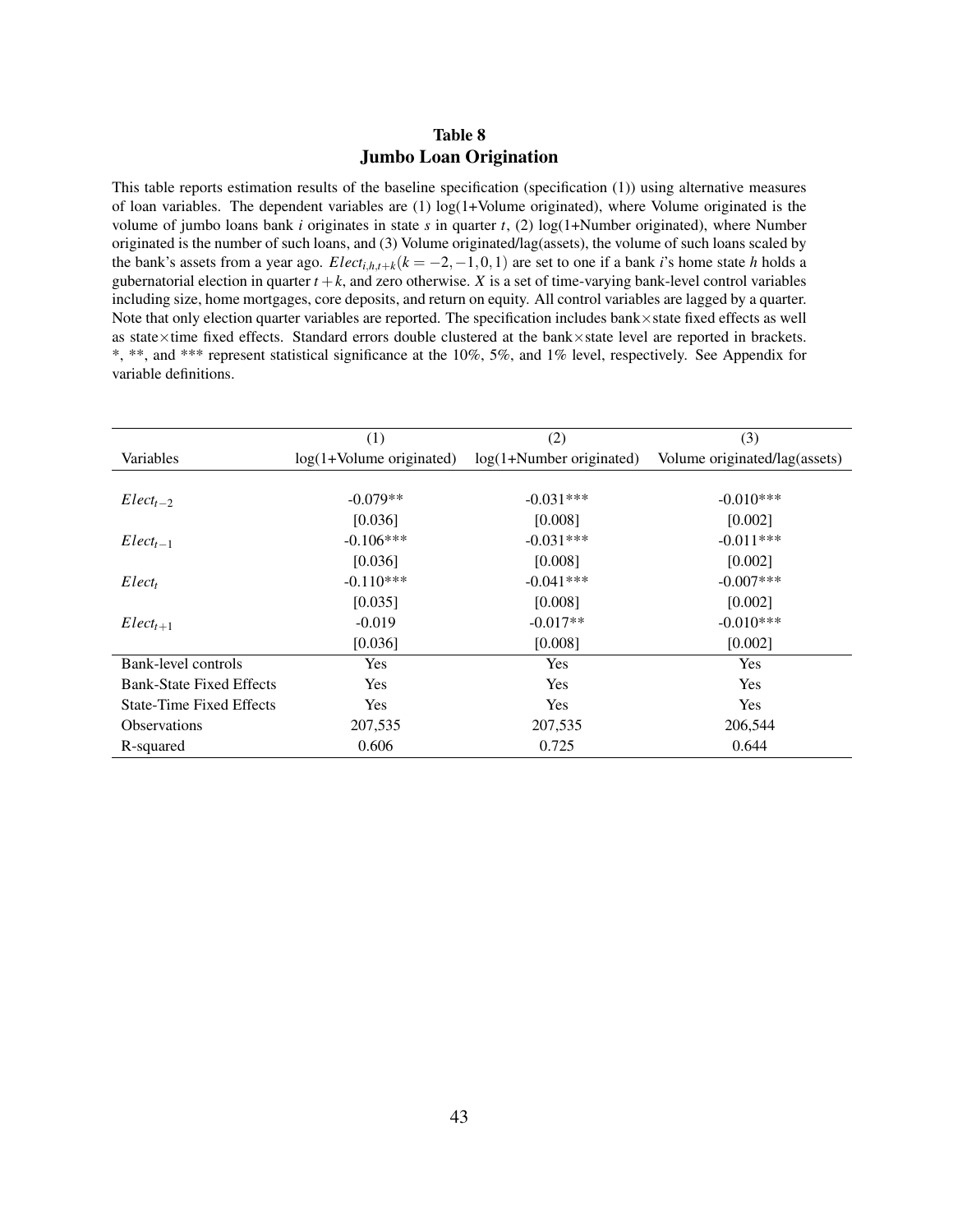# Table 8
## Jumbo Loan Origination

This table reports estimation results of the baseline specification (specification (1)) using alternative measures of loan variables. The dependent variables are (1) log(1+Volume originated), where Volume originated is the volume of jumbo loans bank $i$ originates in state $s$ in quarter $t$, (2) log(1+Number originated), where Number originated is the number of such loans, and (3) Volume originated/lag(assets), the volume of such loans scaled by the bank's assets from a year ago. $Elect_{i,h,t+k}(k = -2, -1, 0, 1)$ are set to one if a bank $i$'s home state $h$ holds a gubernatorial election in quarter $t + k$, and zero otherwise. $X$ is a set of time-varying bank-level control variables including size, home mortgages, core deposits, and return on equity. All control variables are lagged by a quarter. Note that only election quarter variables are reported. The specification includes bank×state fixed effects as well as state×time fixed effects. Standard errors double clustered at the bank×state level are reported in brackets. *, **, and *** represent statistical significance at the 10%, 5%, and 1% level, respectively. See Appendix for variable definitions.

| | (1) | (2) | (3) |
|---|---|---|---|
| Variables | log(1+Volume originated) | log(1+Number originated) | Volume originated/lag(assets) |
| $Elect_{t-2}$ | -0.079** | -0.031*** | -0.010*** |
| | [0.036] | [0.008] | [0.002] |
| $Elect_{t-1}$ | -0.106*** | -0.031*** | -0.011*** |
| | [0.036] | [0.008] | [0.002] |
| $Elect_{t}$ | -0.110*** | -0.041*** | -0.007*** |
| | [0.035] | [0.008] | [0.002] |
| $Elect_{t+1}$ | -0.019 | -0.017** | -0.010*** |
| | [0.036] | [0.008] | [0.002] |
| Bank-level controls | Yes | Yes | Yes |
| Bank-State Fixed Effects | Yes | Yes | Yes |
| State-Time Fixed Effects | Yes | Yes | Yes |
| Observations | 207,535 | 207,535 | 206,544 |
| R-squared | 0.606 | 0.725 | 0.644 |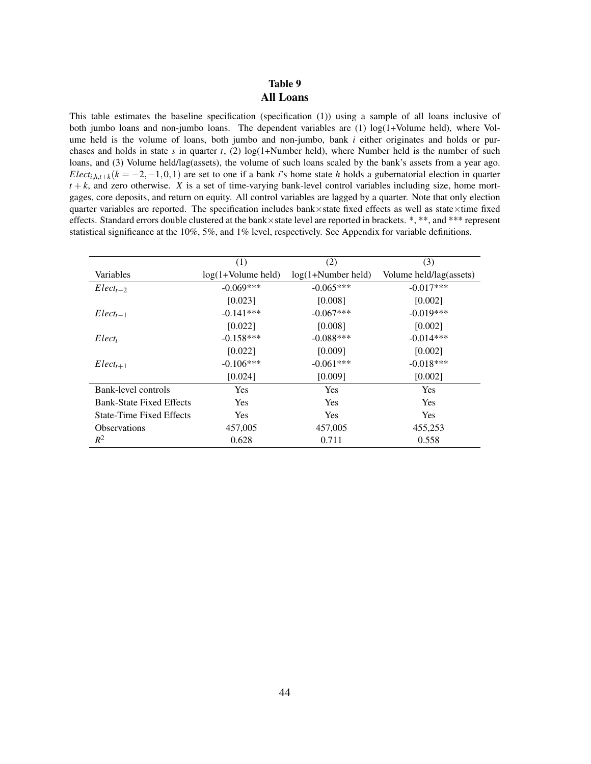# Table 9
# All Loans

This table estimates the baseline specification (specification (1)) using a sample of all loans inclusive of both jumbo loans and non-jumbo loans. The dependent variables are (1) log(1+Volume held), where Volume held is the volume of loans, both jumbo and non-jumbo, bank $i$ either originates and holds or purchases and holds in state $s$ in quarter $t$, (2) log(1+Number held), where Number held is the number of such loans, and (3) Volume held/lag(assets), the volume of such loans scaled by the bank's assets from a year ago. $Elect_{i,h,t+k}(k = -2,-1,0,1)$ are set to one if a bank $i$'s home state $h$ holds a gubernatorial election in quarter $t+k$, and zero otherwise. $X$ is a set of time-varying bank-level control variables including size, home mortgages, core deposits, and return on equity. All control variables are lagged by a quarter. Note that only election quarter variables are reported. The specification includes bank×state fixed effects as well as state×time fixed effects. Standard errors double clustered at the bank×state level are reported in brackets. *, **, and *** represent statistical significance at the 10%, 5%, and 1% level, respectively. See Appendix for variable definitions.

| | (1) | (2) | (3) |
|---|---|---|---|
| Variables | log(1+Volume held) | log(1+Number held) | Volume held/lag(assets) |
| $Elect_{t-2}$ | -0.069*** | -0.065*** | -0.017*** |
| | [0.023] | [0.008] | [0.002] |
| $Elect_{t-1}$ | -0.141*** | -0.067*** | -0.019*** |
| | [0.022] | [0.008] | [0.002] |
| $Elect_{t}$ | -0.158*** | -0.088*** | -0.014*** |
| | [0.022] | [0.009] | [0.002] |
| $Elect_{t+1}$ | -0.106*** | -0.061*** | -0.018*** |
| | [0.024] | [0.009] | [0.002] |
| Bank-level controls | Yes | Yes | Yes |
| Bank-State Fixed Effects | Yes | Yes | Yes |
| State-Time Fixed Effects | Yes | Yes | Yes |
| Observations | 457,005 | 457,005 | 455,253 |
| $R^2$ | 0.628 | 0.711 | 0.558 |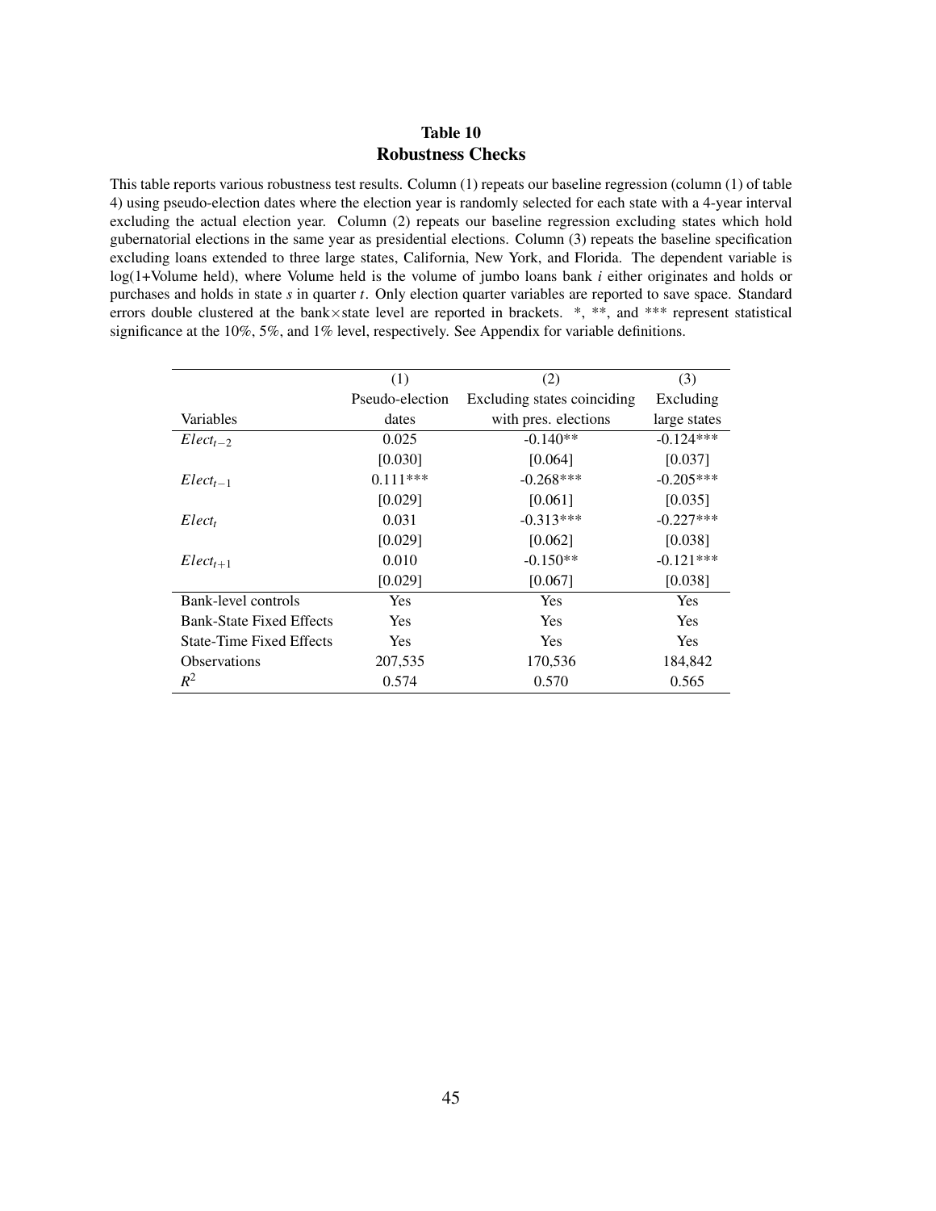## Table 10
## Robustness Checks

This table reports various robustness test results. Column (1) repeats our baseline regression (column (1) of table 4) using pseudo-election dates where the election year is randomly selected for each state with a 4-year interval excluding the actual election year. Column (2) repeats our baseline regression excluding states which hold gubernatorial elections in the same year as presidential elections. Column (3) repeats the baseline specification excluding loans extended to three large states, California, New York, and Florida. The dependent variable is log(1+Volume held), where Volume held is the volume of jumbo loans bank $i$ either originates and holds or purchases and holds in state $s$ in quarter $t$. Only election quarter variables are reported to save space. Standard errors double clustered at the bank×state level are reported in brackets. *, **, and *** represent statistical significance at the 10%, 5%, and 1% level, respectively. See Appendix for variable definitions.

| Variables | (1) Pseudo-election dates | (2) Excluding states coinciding with pres. elections | (3) Excluding large states |
|---|---|---|---|
| $Elect_{t-2}$ | 0.025 | -0.140** | -0.124*** |
| | [0.030] | [0.064] | [0.037] |
| $Elect_{t-1}$ | 0.111*** | -0.268*** | -0.205*** |
| | [0.029] | [0.061] | [0.035] |
| $Elect_{t}$ | 0.031 | -0.313*** | -0.227*** |
| | [0.029] | [0.062] | [0.038] |
| $Elect_{t+1}$ | 0.010 | -0.150** | -0.121*** |
| | [0.029] | [0.067] | [0.038] |
| Bank-level controls | Yes | Yes | Yes |
| Bank-State Fixed Effects | Yes | Yes | Yes |
| State-Time Fixed Effects | Yes | Yes | Yes |
| Observations | 207,535 | 170,536 | 184,842 |
| $R^2$ | 0.574 | 0.570 | 0.565 |